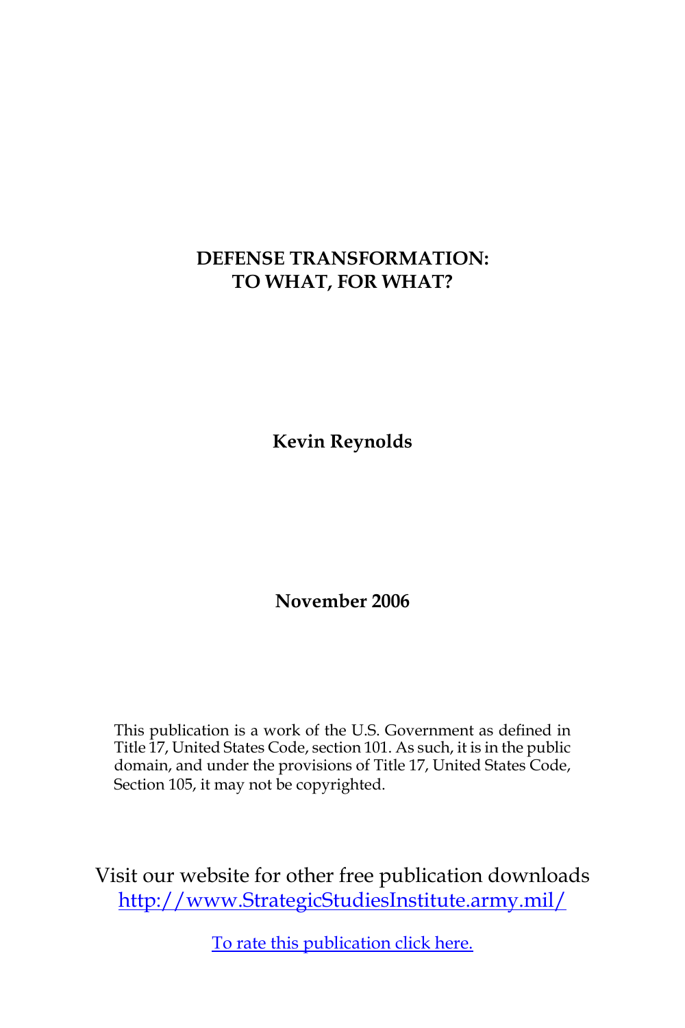# DEFENSE TRANSFORMATION: TO WHAT, FOR WHAT?

**Kevin Reynolds**

**November 2006**

This publication is a work of the U.S. Government as defined in Title 17, United States Code, section 101. As such, it is in the public domain, and under the provisions of Title 17, United States Code, Section 105, it may not be copyrighted.

Visit our website for other free publication downloads
http://www.StrategicStudiesInstitute.army.mil/

To rate this publication click here.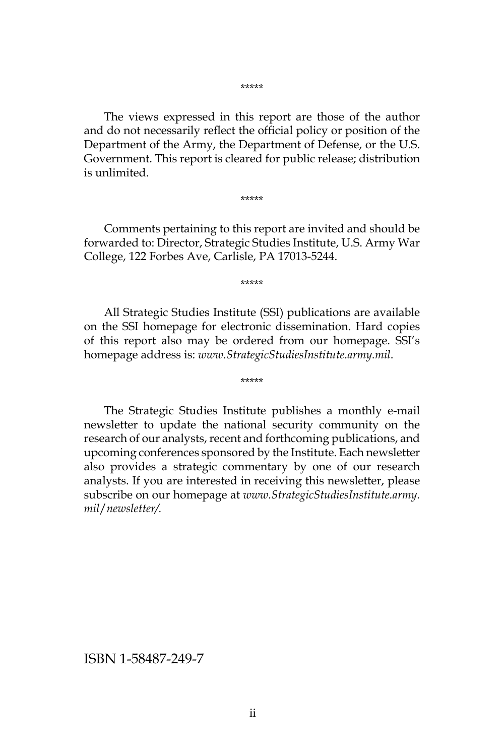*****

The views expressed in this report are those of the author and do not necessarily reflect the official policy or position of the Department of the Army, the Department of Defense, or the U.S. Government. This report is cleared for public release; distribution is unlimited.

*****

Comments pertaining to this report are invited and should be forwarded to: Director, Strategic Studies Institute, U.S. Army War College, 122 Forbes Ave, Carlisle, PA 17013-5244.

*****

All Strategic Studies Institute (SSI) publications are available on the SSI homepage for electronic dissemination. Hard copies of this report also may be ordered from our homepage. SSI's homepage address is: *www.StrategicStudiesInstitute.army.mil*.

*****

The Strategic Studies Institute publishes a monthly e-mail newsletter to update the national security community on the research of our analysts, recent and forthcoming publications, and upcoming conferences sponsored by the Institute. Each newsletter also provides a strategic commentary by one of our research analysts. If you are interested in receiving this newsletter, please subscribe on our homepage at *www.StrategicStudiesInstitute.army.mil/newsletter/.*

ISBN 1-58487-249-7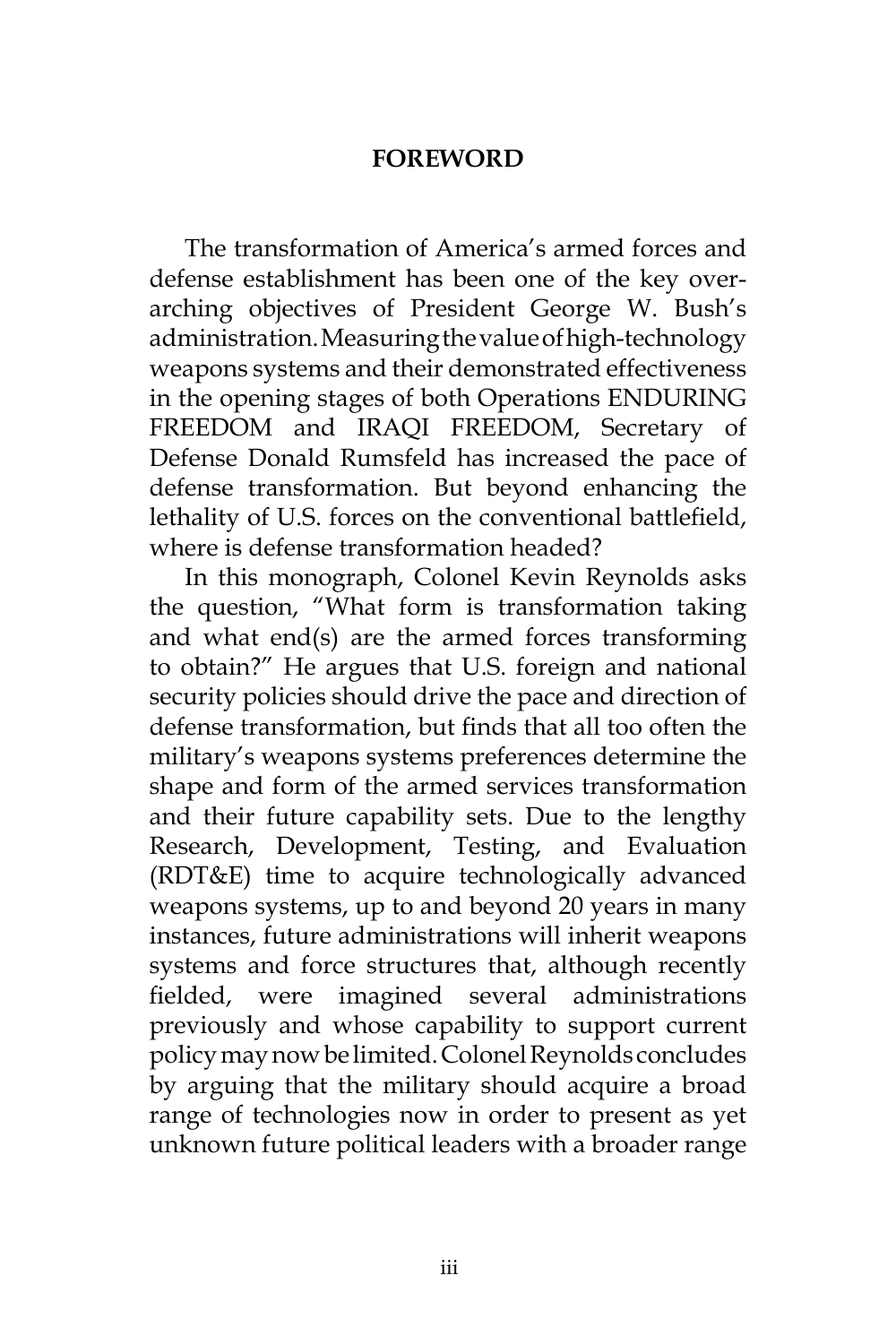## FOREWORD

The transformation of America's armed forces and defense establishment has been one of the key overarching objectives of President George W. Bush's administration. Measuring the value of high-technology weapons systems and their demonstrated effectiveness in the opening stages of both Operations ENDURING FREEDOM and IRAQI FREEDOM, Secretary of Defense Donald Rumsfeld has increased the pace of defense transformation. But beyond enhancing the lethality of U.S. forces on the conventional battlefield, where is defense transformation headed?

In this monograph, Colonel Kevin Reynolds asks the question, "What form is transformation taking and what end(s) are the armed forces transforming to obtain?" He argues that U.S. foreign and national security policies should drive the pace and direction of defense transformation, but finds that all too often the military's weapons systems preferences determine the shape and form of the armed services transformation and their future capability sets. Due to the lengthy Research, Development, Testing, and Evaluation (RDT&E) time to acquire technologically advanced weapons systems, up to and beyond 20 years in many instances, future administrations will inherit weapons systems and force structures that, although recently fielded, were imagined several administrations previously and whose capability to support current policy may now be limited. Colonel Reynolds concludes by arguing that the military should acquire a broad range of technologies now in order to present as yet unknown future political leaders with a broader range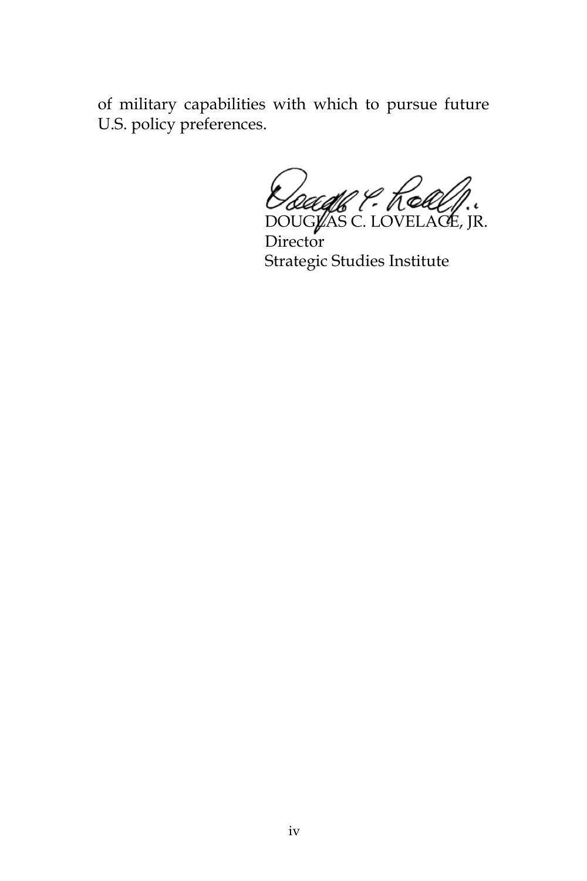of military capabilities with which to pursue future U.S. policy preferences.

DOUGLAS C. LOVELACE, JR.
Director
Strategic Studies Institute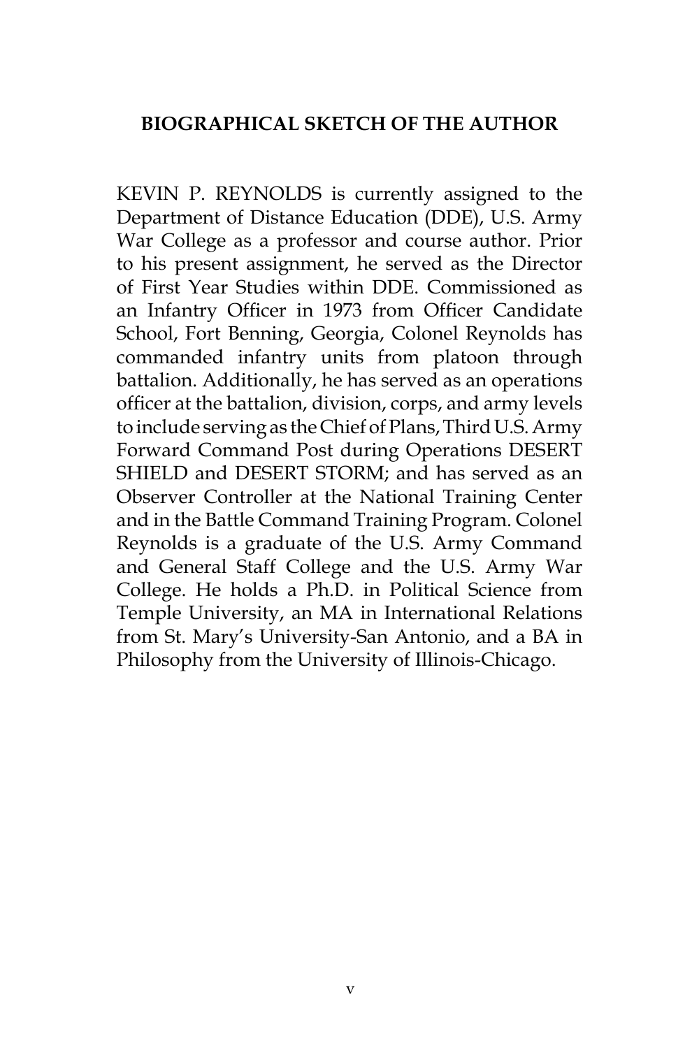## BIOGRAPHICAL SKETCH OF THE AUTHOR

KEVIN P. REYNOLDS is currently assigned to the Department of Distance Education (DDE), U.S. Army War College as a professor and course author. Prior to his present assignment, he served as the Director of First Year Studies within DDE. Commissioned as an Infantry Officer in 1973 from Officer Candidate School, Fort Benning, Georgia, Colonel Reynolds has commanded infantry units from platoon through battalion. Additionally, he has served as an operations officer at the battalion, division, corps, and army levels to include serving as the Chief of Plans, Third U.S. Army Forward Command Post during Operations DESERT SHIELD and DESERT STORM; and has served as an Observer Controller at the National Training Center and in the Battle Command Training Program. Colonel Reynolds is a graduate of the U.S. Army Command and General Staff College and the U.S. Army War College. He holds a Ph.D. in Political Science from Temple University, an MA in International Relations from St. Mary's University-San Antonio, and a BA in Philosophy from the University of Illinois-Chicago.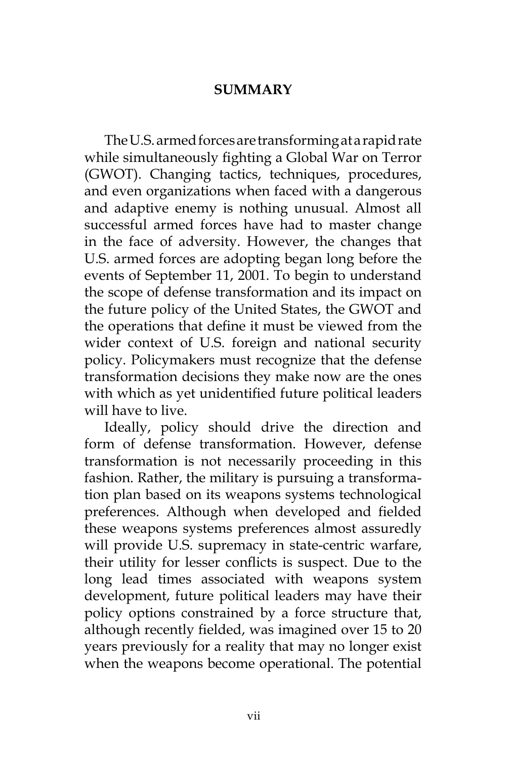## SUMMARY

The U.S. armed forces are transforming at a rapid rate while simultaneously fighting a Global War on Terror (GWOT). Changing tactics, techniques, procedures, and even organizations when faced with a dangerous and adaptive enemy is nothing unusual. Almost all successful armed forces have had to master change in the face of adversity. However, the changes that U.S. armed forces are adopting began long before the events of September 11, 2001. To begin to understand the scope of defense transformation and its impact on the future policy of the United States, the GWOT and the operations that define it must be viewed from the wider context of U.S. foreign and national security policy. Policymakers must recognize that the defense transformation decisions they make now are the ones with which as yet unidentified future political leaders will have to live.

Ideally, policy should drive the direction and form of defense transformation. However, defense transformation is not necessarily proceeding in this fashion. Rather, the military is pursuing a transformation plan based on its weapons systems technological preferences. Although when developed and fielded these weapons systems preferences almost assuredly will provide U.S. supremacy in state-centric warfare, their utility for lesser conflicts is suspect. Due to the long lead times associated with weapons system development, future political leaders may have their policy options constrained by a force structure that, although recently fielded, was imagined over 15 to 20 years previously for a reality that may no longer exist when the weapons become operational. The potential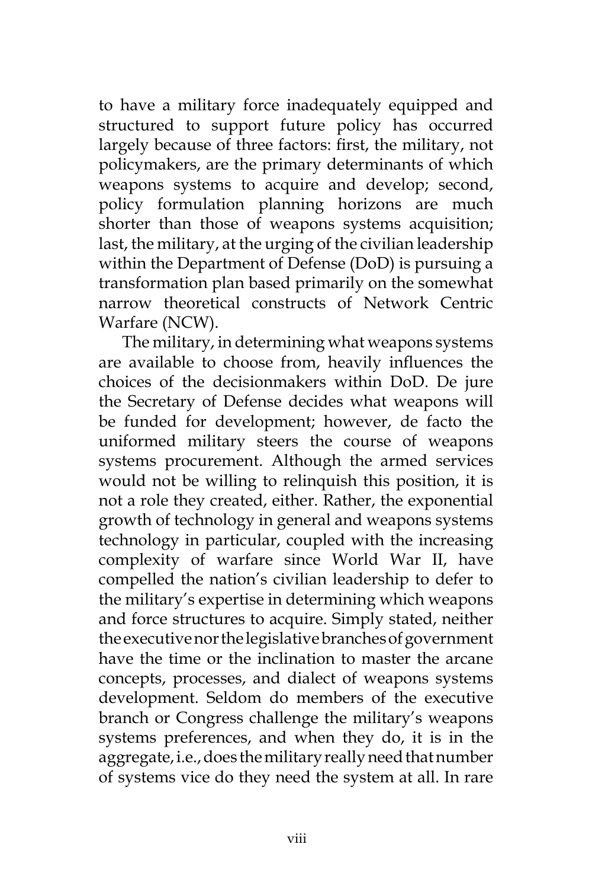to have a military force inadequately equipped and structured to support future policy has occurred largely because of three factors: first, the military, not policymakers, are the primary determinants of which weapons systems to acquire and develop; second, policy formulation planning horizons are much shorter than those of weapons systems acquisition; last, the military, at the urging of the civilian leadership within the Department of Defense (DoD) is pursuing a transformation plan based primarily on the somewhat narrow theoretical constructs of Network Centric Warfare (NCW).

The military, in determining what weapons systems are available to choose from, heavily influences the choices of the decisionmakers within DoD. De jure the Secretary of Defense decides what weapons will be funded for development; however, de facto the uniformed military steers the course of weapons systems procurement. Although the armed services would not be willing to relinquish this position, it is not a role they created, either. Rather, the exponential growth of technology in general and weapons systems technology in particular, coupled with the increasing complexity of warfare since World War II, have compelled the nation's civilian leadership to defer to the military's expertise in determining which weapons and force structures to acquire. Simply stated, neither the executive nor the legislative branches of government have the time or the inclination to master the arcane concepts, processes, and dialect of weapons systems development. Seldom do members of the executive branch or Congress challenge the military's weapons systems preferences, and when they do, it is in the aggregate, i.e., does the military really need that number of systems vice do they need the system at all. In rare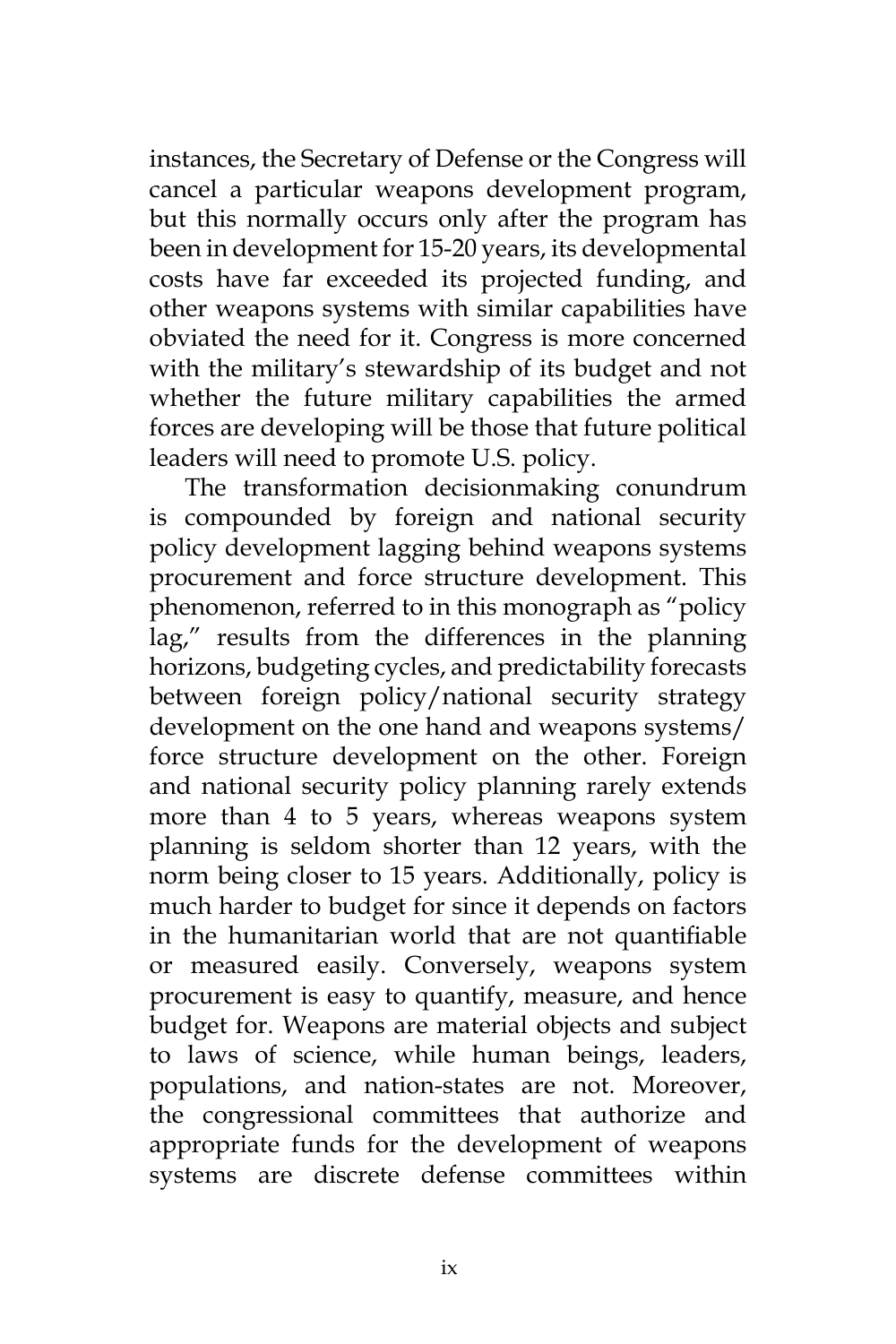instances, the Secretary of Defense or the Congress will cancel a particular weapons development program, but this normally occurs only after the program has been in development for 15-20 years, its developmental costs have far exceeded its projected funding, and other weapons systems with similar capabilities have obviated the need for it. Congress is more concerned with the military's stewardship of its budget and not whether the future military capabilities the armed forces are developing will be those that future political leaders will need to promote U.S. policy.

The transformation decisionmaking conundrum is compounded by foreign and national security policy development lagging behind weapons systems procurement and force structure development. This phenomenon, referred to in this monograph as "policy lag," results from the differences in the planning horizons, budgeting cycles, and predictability forecasts between foreign policy/national security strategy development on the one hand and weapons systems/force structure development on the other. Foreign and national security policy planning rarely extends more than 4 to 5 years, whereas weapons system planning is seldom shorter than 12 years, with the norm being closer to 15 years. Additionally, policy is much harder to budget for since it depends on factors in the humanitarian world that are not quantifiable or measured easily. Conversely, weapons system procurement is easy to quantify, measure, and hence budget for. Weapons are material objects and subject to laws of science, while human beings, leaders, populations, and nation-states are not. Moreover, the congressional committees that authorize and appropriate funds for the development of weapons systems are discrete defense committees within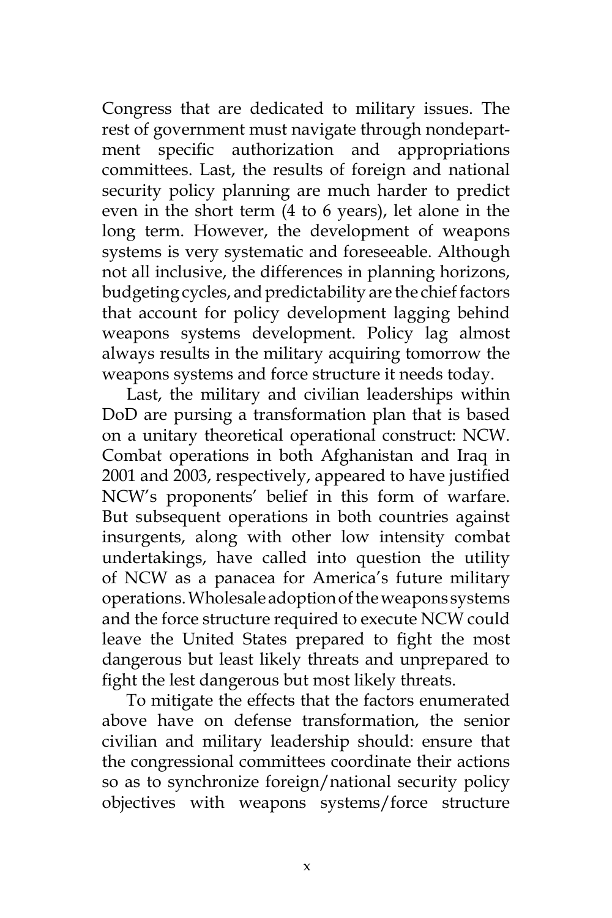Congress that are dedicated to military issues. The rest of government must navigate through nondepartment specific authorization and appropriations committees. Last, the results of foreign and national security policy planning are much harder to predict even in the short term (4 to 6 years), let alone in the long term. However, the development of weapons systems is very systematic and foreseeable. Although not all inclusive, the differences in planning horizons, budgeting cycles, and predictability are the chief factors that account for policy development lagging behind weapons systems development. Policy lag almost always results in the military acquiring tomorrow the weapons systems and force structure it needs today.

Last, the military and civilian leaderships within DoD are pursing a transformation plan that is based on a unitary theoretical operational construct: NCW. Combat operations in both Afghanistan and Iraq in 2001 and 2003, respectively, appeared to have justified NCW's proponents' belief in this form of warfare. But subsequent operations in both countries against insurgents, along with other low intensity combat undertakings, have called into question the utility of NCW as a panacea for America's future military operations. Wholesale adoption of the weapons systems and the force structure required to execute NCW could leave the United States prepared to fight the most dangerous but least likely threats and unprepared to fight the lest dangerous but most likely threats.

To mitigate the effects that the factors enumerated above have on defense transformation, the senior civilian and military leadership should: ensure that the congressional committees coordinate their actions so as to synchronize foreign/national security policy objectives with weapons systems/force structure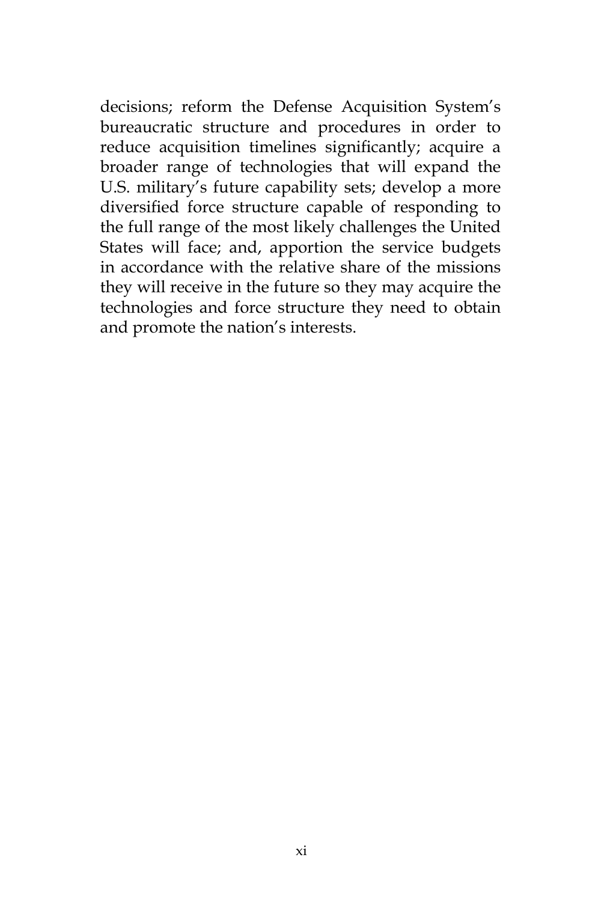decisions; reform the Defense Acquisition System's bureaucratic structure and procedures in order to reduce acquisition timelines significantly; acquire a broader range of technologies that will expand the U.S. military's future capability sets; develop a more diversified force structure capable of responding to the full range of the most likely challenges the United States will face; and, apportion the service budgets in accordance with the relative share of the missions they will receive in the future so they may acquire the technologies and force structure they need to obtain and promote the nation's interests.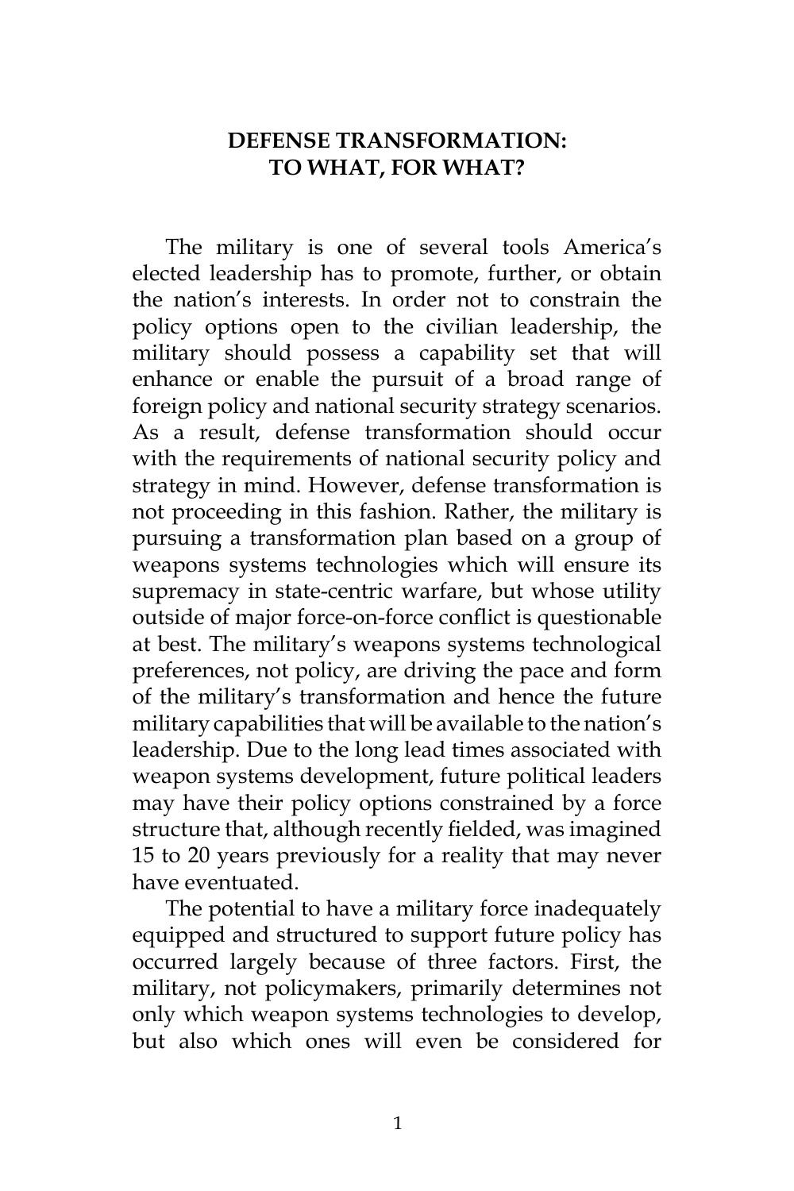# DEFENSE TRANSFORMATION: TO WHAT, FOR WHAT?

The military is one of several tools America's elected leadership has to promote, further, or obtain the nation's interests. In order not to constrain the policy options open to the civilian leadership, the military should possess a capability set that will enhance or enable the pursuit of a broad range of foreign policy and national security strategy scenarios. As a result, defense transformation should occur with the requirements of national security policy and strategy in mind. However, defense transformation is not proceeding in this fashion. Rather, the military is pursuing a transformation plan based on a group of weapons systems technologies which will ensure its supremacy in state-centric warfare, but whose utility outside of major force-on-force conflict is questionable at best. The military's weapons systems technological preferences, not policy, are driving the pace and form of the military's transformation and hence the future military capabilities that will be available to the nation's leadership. Due to the long lead times associated with weapon systems development, future political leaders may have their policy options constrained by a force structure that, although recently fielded, was imagined 15 to 20 years previously for a reality that may never have eventuated.

The potential to have a military force inadequately equipped and structured to support future policy has occurred largely because of three factors. First, the military, not policymakers, primarily determines not only which weapon systems technologies to develop, but also which ones will even be considered for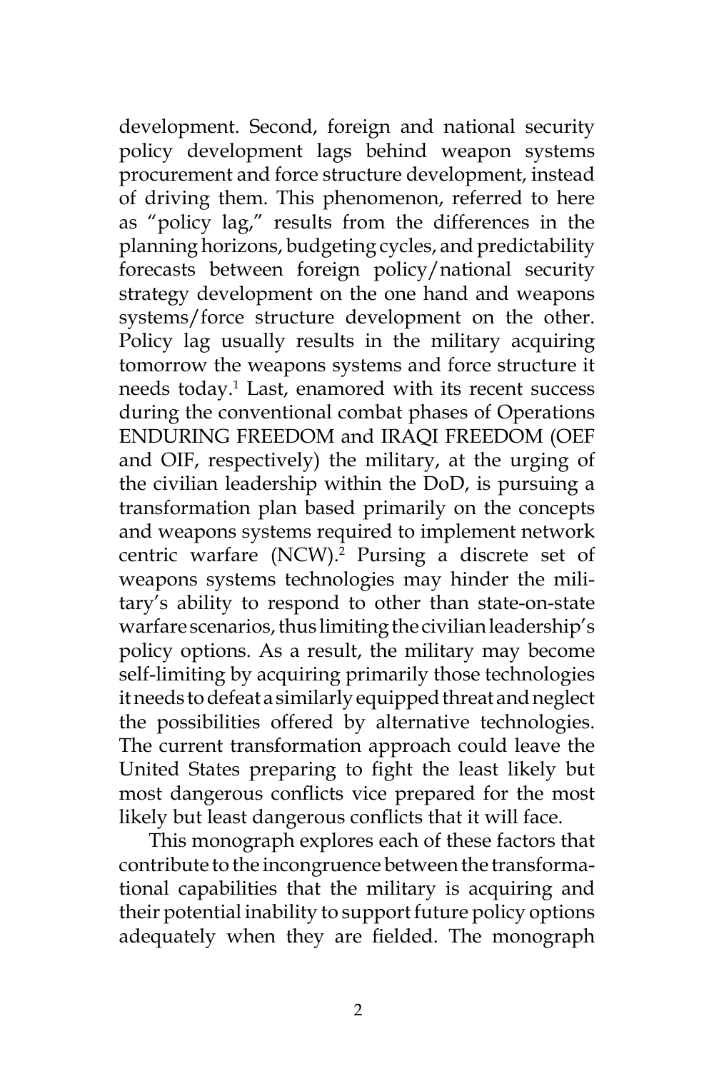development. Second, foreign and national security policy development lags behind weapon systems procurement and force structure development, instead of driving them. This phenomenon, referred to here as "policy lag," results from the differences in the planning horizons, budgeting cycles, and predictability forecasts between foreign policy/national security strategy development on the one hand and weapons systems/force structure development on the other. Policy lag usually results in the military acquiring tomorrow the weapons systems and force structure it needs today.[1] Last, enamored with its recent success during the conventional combat phases of Operations ENDURING FREEDOM and IRAQI FREEDOM (OEF and OIF, respectively) the military, at the urging of the civilian leadership within the DoD, is pursuing a transformation plan based primarily on the concepts and weapons systems required to implement network centric warfare (NCW).[2] Pursing a discrete set of weapons systems technologies may hinder the military's ability to respond to other than state-on-state warfare scenarios, thus limiting the civilian leadership's policy options. As a result, the military may become self-limiting by acquiring primarily those technologies it needs to defeat a similarly equipped threat and neglect the possibilities offered by alternative technologies. The current transformation approach could leave the United States preparing to fight the least likely but most dangerous conflicts vice prepared for the most likely but least dangerous conflicts that it will face.

This monograph explores each of these factors that contribute to the incongruence between the transformational capabilities that the military is acquiring and their potential inability to support future policy options adequately when they are fielded. The monograph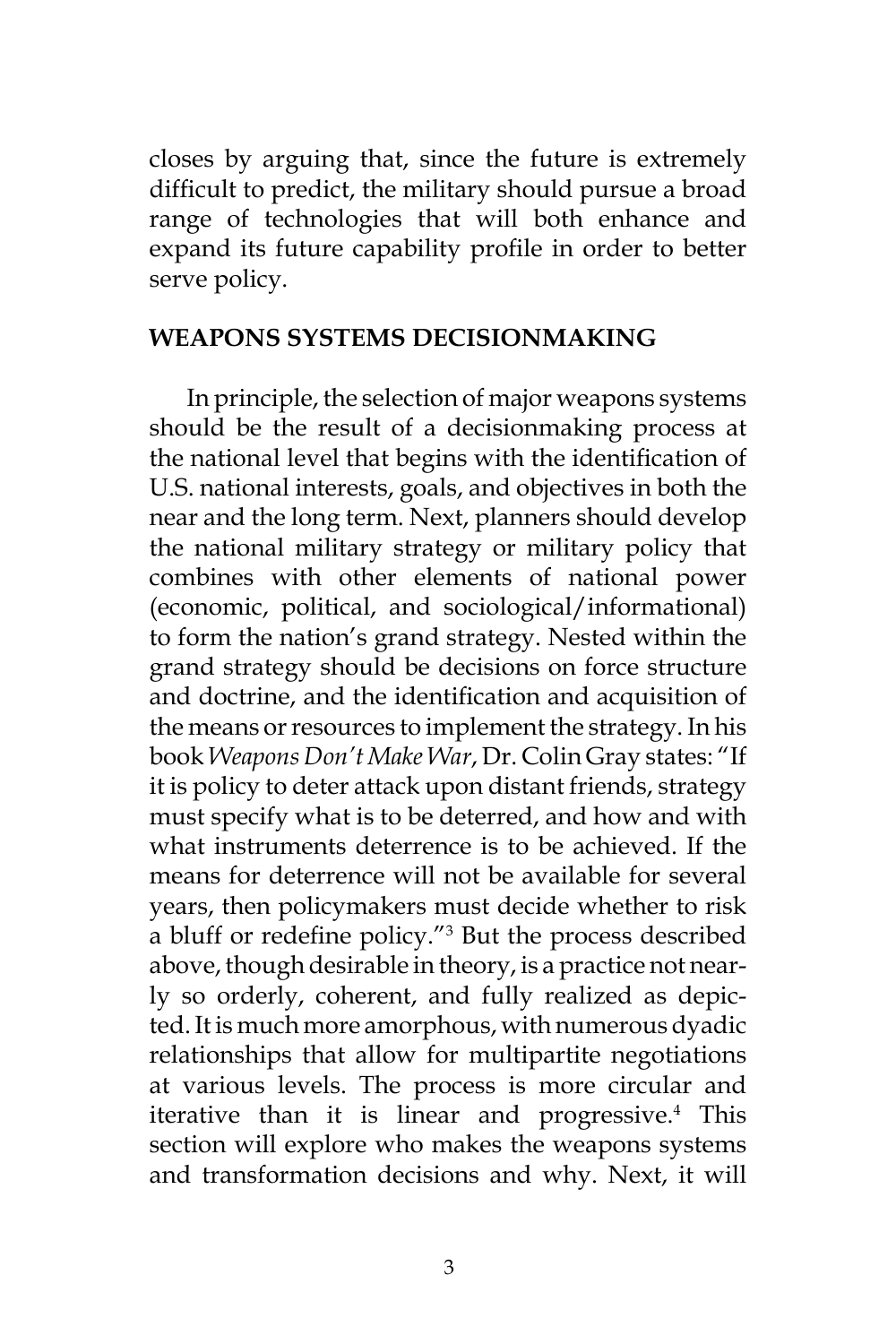closes by arguing that, since the future is extremely difficult to predict, the military should pursue a broad range of technologies that will both enhance and expand its future capability profile in order to better serve policy.

## WEAPONS SYSTEMS DECISIONMAKING

In principle, the selection of major weapons systems should be the result of a decisionmaking process at the national level that begins with the identification of U.S. national interests, goals, and objectives in both the near and the long term. Next, planners should develop the national military strategy or military policy that combines with other elements of national power (economic, political, and sociological/informational) to form the nation's grand strategy. Nested within the grand strategy should be decisions on force structure and doctrine, and the identification and acquisition of the means or resources to implement the strategy. In his book *Weapons Don't Make War*, Dr. Colin Gray states: "If it is policy to deter attack upon distant friends, strategy must specify what is to be deterred, and how and with what instruments deterrence is to be achieved. If the means for deterrence will not be available for several years, then policymakers must decide whether to risk a bluff or redefine policy."[3] But the process described above, though desirable in theory, is a practice not nearly so orderly, coherent, and fully realized as depicted. It is much more amorphous, with numerous dyadic relationships that allow for multipartite negotiations at various levels. The process is more circular and iterative than it is linear and progressive.[4] This section will explore who makes the weapons systems and transformation decisions and why. Next, it will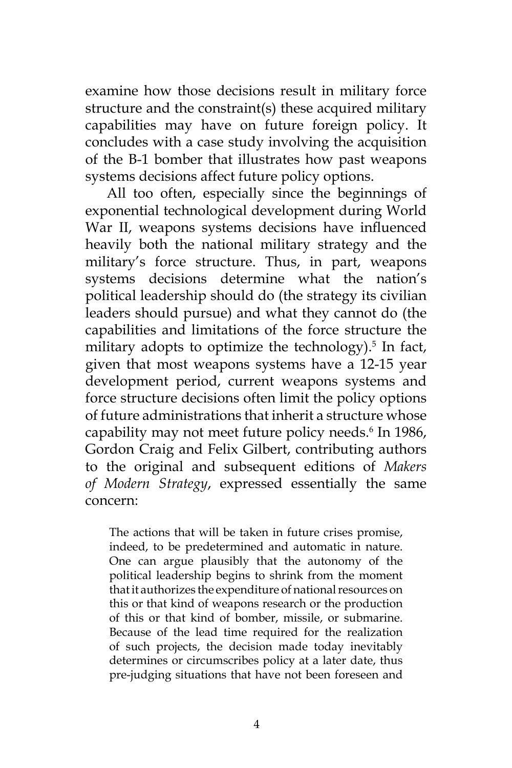examine how those decisions result in military force structure and the constraint(s) these acquired military capabilities may have on future foreign policy. It concludes with a case study involving the acquisition of the B-1 bomber that illustrates how past weapons systems decisions affect future policy options.

All too often, especially since the beginnings of exponential technological development during World War II, weapons systems decisions have influenced heavily both the national military strategy and the military's force structure. Thus, in part, weapons systems decisions determine what the nation's political leadership should do (the strategy its civilian leaders should pursue) and what they cannot do (the capabilities and limitations of the force structure the military adopts to optimize the technology).[5] In fact, given that most weapons systems have a 12-15 year development period, current weapons systems and force structure decisions often limit the policy options of future administrations that inherit a structure whose capability may not meet future policy needs.[6] In 1986, Gordon Craig and Felix Gilbert, contributing authors to the original and subsequent editions of *Makers of Modern Strategy*, expressed essentially the same concern:

> The actions that will be taken in future crises promise, indeed, to be predetermined and automatic in nature. One can argue plausibly that the autonomy of the political leadership begins to shrink from the moment that it authorizes the expenditure of national resources on this or that kind of weapons research or the production of this or that kind of bomber, missile, or submarine. Because of the lead time required for the realization of such projects, the decision made today inevitably determines or circumscribes policy at a later date, thus pre-judging situations that have not been foreseen and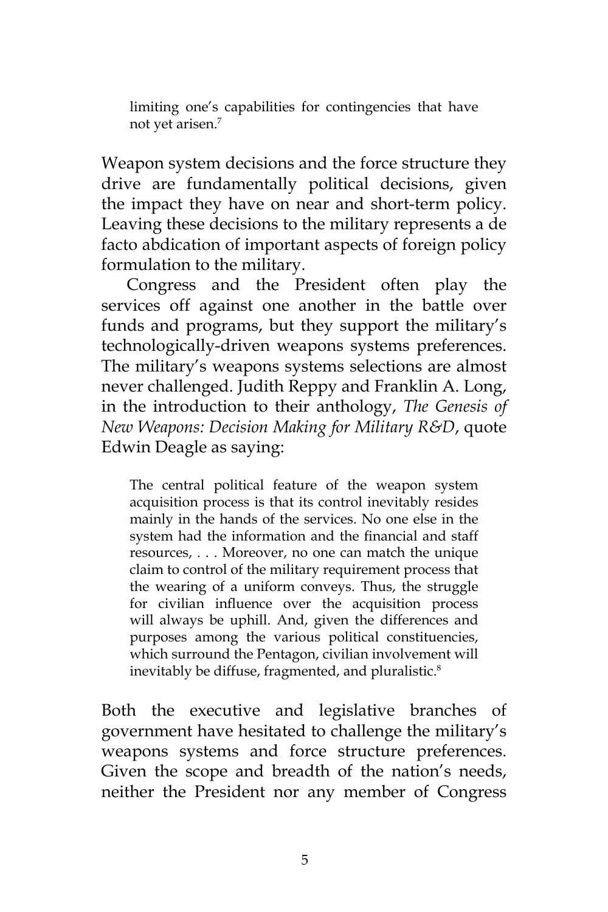> limiting one's capabilities for contingencies that have not yet arisen.[7]

Weapon system decisions and the force structure they drive are fundamentally political decisions, given the impact they have on near and short-term policy. Leaving these decisions to the military represents a de facto abdication of important aspects of foreign policy formulation to the military.

Congress and the President often play the services off against one another in the battle over funds and programs, but they support the military's technologically-driven weapons systems preferences. The military's weapons systems selections are almost never challenged. Judith Reppy and Franklin A. Long, in the introduction to their anthology, *The Genesis of New Weapons: Decision Making for Military R&D*, quote Edwin Deagle as saying:

> The central political feature of the weapon system acquisition process is that its control inevitably resides mainly in the hands of the services. No one else in the system had the information and the financial and staff resources, . . . Moreover, no one can match the unique claim to control of the military requirement process that the wearing of a uniform conveys. Thus, the struggle for civilian influence over the acquisition process will always be uphill. And, given the differences and purposes among the various political constituencies, which surround the Pentagon, civilian involvement will inevitably be diffuse, fragmented, and pluralistic.[8]

Both the executive and legislative branches of government have hesitated to challenge the military's weapons systems and force structure preferences. Given the scope and breadth of the nation's needs, neither the President nor any member of Congress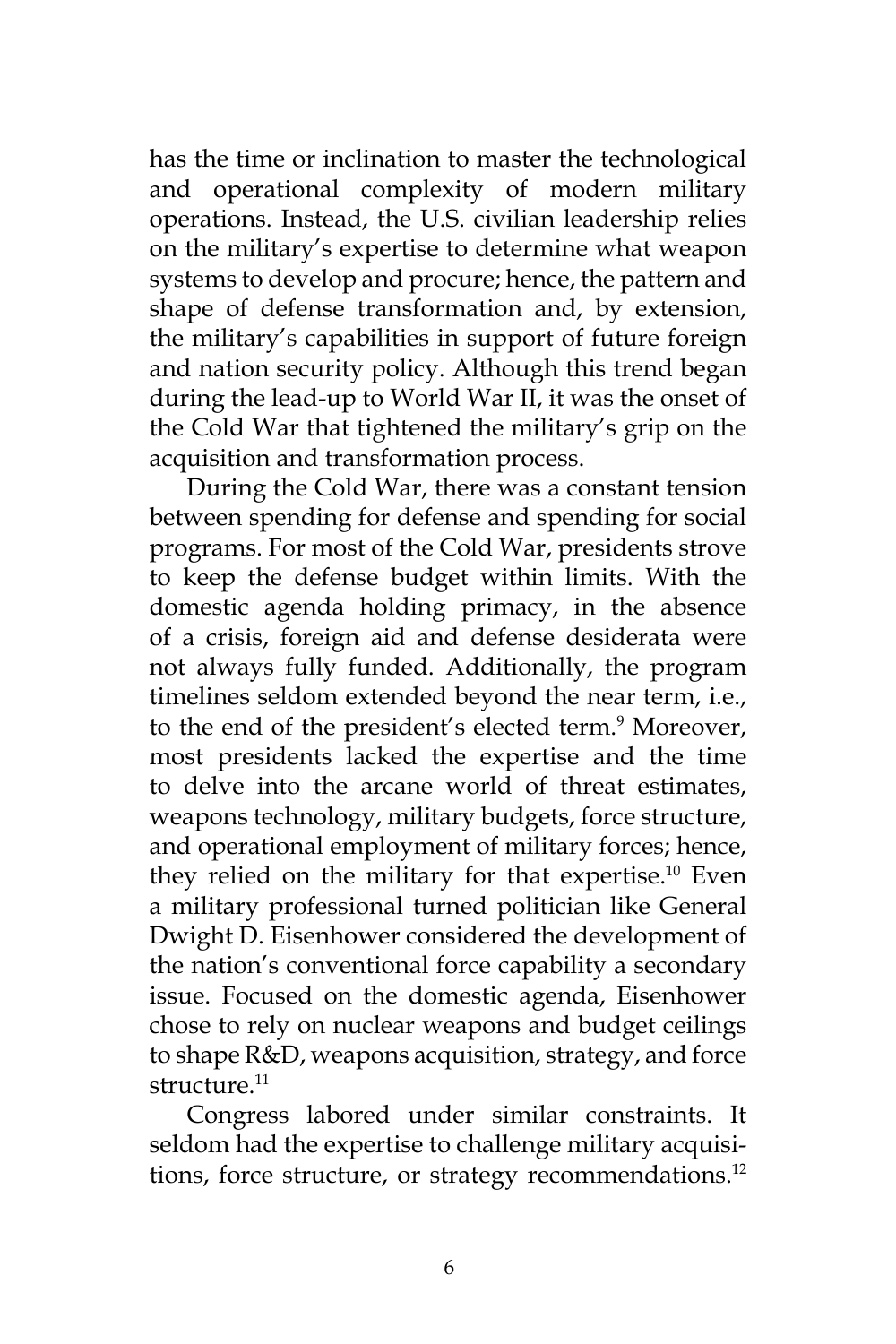has the time or inclination to master the technological and operational complexity of modern military operations. Instead, the U.S. civilian leadership relies on the military's expertise to determine what weapon systems to develop and procure; hence, the pattern and shape of defense transformation and, by extension, the military's capabilities in support of future foreign and nation security policy. Although this trend began during the lead-up to World War II, it was the onset of the Cold War that tightened the military's grip on the acquisition and transformation process.

During the Cold War, there was a constant tension between spending for defense and spending for social programs. For most of the Cold War, presidents strove to keep the defense budget within limits. With the domestic agenda holding primacy, in the absence of a crisis, foreign aid and defense desiderata were not always fully funded. Additionally, the program timelines seldom extended beyond the near term, i.e., to the end of the president's elected term.[9] Moreover, most presidents lacked the expertise and the time to delve into the arcane world of threat estimates, weapons technology, military budgets, force structure, and operational employment of military forces; hence, they relied on the military for that expertise.[10] Even a military professional turned politician like General Dwight D. Eisenhower considered the development of the nation's conventional force capability a secondary issue. Focused on the domestic agenda, Eisenhower chose to rely on nuclear weapons and budget ceilings to shape R&D, weapons acquisition, strategy, and force structure.[11]

Congress labored under similar constraints. It seldom had the expertise to challenge military acquisitions, force structure, or strategy recommendations.[12]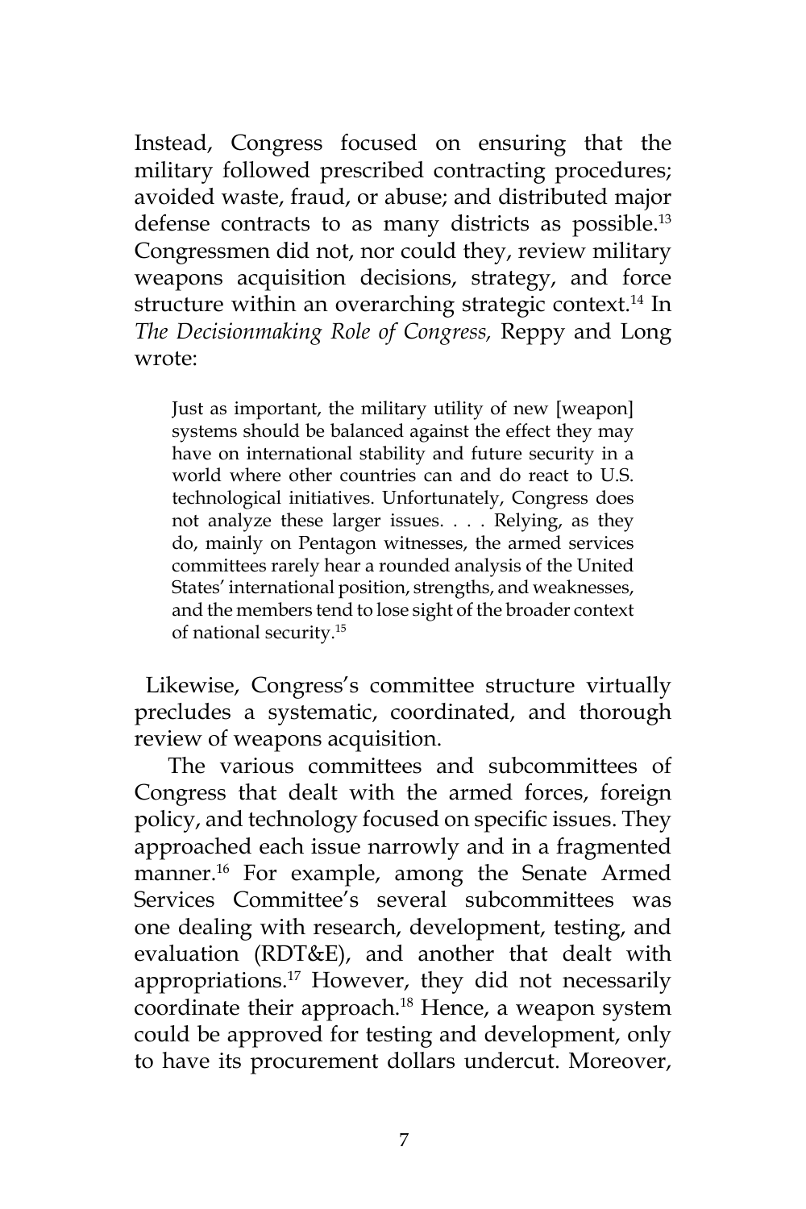Instead, Congress focused on ensuring that the military followed prescribed contracting procedures; avoided waste, fraud, or abuse; and distributed major defense contracts to as many districts as possible.[13] Congressmen did not, nor could they, review military weapons acquisition decisions, strategy, and force structure within an overarching strategic context.[14] In *The Decisionmaking Role of Congress,* Reppy and Long wrote:

> Just as important, the military utility of new [weapon] systems should be balanced against the effect they may have on international stability and future security in a world where other countries can and do react to U.S. technological initiatives. Unfortunately, Congress does not analyze these larger issues. . . . Relying, as they do, mainly on Pentagon witnesses, the armed services committees rarely hear a rounded analysis of the United States' international position, strengths, and weaknesses, and the members tend to lose sight of the broader context of national security.[15]

Likewise, Congress's committee structure virtually precludes a systematic, coordinated, and thorough review of weapons acquisition.

The various committees and subcommittees of Congress that dealt with the armed forces, foreign policy, and technology focused on specific issues. They approached each issue narrowly and in a fragmented manner.[16] For example, among the Senate Armed Services Committee's several subcommittees was one dealing with research, development, testing, and evaluation (RDT&E), and another that dealt with appropriations.[17] However, they did not necessarily coordinate their approach.[18] Hence, a weapon system could be approved for testing and development, only to have its procurement dollars undercut. Moreover,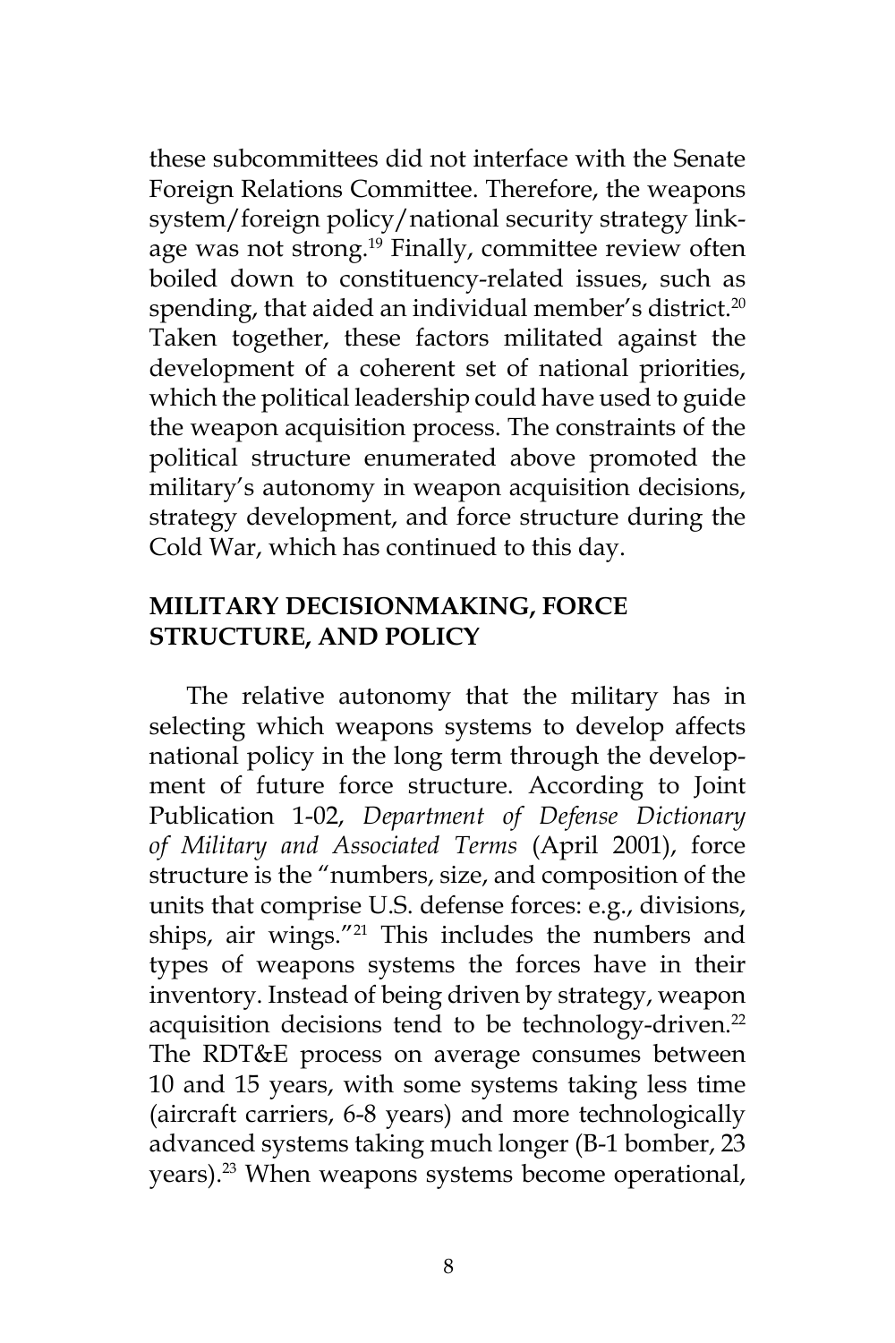these subcommittees did not interface with the Senate Foreign Relations Committee. Therefore, the weapons system/foreign policy/national security strategy linkage was not strong.[19] Finally, committee review often boiled down to constituency-related issues, such as spending, that aided an individual member's district.[20] Taken together, these factors militated against the development of a coherent set of national priorities, which the political leadership could have used to guide the weapon acquisition process. The constraints of the political structure enumerated above promoted the military's autonomy in weapon acquisition decisions, strategy development, and force structure during the Cold War, which has continued to this day.

## MILITARY DECISIONMAKING, FORCE STRUCTURE, AND POLICY

The relative autonomy that the military has in selecting which weapons systems to develop affects national policy in the long term through the development of future force structure. According to Joint Publication 1-02, *Department of Defense Dictionary of Military and Associated Terms* (April 2001), force structure is the "numbers, size, and composition of the units that comprise U.S. defense forces: e.g., divisions, ships, air wings."[21] This includes the numbers and types of weapons systems the forces have in their inventory. Instead of being driven by strategy, weapon acquisition decisions tend to be technology-driven.[22] The RDT&E process on average consumes between 10 and 15 years, with some systems taking less time (aircraft carriers, 6-8 years) and more technologically advanced systems taking much longer (B-1 bomber, 23 years).[23] When weapons systems become operational,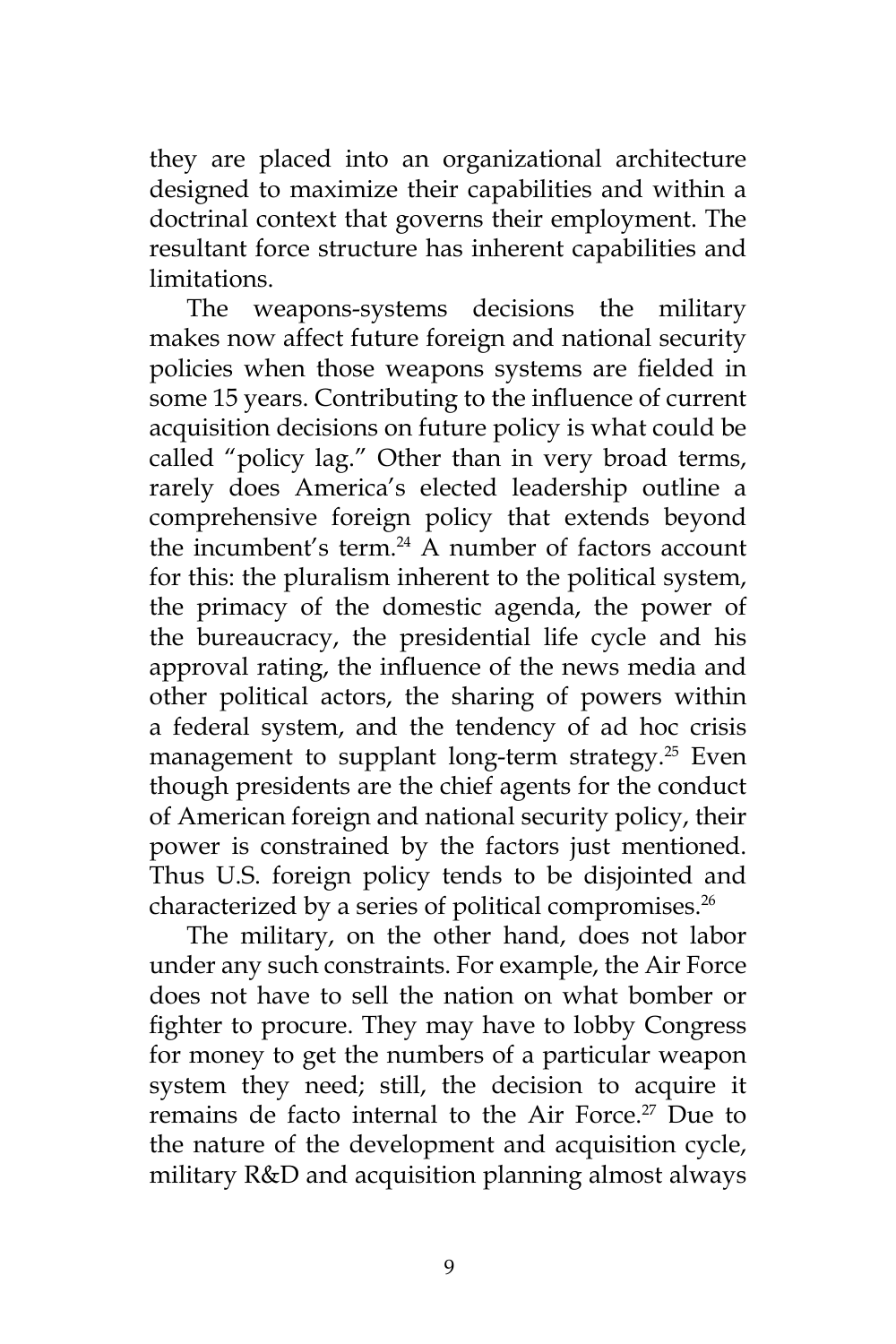they are placed into an organizational architecture designed to maximize their capabilities and within a doctrinal context that governs their employment. The resultant force structure has inherent capabilities and limitations.

The weapons-systems decisions the military makes now affect future foreign and national security policies when those weapons systems are fielded in some 15 years. Contributing to the influence of current acquisition decisions on future policy is what could be called "policy lag." Other than in very broad terms, rarely does America's elected leadership outline a comprehensive foreign policy that extends beyond the incumbent's term.[24] A number of factors account for this: the pluralism inherent to the political system, the primacy of the domestic agenda, the power of the bureaucracy, the presidential life cycle and his approval rating, the influence of the news media and other political actors, the sharing of powers within a federal system, and the tendency of ad hoc crisis management to supplant long-term strategy.[25] Even though presidents are the chief agents for the conduct of American foreign and national security policy, their power is constrained by the factors just mentioned. Thus U.S. foreign policy tends to be disjointed and characterized by a series of political compromises.[26]

The military, on the other hand, does not labor under any such constraints. For example, the Air Force does not have to sell the nation on what bomber or fighter to procure. They may have to lobby Congress for money to get the numbers of a particular weapon system they need; still, the decision to acquire it remains de facto internal to the Air Force.[27] Due to the nature of the development and acquisition cycle, military R&D and acquisition planning almost always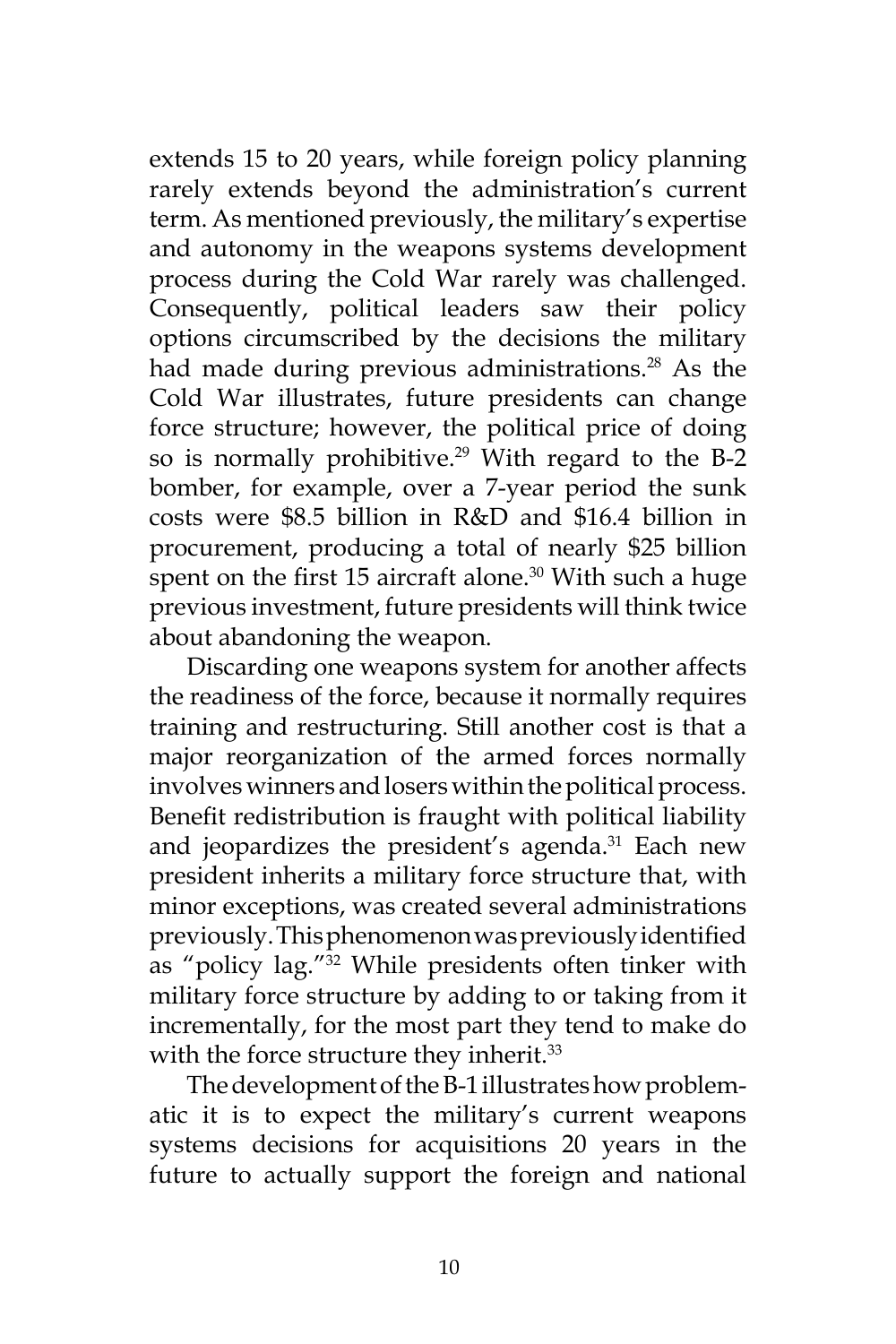extends 15 to 20 years, while foreign policy planning rarely extends beyond the administration's current term. As mentioned previously, the military's expertise and autonomy in the weapons systems development process during the Cold War rarely was challenged. Consequently, political leaders saw their policy options circumscribed by the decisions the military had made during previous administrations.[28] As the Cold War illustrates, future presidents can change force structure; however, the political price of doing so is normally prohibitive.[29] With regard to the B-2 bomber, for example, over a 7-year period the sunk costs were \$8.5 billion in R&D and \$16.4 billion in procurement, producing a total of nearly \$25 billion spent on the first 15 aircraft alone.[30] With such a huge previous investment, future presidents will think twice about abandoning the weapon.

Discarding one weapons system for another affects the readiness of the force, because it normally requires training and restructuring. Still another cost is that a major reorganization of the armed forces normally involves winners and losers within the political process. Benefit redistribution is fraught with political liability and jeopardizes the president's agenda.[31] Each new president inherits a military force structure that, with minor exceptions, was created several administrations previously. This phenomenon was previously identified as "policy lag."[32] While presidents often tinker with military force structure by adding to or taking from it incrementally, for the most part they tend to make do with the force structure they inherit.[33]

The development of the B-1 illustrates how problematic it is to expect the military's current weapons systems decisions for acquisitions 20 years in the future to actually support the foreign and national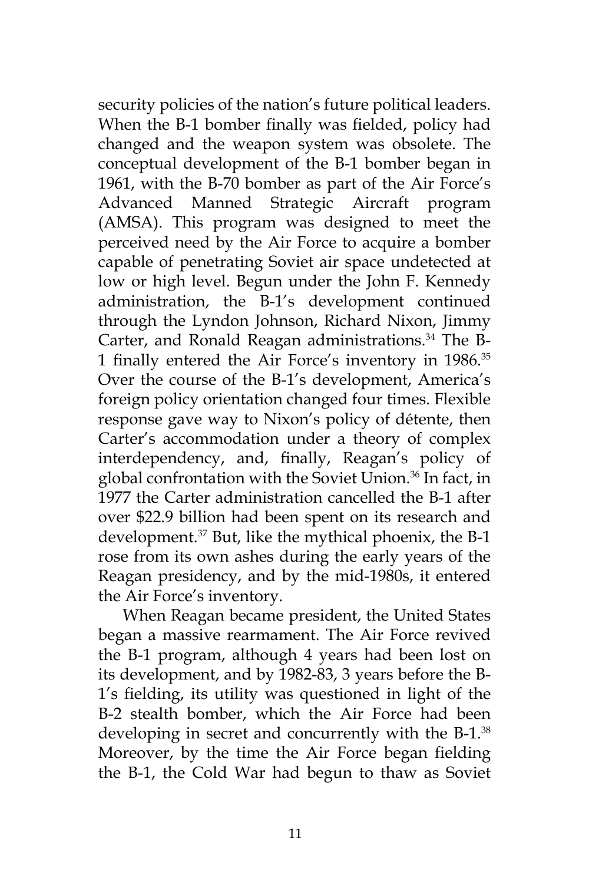security policies of the nation's future political leaders. When the B-1 bomber finally was fielded, policy had changed and the weapon system was obsolete. The conceptual development of the B-1 bomber began in 1961, with the B-70 bomber as part of the Air Force's Advanced Manned Strategic Aircraft program (AMSA). This program was designed to meet the perceived need by the Air Force to acquire a bomber capable of penetrating Soviet air space undetected at low or high level. Begun under the John F. Kennedy administration, the B-1's development continued through the Lyndon Johnson, Richard Nixon, Jimmy Carter, and Ronald Reagan administrations.[34] The B-1 finally entered the Air Force's inventory in 1986.[35] Over the course of the B-1's development, America's foreign policy orientation changed four times. Flexible response gave way to Nixon's policy of détente, then Carter's accommodation under a theory of complex interdependency, and, finally, Reagan's policy of global confrontation with the Soviet Union.[36] In fact, in 1977 the Carter administration cancelled the B-1 after over $22.9 billion had been spent on its research and development.[37] But, like the mythical phoenix, the B-1 rose from its own ashes during the early years of the Reagan presidency, and by the mid-1980s, it entered the Air Force's inventory.

When Reagan became president, the United States began a massive rearmament. The Air Force revived the B-1 program, although 4 years had been lost on its development, and by 1982-83, 3 years before the B-1's fielding, its utility was questioned in light of the B-2 stealth bomber, which the Air Force had been developing in secret and concurrently with the B-1.[38] Moreover, by the time the Air Force began fielding the B-1, the Cold War had begun to thaw as Soviet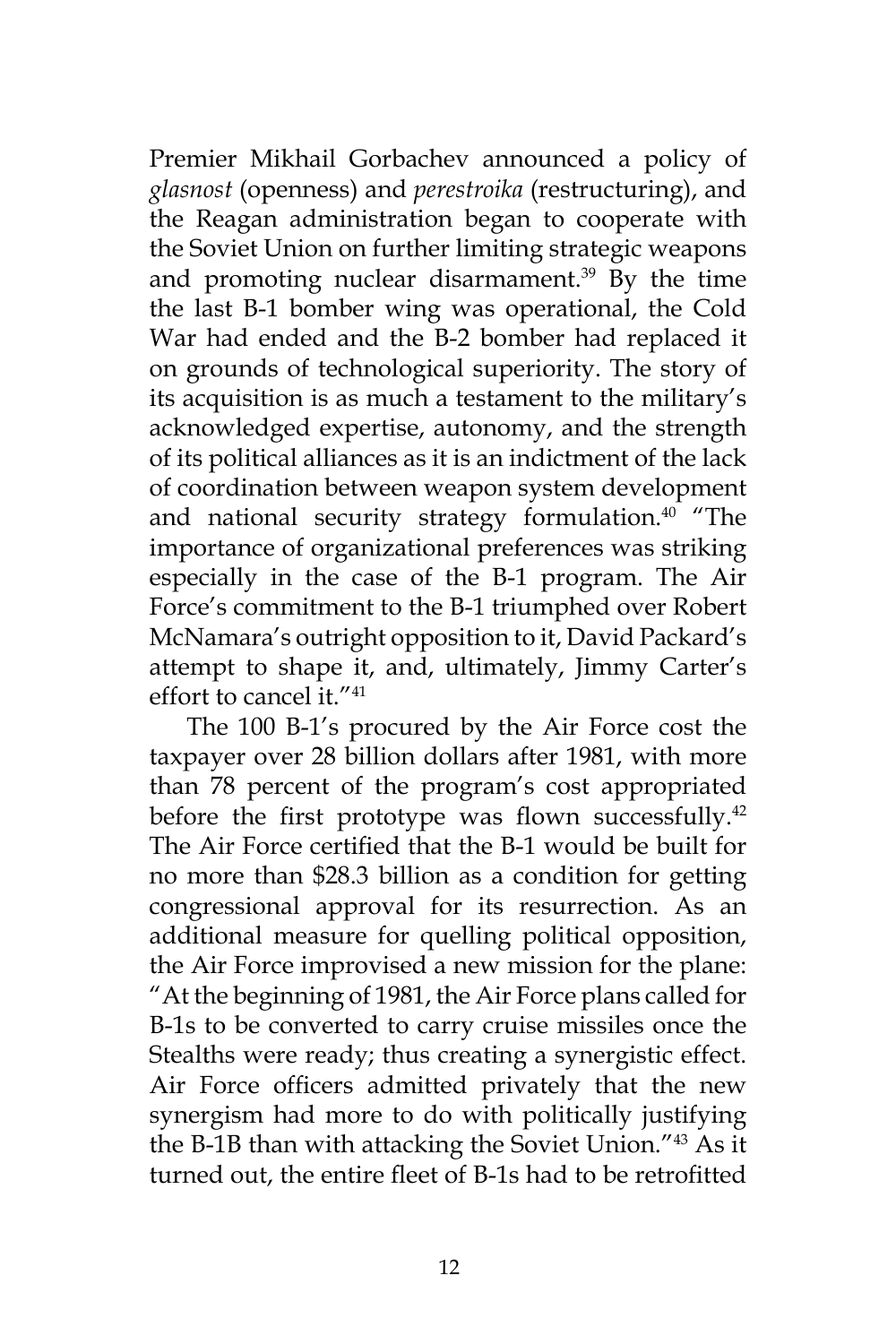Premier Mikhail Gorbachev announced a policy of *glasnost* (openness) and *perestroika* (restructuring), and the Reagan administration began to cooperate with the Soviet Union on further limiting strategic weapons and promoting nuclear disarmament.[39] By the time the last B-1 bomber wing was operational, the Cold War had ended and the B-2 bomber had replaced it on grounds of technological superiority. The story of its acquisition is as much a testament to the military's acknowledged expertise, autonomy, and the strength of its political alliances as it is an indictment of the lack of coordination between weapon system development and national security strategy formulation.[40] "The importance of organizational preferences was striking especially in the case of the B-1 program. The Air Force's commitment to the B-1 triumphed over Robert McNamara's outright opposition to it, David Packard's attempt to shape it, and, ultimately, Jimmy Carter's effort to cancel it."[41]

The 100 B-1's procured by the Air Force cost the taxpayer over 28 billion dollars after 1981, with more than 78 percent of the program's cost appropriated before the first prototype was flown successfully.[42] The Air Force certified that the B-1 would be built for no more than $28.3 billion as a condition for getting congressional approval for its resurrection. As an additional measure for quelling political opposition, the Air Force improvised a new mission for the plane: "At the beginning of 1981, the Air Force plans called for B-1s to be converted to carry cruise missiles once the Stealths were ready; thus creating a synergistic effect. Air Force officers admitted privately that the new synergism had more to do with politically justifying the B-1B than with attacking the Soviet Union."[43] As it turned out, the entire fleet of B-1s had to be retrofitted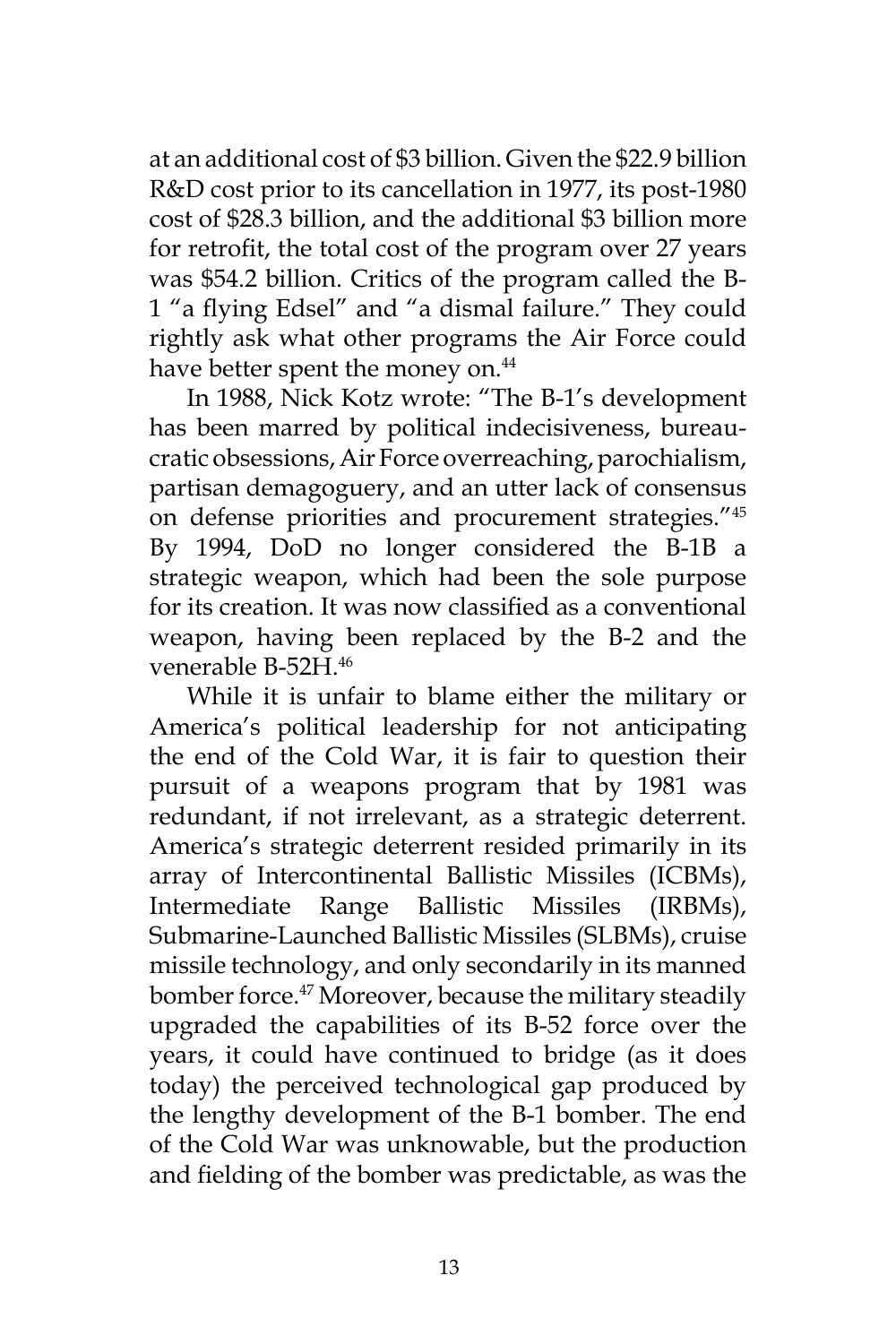at an additional cost of $3 billion. Given the $22.9 billion R&D cost prior to its cancellation in 1977, its post-1980 cost of $28.3 billion, and the additional $3 billion more for retrofit, the total cost of the program over 27 years was $54.2 billion. Critics of the program called the B-1 "a flying Edsel" and "a dismal failure." They could rightly ask what other programs the Air Force could have better spent the money on.[44]

In 1988, Nick Kotz wrote: "The B-1's development has been marred by political indecisiveness, bureaucratic obsessions, Air Force overreaching, parochialism, partisan demagoguery, and an utter lack of consensus on defense priorities and procurement strategies."[45] By 1994, DoD no longer considered the B-1B a strategic weapon, which had been the sole purpose for its creation. It was now classified as a conventional weapon, having been replaced by the B-2 and the venerable B-52H.[46]

While it is unfair to blame either the military or America's political leadership for not anticipating the end of the Cold War, it is fair to question their pursuit of a weapons program that by 1981 was redundant, if not irrelevant, as a strategic deterrent. America's strategic deterrent resided primarily in its array of Intercontinental Ballistic Missiles (ICBMs), Intermediate Range Ballistic Missiles (IRBMs), Submarine-Launched Ballistic Missiles (SLBMs), cruise missile technology, and only secondarily in its manned bomber force.[47] Moreover, because the military steadily upgraded the capabilities of its B-52 force over the years, it could have continued to bridge (as it does today) the perceived technological gap produced by the lengthy development of the B-1 bomber. The end of the Cold War was unknowable, but the production and fielding of the bomber was predictable, as was the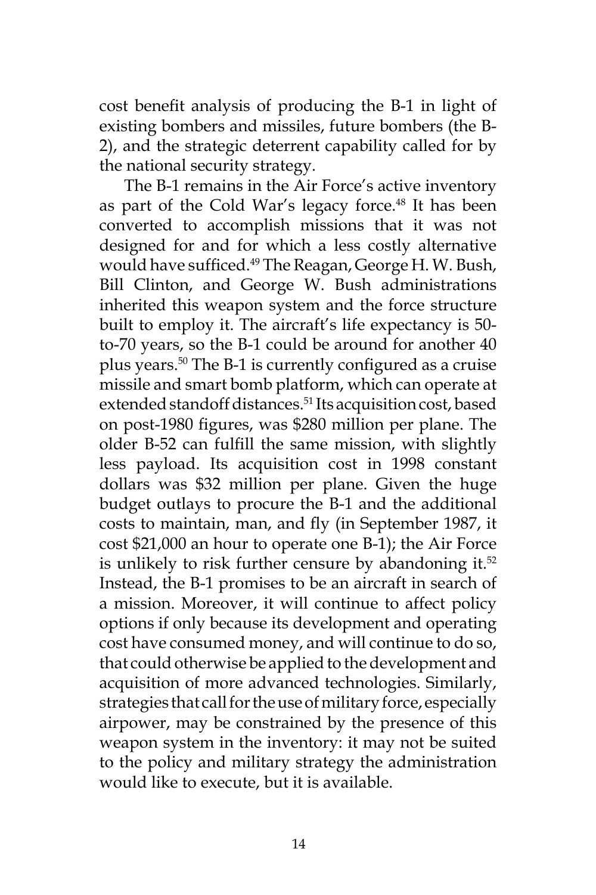cost benefit analysis of producing the B-1 in light of existing bombers and missiles, future bombers (the B-2), and the strategic deterrent capability called for by the national security strategy.

The B-1 remains in the Air Force's active inventory as part of the Cold War's legacy force.[48] It has been converted to accomplish missions that it was not designed for and for which a less costly alternative would have sufficed.[49] The Reagan, George H. W. Bush, Bill Clinton, and George W. Bush administrations inherited this weapon system and the force structure built to employ it. The aircraft's life expectancy is 50-to-70 years, so the B-1 could be around for another 40 plus years.[50] The B-1 is currently configured as a cruise missile and smart bomb platform, which can operate at extended standoff distances.[51] Its acquisition cost, based on post-1980 figures, was $280 million per plane. The older B-52 can fulfill the same mission, with slightly less payload. Its acquisition cost in 1998 constant dollars was $32 million per plane. Given the huge budget outlays to procure the B-1 and the additional costs to maintain, man, and fly (in September 1987, it cost $21,000 an hour to operate one B-1); the Air Force is unlikely to risk further censure by abandoning it.[52] Instead, the B-1 promises to be an aircraft in search of a mission. Moreover, it will continue to affect policy options if only because its development and operating cost have consumed money, and will continue to do so, that could otherwise be applied to the development and acquisition of more advanced technologies. Similarly, strategies that call for the use of military force, especially airpower, may be constrained by the presence of this weapon system in the inventory: it may not be suited to the policy and military strategy the administration would like to execute, but it is available.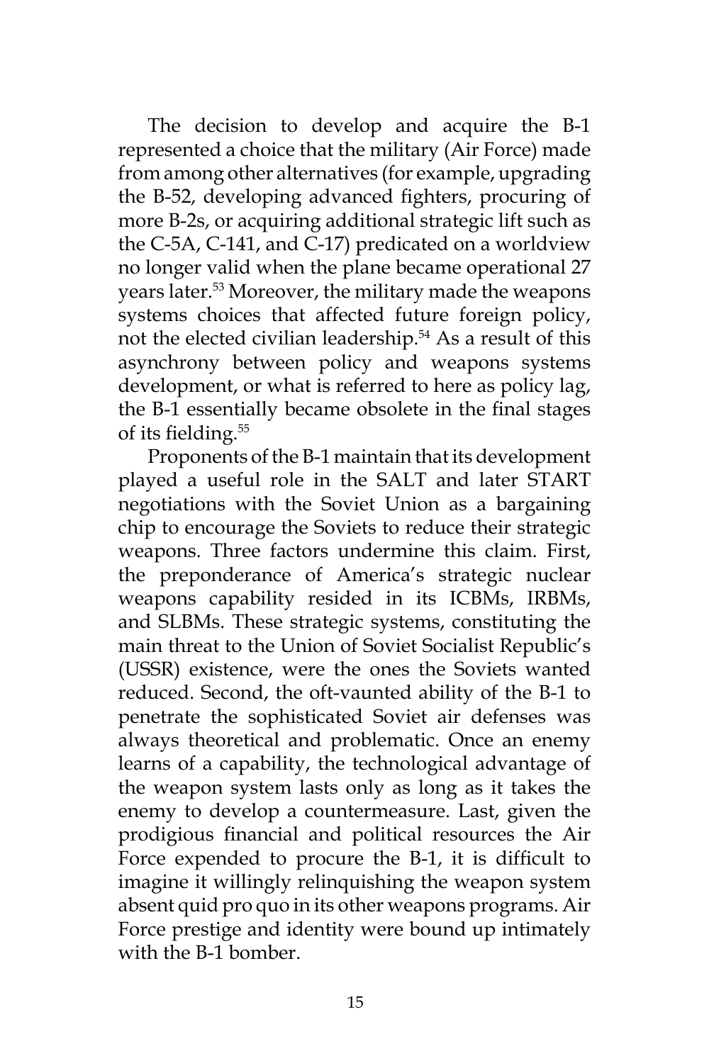The decision to develop and acquire the B-1 represented a choice that the military (Air Force) made from among other alternatives (for example, upgrading the B-52, developing advanced fighters, procuring of more B-2s, or acquiring additional strategic lift such as the C-5A, C-141, and C-17) predicated on a worldview no longer valid when the plane became operational 27 years later.[53] Moreover, the military made the weapons systems choices that affected future foreign policy, not the elected civilian leadership.[54] As a result of this asynchrony between policy and weapons systems development, or what is referred to here as policy lag, the B-1 essentially became obsolete in the final stages of its fielding.[55]

Proponents of the B-1 maintain that its development played a useful role in the SALT and later START negotiations with the Soviet Union as a bargaining chip to encourage the Soviets to reduce their strategic weapons. Three factors undermine this claim. First, the preponderance of America's strategic nuclear weapons capability resided in its ICBMs, IRBMs, and SLBMs. These strategic systems, constituting the main threat to the Union of Soviet Socialist Republic's (USSR) existence, were the ones the Soviets wanted reduced. Second, the oft-vaunted ability of the B-1 to penetrate the sophisticated Soviet air defenses was always theoretical and problematic. Once an enemy learns of a capability, the technological advantage of the weapon system lasts only as long as it takes the enemy to develop a countermeasure. Last, given the prodigious financial and political resources the Air Force expended to procure the B-1, it is difficult to imagine it willingly relinquishing the weapon system absent quid pro quo in its other weapons programs. Air Force prestige and identity were bound up intimately with the B-1 bomber.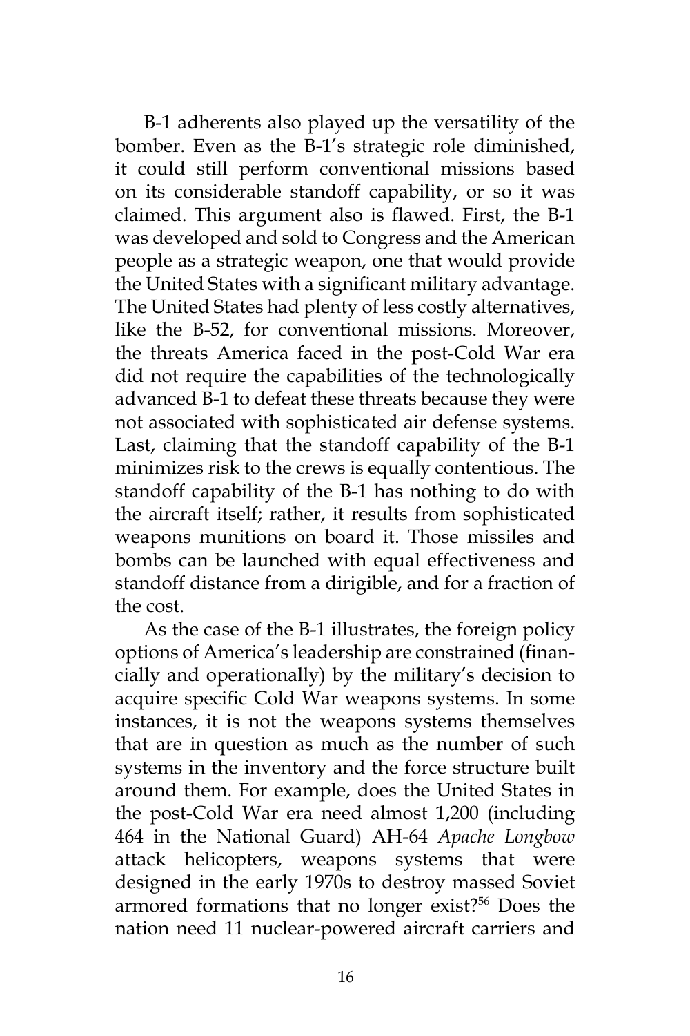B-1 adherents also played up the versatility of the bomber. Even as the B-1's strategic role diminished, it could still perform conventional missions based on its considerable standoff capability, or so it was claimed. This argument also is flawed. First, the B-1 was developed and sold to Congress and the American people as a strategic weapon, one that would provide the United States with a significant military advantage. The United States had plenty of less costly alternatives, like the B-52, for conventional missions. Moreover, the threats America faced in the post-Cold War era did not require the capabilities of the technologically advanced B-1 to defeat these threats because they were not associated with sophisticated air defense systems. Last, claiming that the standoff capability of the B-1 minimizes risk to the crews is equally contentious. The standoff capability of the B-1 has nothing to do with the aircraft itself; rather, it results from sophisticated weapons munitions on board it. Those missiles and bombs can be launched with equal effectiveness and standoff distance from a dirigible, and for a fraction of the cost.

As the case of the B-1 illustrates, the foreign policy options of America's leadership are constrained (financially and operationally) by the military's decision to acquire specific Cold War weapons systems. In some instances, it is not the weapons systems themselves that are in question as much as the number of such systems in the inventory and the force structure built around them. For example, does the United States in the post-Cold War era need almost 1,200 (including 464 in the National Guard) AH-64 *Apache Longbow* attack helicopters, weapons systems that were designed in the early 1970s to destroy massed Soviet armored formations that no longer exist?[56] Does the nation need 11 nuclear-powered aircraft carriers and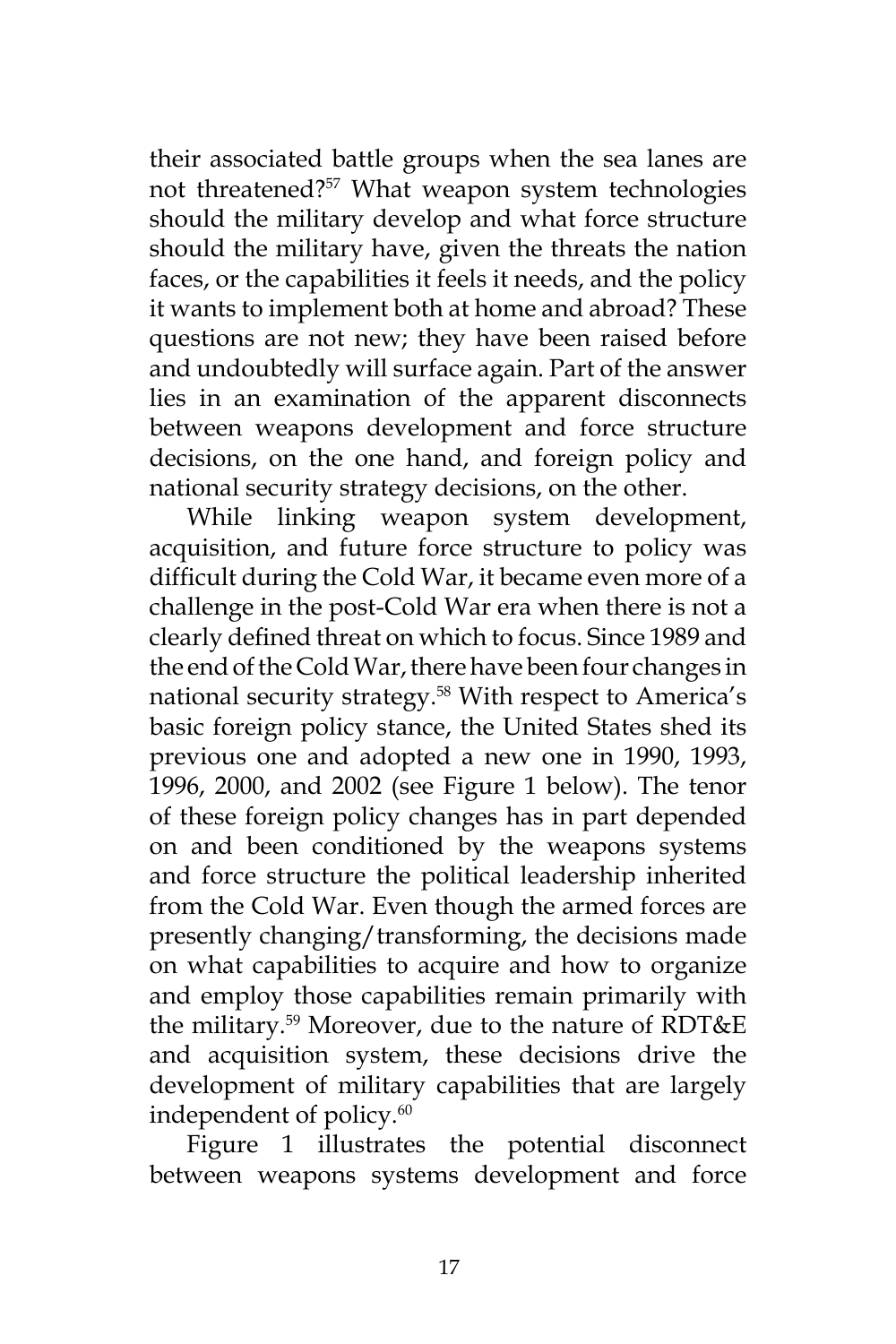their associated battle groups when the sea lanes are not threatened?[57] What weapon system technologies should the military develop and what force structure should the military have, given the threats the nation faces, or the capabilities it feels it needs, and the policy it wants to implement both at home and abroad? These questions are not new; they have been raised before and undoubtedly will surface again. Part of the answer lies in an examination of the apparent disconnects between weapons development and force structure decisions, on the one hand, and foreign policy and national security strategy decisions, on the other.

While linking weapon system development, acquisition, and future force structure to policy was difficult during the Cold War, it became even more of a challenge in the post-Cold War era when there is not a clearly defined threat on which to focus. Since 1989 and the end of the Cold War, there have been four changes in national security strategy.[58] With respect to America's basic foreign policy stance, the United States shed its previous one and adopted a new one in 1990, 1993, 1996, 2000, and 2002 (see Figure 1 below). The tenor of these foreign policy changes has in part depended on and been conditioned by the weapons systems and force structure the political leadership inherited from the Cold War. Even though the armed forces are presently changing/transforming, the decisions made on what capabilities to acquire and how to organize and employ those capabilities remain primarily with the military.[59] Moreover, due to the nature of RDT&E and acquisition system, these decisions drive the development of military capabilities that are largely independent of policy.[60]

Figure 1 illustrates the potential disconnect between weapons systems development and force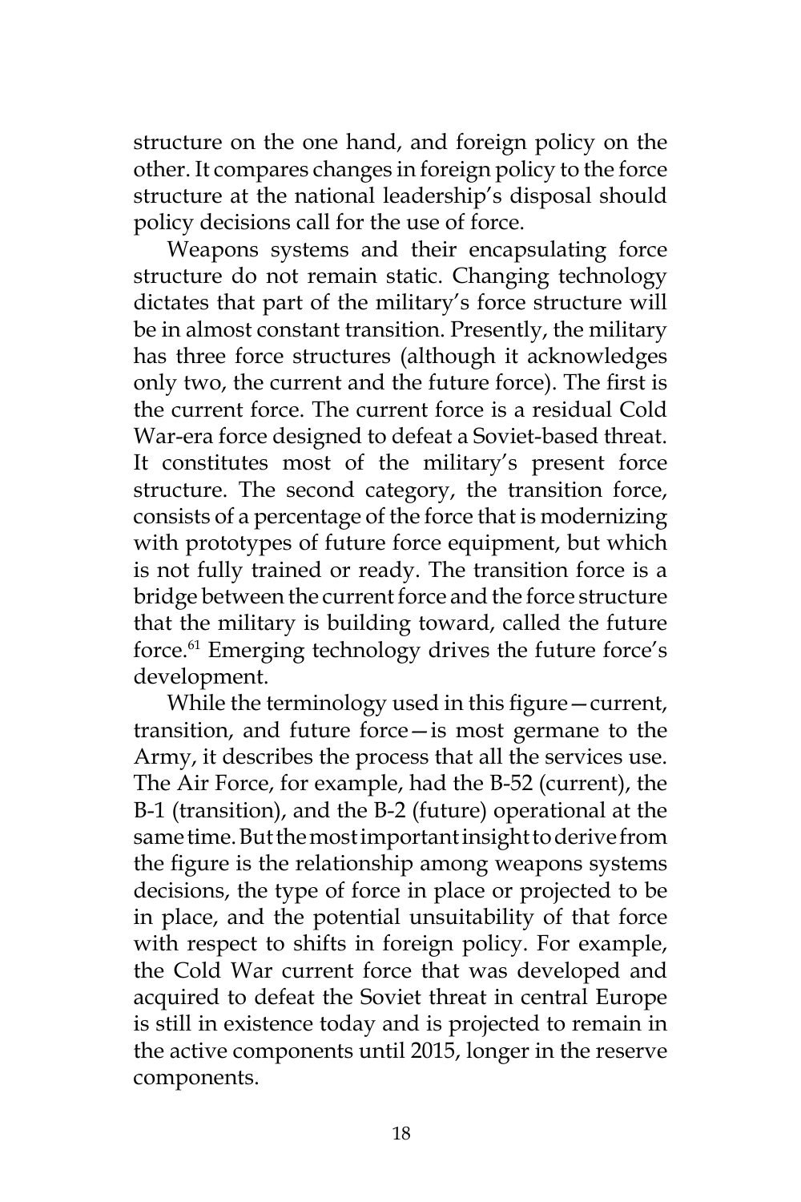structure on the one hand, and foreign policy on the other. It compares changes in foreign policy to the force structure at the national leadership's disposal should policy decisions call for the use of force.

Weapons systems and their encapsulating force structure do not remain static. Changing technology dictates that part of the military's force structure will be in almost constant transition. Presently, the military has three force structures (although it acknowledges only two, the current and the future force). The first is the current force. The current force is a residual Cold War-era force designed to defeat a Soviet-based threat. It constitutes most of the military's present force structure. The second category, the transition force, consists of a percentage of the force that is modernizing with prototypes of future force equipment, but which is not fully trained or ready. The transition force is a bridge between the current force and the force structure that the military is building toward, called the future force.[61] Emerging technology drives the future force's development.

While the terminology used in this figure—current, transition, and future force—is most germane to the Army, it describes the process that all the services use. The Air Force, for example, had the B-52 (current), the B-1 (transition), and the B-2 (future) operational at the same time. But the most important insight to derive from the figure is the relationship among weapons systems decisions, the type of force in place or projected to be in place, and the potential unsuitability of that force with respect to shifts in foreign policy. For example, the Cold War current force that was developed and acquired to defeat the Soviet threat in central Europe is still in existence today and is projected to remain in the active components until 2015, longer in the reserve components.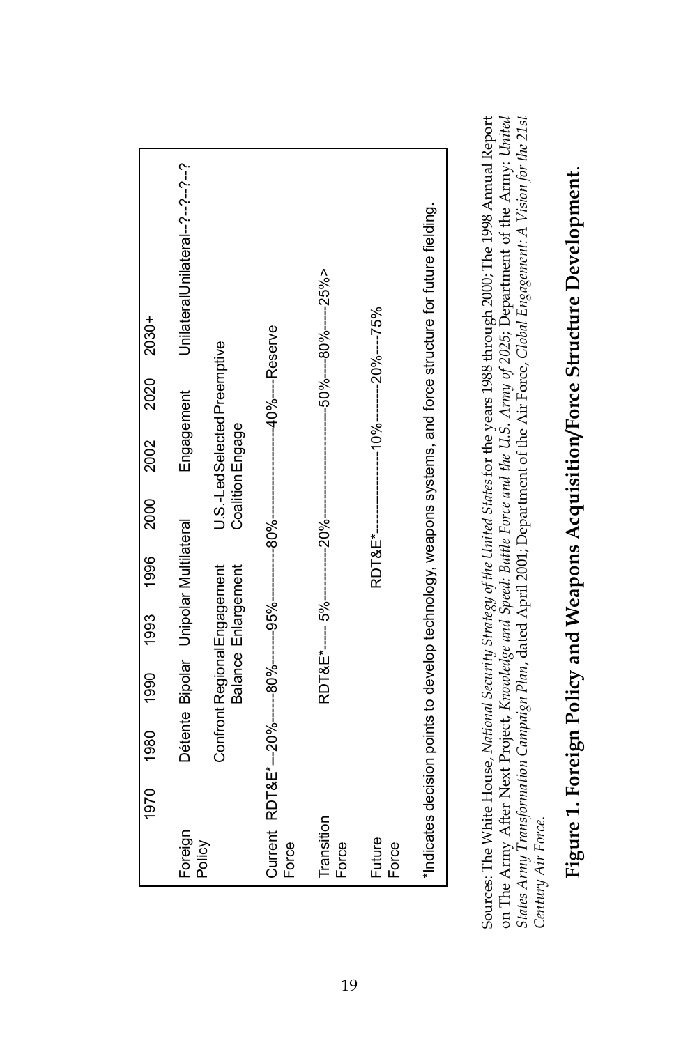| | 1970 | 1980 | 1990 | 1993 | 1996 | 2000 | 2002 | 2020 | 2030+ |
|---|---|---|---|---|---|---|---|---|---|
| Foreign Policy | | Détente | Bipolar | Unipolar | Multilateral | | Engagement | | Unilateral Unilateral--?--?--?--? |
| | | Confront | Regional Balance | Engagement | Enlargement | | U.S.-Led Coalition | Selected Engage | Preemptive |

Current Force RDT&E*---20%-------80%-------95%-----------80%------------------------40%----Reserve

Transition Force RDT&E*----- 5%-----------20%----------------------50%----80%-----25%>

Future Force RDT&E*--------------10%--------20%----75%

*Indicates decision points to develop technology, weapons systems, and force structure for future fielding.

Sources: The White House, *National Security Strategy of the United States* for the years 1988 through 2000; The 1998 Annual Report on The Army After Next Project, *Knowledge and Speed: Battle Force and the U.S. Army of 2025*; Department of the Army: *United States Army Transformation Campaign Plan*, dated April 2001; Department of the Air Force, *Global Engagement: A Vision for the 21st Century Air Force*.

**Figure 1. Foreign Policy and Weapons Acquisition/Force Structure Development**.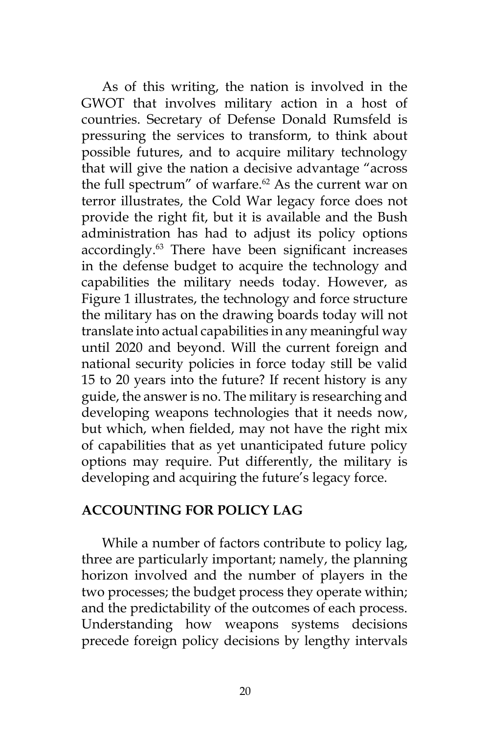As of this writing, the nation is involved in the GWOT that involves military action in a host of countries. Secretary of Defense Donald Rumsfeld is pressuring the services to transform, to think about possible futures, and to acquire military technology that will give the nation a decisive advantage "across the full spectrum" of warfare.[62] As the current war on terror illustrates, the Cold War legacy force does not provide the right fit, but it is available and the Bush administration has had to adjust its policy options accordingly.[63] There have been significant increases in the defense budget to acquire the technology and capabilities the military needs today. However, as Figure 1 illustrates, the technology and force structure the military has on the drawing boards today will not translate into actual capabilities in any meaningful way until 2020 and beyond. Will the current foreign and national security policies in force today still be valid 15 to 20 years into the future? If recent history is any guide, the answer is no. The military is researching and developing weapons technologies that it needs now, but which, when fielded, may not have the right mix of capabilities that as yet unanticipated future policy options may require. Put differently, the military is developing and acquiring the future's legacy force.

## ACCOUNTING FOR POLICY LAG

While a number of factors contribute to policy lag, three are particularly important; namely, the planning horizon involved and the number of players in the two processes; the budget process they operate within; and the predictability of the outcomes of each process. Understanding how weapons systems decisions precede foreign policy decisions by lengthy intervals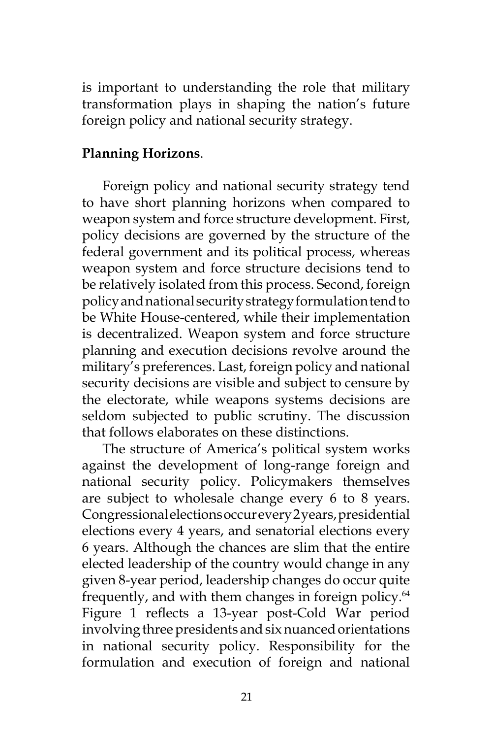is important to understanding the role that military transformation plays in shaping the nation's future foreign policy and national security strategy.

**Planning Horizons**.

Foreign policy and national security strategy tend to have short planning horizons when compared to weapon system and force structure development. First, policy decisions are governed by the structure of the federal government and its political process, whereas weapon system and force structure decisions tend to be relatively isolated from this process. Second, foreign policy and national security strategy formulation tend to be White House-centered, while their implementation is decentralized. Weapon system and force structure planning and execution decisions revolve around the military's preferences. Last, foreign policy and national security decisions are visible and subject to censure by the electorate, while weapons systems decisions are seldom subjected to public scrutiny. The discussion that follows elaborates on these distinctions.

The structure of America's political system works against the development of long-range foreign and national security policy. Policymakers themselves are subject to wholesale change every 6 to 8 years. Congressional elections occur every 2 years, presidential elections every 4 years, and senatorial elections every 6 years. Although the chances are slim that the entire elected leadership of the country would change in any given 8-year period, leadership changes do occur quite frequently, and with them changes in foreign policy.[64] Figure 1 reflects a 13-year post-Cold War period involving three presidents and six nuanced orientations in national security policy. Responsibility for the formulation and execution of foreign and national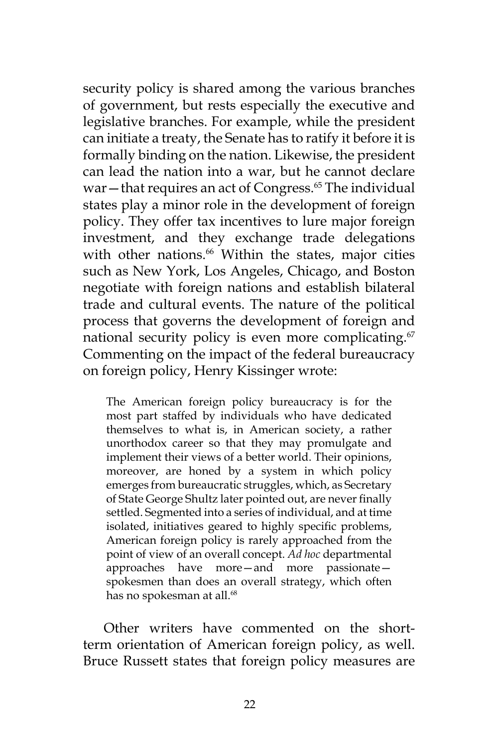security policy is shared among the various branches of government, but rests especially the executive and legislative branches. For example, while the president can initiate a treaty, the Senate has to ratify it before it is formally binding on the nation. Likewise, the president can lead the nation into a war, but he cannot declare war—that requires an act of Congress.[65] The individual states play a minor role in the development of foreign policy. They offer tax incentives to lure major foreign investment, and they exchange trade delegations with other nations.[66] Within the states, major cities such as New York, Los Angeles, Chicago, and Boston negotiate with foreign nations and establish bilateral trade and cultural events. The nature of the political process that governs the development of foreign and national security policy is even more complicating.[67] Commenting on the impact of the federal bureaucracy on foreign policy, Henry Kissinger wrote:

> The American foreign policy bureaucracy is for the most part staffed by individuals who have dedicated themselves to what is, in American society, a rather unorthodox career so that they may promulgate and implement their views of a better world. Their opinions, moreover, are honed by a system in which policy emerges from bureaucratic struggles, which, as Secretary of State George Shultz later pointed out, are never finally settled. Segmented into a series of individual, and at time isolated, initiatives geared to highly specific problems, American foreign policy is rarely approached from the point of view of an overall concept. *Ad hoc* departmental approaches have more—and more passionate—spokesmen than does an overall strategy, which often has no spokesman at all.[68]

Other writers have commented on the short-term orientation of American foreign policy, as well. Bruce Russett states that foreign policy measures are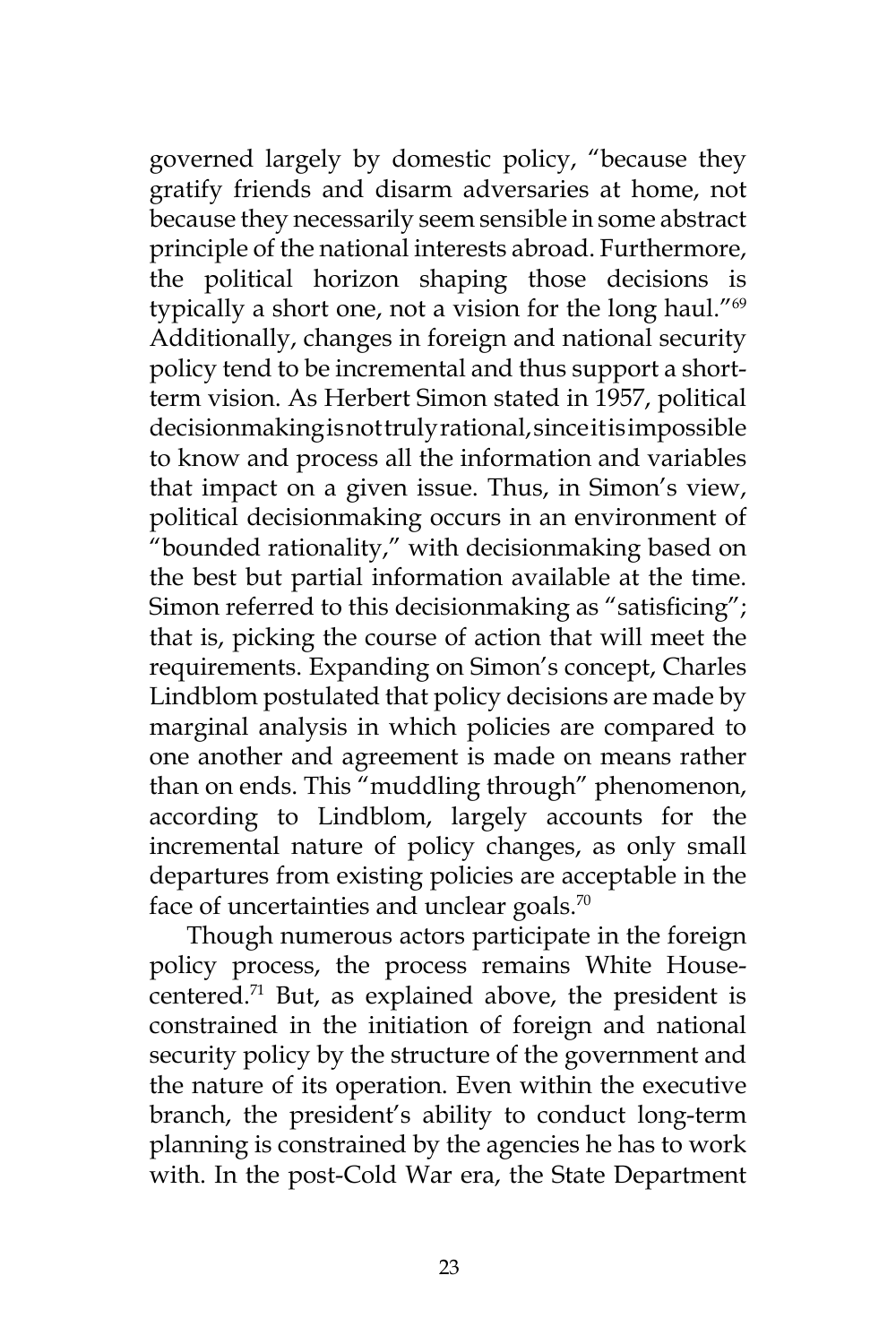governed largely by domestic policy, "because they gratify friends and disarm adversaries at home, not because they necessarily seem sensible in some abstract principle of the national interests abroad. Furthermore, the political horizon shaping those decisions is typically a short one, not a vision for the long haul."[69] Additionally, changes in foreign and national security policy tend to be incremental and thus support a short-term vision. As Herbert Simon stated in 1957, political decisionmaking is not truly rational, since it is impossible to know and process all the information and variables that impact on a given issue. Thus, in Simon's view, political decisionmaking occurs in an environment of "bounded rationality," with decisionmaking based on the best but partial information available at the time. Simon referred to this decisionmaking as "satisficing"; that is, picking the course of action that will meet the requirements. Expanding on Simon's concept, Charles Lindblom postulated that policy decisions are made by marginal analysis in which policies are compared to one another and agreement is made on means rather than on ends. This "muddling through" phenomenon, according to Lindblom, largely accounts for the incremental nature of policy changes, as only small departures from existing policies are acceptable in the face of uncertainties and unclear goals.[70]

Though numerous actors participate in the foreign policy process, the process remains White House-centered.[71] But, as explained above, the president is constrained in the initiation of foreign and national security policy by the structure of the government and the nature of its operation. Even within the executive branch, the president's ability to conduct long-term planning is constrained by the agencies he has to work with. In the post-Cold War era, the State Department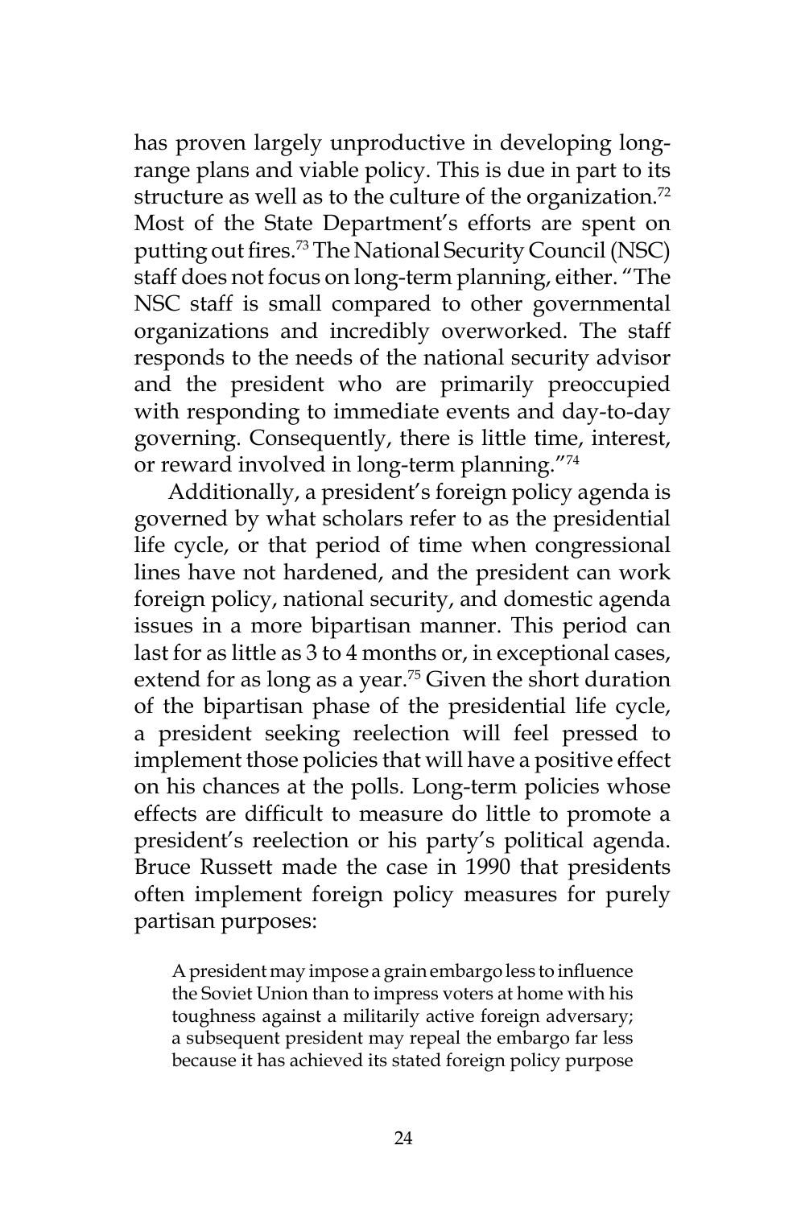has proven largely unproductive in developing long-range plans and viable policy. This is due in part to its structure as well as to the culture of the organization.[72] Most of the State Department's efforts are spent on putting out fires.[73] The National Security Council (NSC) staff does not focus on long-term planning, either. "The NSC staff is small compared to other governmental organizations and incredibly overworked. The staff responds to the needs of the national security advisor and the president who are primarily preoccupied with responding to immediate events and day-to-day governing. Consequently, there is little time, interest, or reward involved in long-term planning."[74]

Additionally, a president's foreign policy agenda is governed by what scholars refer to as the presidential life cycle, or that period of time when congressional lines have not hardened, and the president can work foreign policy, national security, and domestic agenda issues in a more bipartisan manner. This period can last for as little as 3 to 4 months or, in exceptional cases, extend for as long as a year.[75] Given the short duration of the bipartisan phase of the presidential life cycle, a president seeking reelection will feel pressed to implement those policies that will have a positive effect on his chances at the polls. Long-term policies whose effects are difficult to measure do little to promote a president's reelection or his party's political agenda. Bruce Russett made the case in 1990 that presidents often implement foreign policy measures for purely partisan purposes:

> A president may impose a grain embargo less to influence the Soviet Union than to impress voters at home with his toughness against a militarily active foreign adversary; a subsequent president may repeal the embargo far less because it has achieved its stated foreign policy purpose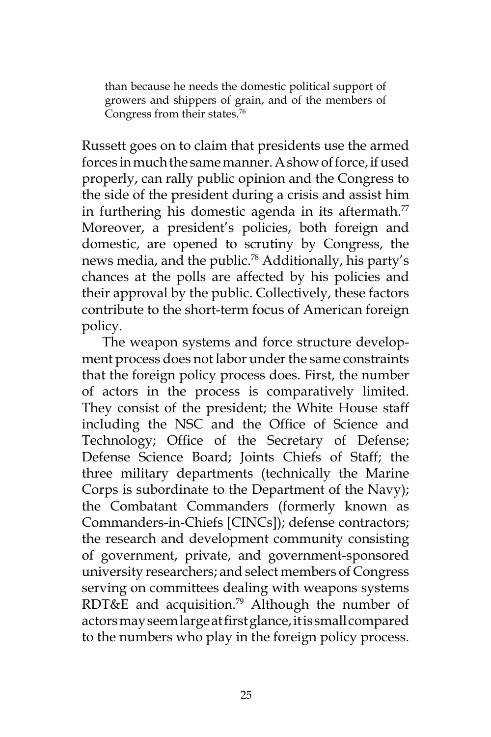> than because he needs the domestic political support of growers and shippers of grain, and of the members of Congress from their states.[76]

Russett goes on to claim that presidents use the armed forces in much the same manner. A show of force, if used properly, can rally public opinion and the Congress to the side of the president during a crisis and assist him in furthering his domestic agenda in its aftermath.[77] Moreover, a president's policies, both foreign and domestic, are opened to scrutiny by Congress, the news media, and the public.[78] Additionally, his party's chances at the polls are affected by his policies and their approval by the public. Collectively, these factors contribute to the short-term focus of American foreign policy.

The weapon systems and force structure development process does not labor under the same constraints that the foreign policy process does. First, the number of actors in the process is comparatively limited. They consist of the president; the White House staff including the NSC and the Office of Science and Technology; Office of the Secretary of Defense; Defense Science Board; Joints Chiefs of Staff; the three military departments (technically the Marine Corps is subordinate to the Department of the Navy); the Combatant Commanders (formerly known as Commanders-in-Chiefs [CINCs]); defense contractors; the research and development community consisting of government, private, and government-sponsored university researchers; and select members of Congress serving on committees dealing with weapons systems RDT&E and acquisition.[79] Although the number of actors may seem large at first glance, it is small compared to the numbers who play in the foreign policy process.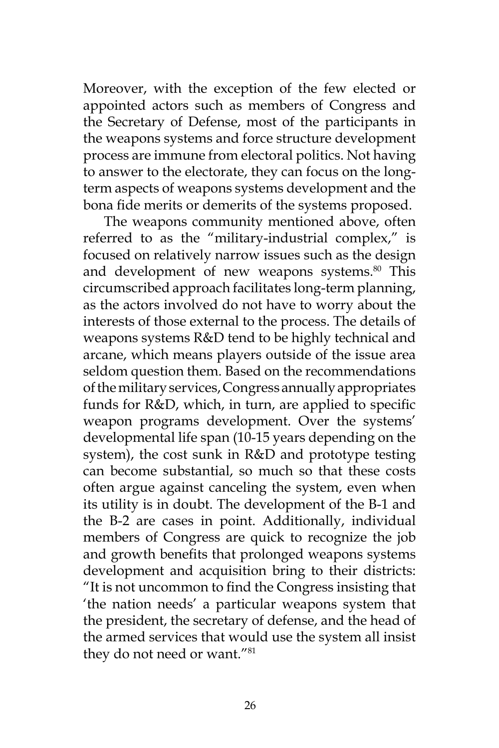Moreover, with the exception of the few elected or appointed actors such as members of Congress and the Secretary of Defense, most of the participants in the weapons systems and force structure development process are immune from electoral politics. Not having to answer to the electorate, they can focus on the long-term aspects of weapons systems development and the bona fide merits or demerits of the systems proposed.

The weapons community mentioned above, often referred to as the "military-industrial complex," is focused on relatively narrow issues such as the design and development of new weapons systems.[80] This circumscribed approach facilitates long-term planning, as the actors involved do not have to worry about the interests of those external to the process. The details of weapons systems R&D tend to be highly technical and arcane, which means players outside of the issue area seldom question them. Based on the recommendations of the military services, Congress annually appropriates funds for R&D, which, in turn, are applied to specific weapon programs development. Over the systems' developmental life span (10-15 years depending on the system), the cost sunk in R&D and prototype testing can become substantial, so much so that these costs often argue against canceling the system, even when its utility is in doubt. The development of the B-1 and the B-2 are cases in point. Additionally, individual members of Congress are quick to recognize the job and growth benefits that prolonged weapons systems development and acquisition bring to their districts: "It is not uncommon to find the Congress insisting that 'the nation needs' a particular weapons system that the president, the secretary of defense, and the head of the armed services that would use the system all insist they do not need or want."[81]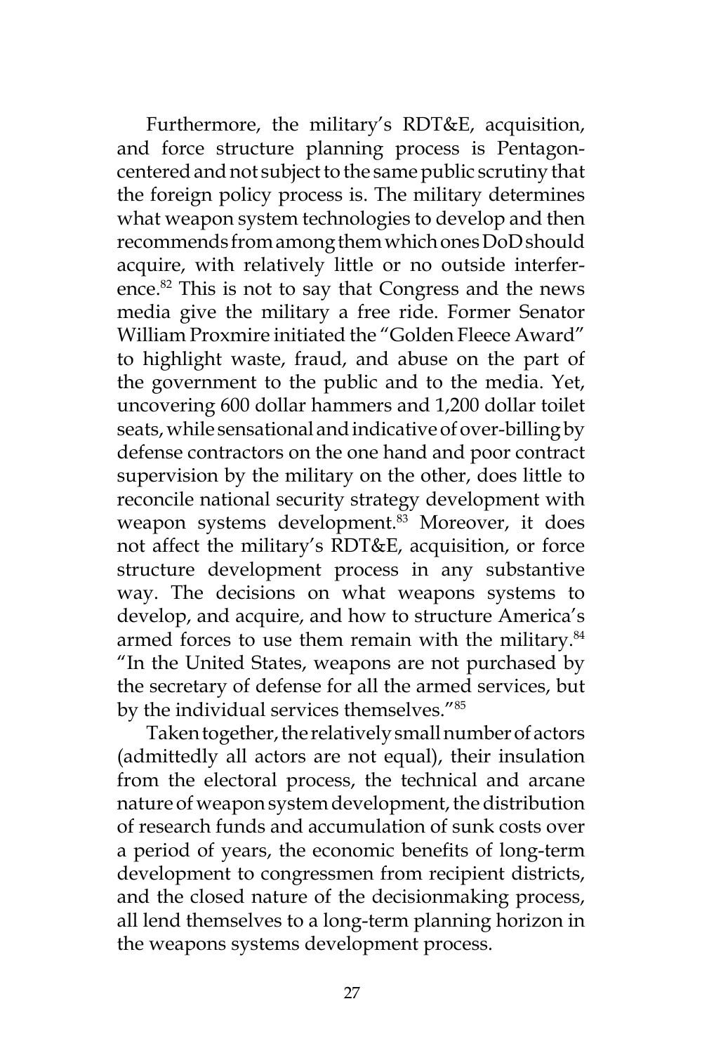Furthermore, the military's RDT&E, acquisition, and force structure planning process is Pentagon-centered and not subject to the same public scrutiny that the foreign policy process is. The military determines what weapon system technologies to develop and then recommends from among them which ones DoD should acquire, with relatively little or no outside interference.[82] This is not to say that Congress and the news media give the military a free ride. Former Senator William Proxmire initiated the "Golden Fleece Award" to highlight waste, fraud, and abuse on the part of the government to the public and to the media. Yet, uncovering 600 dollar hammers and 1,200 dollar toilet seats, while sensational and indicative of over-billing by defense contractors on the one hand and poor contract supervision by the military on the other, does little to reconcile national security strategy development with weapon systems development.[83] Moreover, it does not affect the military's RDT&E, acquisition, or force structure development process in any substantive way. The decisions on what weapons systems to develop, and acquire, and how to structure America's armed forces to use them remain with the military.[84] "In the United States, weapons are not purchased by the secretary of defense for all the armed services, but by the individual services themselves."[85]

Taken together, the relatively small number of actors (admittedly all actors are not equal), their insulation from the electoral process, the technical and arcane nature of weapon system development, the distribution of research funds and accumulation of sunk costs over a period of years, the economic benefits of long-term development to congressmen from recipient districts, and the closed nature of the decisionmaking process, all lend themselves to a long-term planning horizon in the weapons systems development process.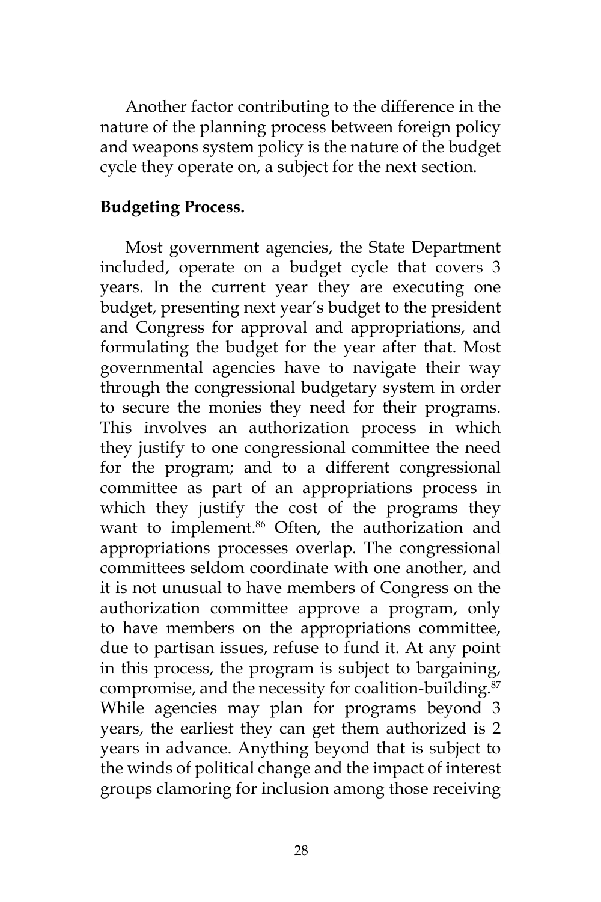Another factor contributing to the difference in the nature of the planning process between foreign policy and weapons system policy is the nature of the budget cycle they operate on, a subject for the next section.

**Budgeting Process.**

Most government agencies, the State Department included, operate on a budget cycle that covers 3 years. In the current year they are executing one budget, presenting next year's budget to the president and Congress for approval and appropriations, and formulating the budget for the year after that. Most governmental agencies have to navigate their way through the congressional budgetary system in order to secure the monies they need for their programs. This involves an authorization process in which they justify to one congressional committee the need for the program; and to a different congressional committee as part of an appropriations process in which they justify the cost of the programs they want to implement.[86] Often, the authorization and appropriations processes overlap. The congressional committees seldom coordinate with one another, and it is not unusual to have members of Congress on the authorization committee approve a program, only to have members on the appropriations committee, due to partisan issues, refuse to fund it. At any point in this process, the program is subject to bargaining, compromise, and the necessity for coalition-building.[87] While agencies may plan for programs beyond 3 years, the earliest they can get them authorized is 2 years in advance. Anything beyond that is subject to the winds of political change and the impact of interest groups clamoring for inclusion among those receiving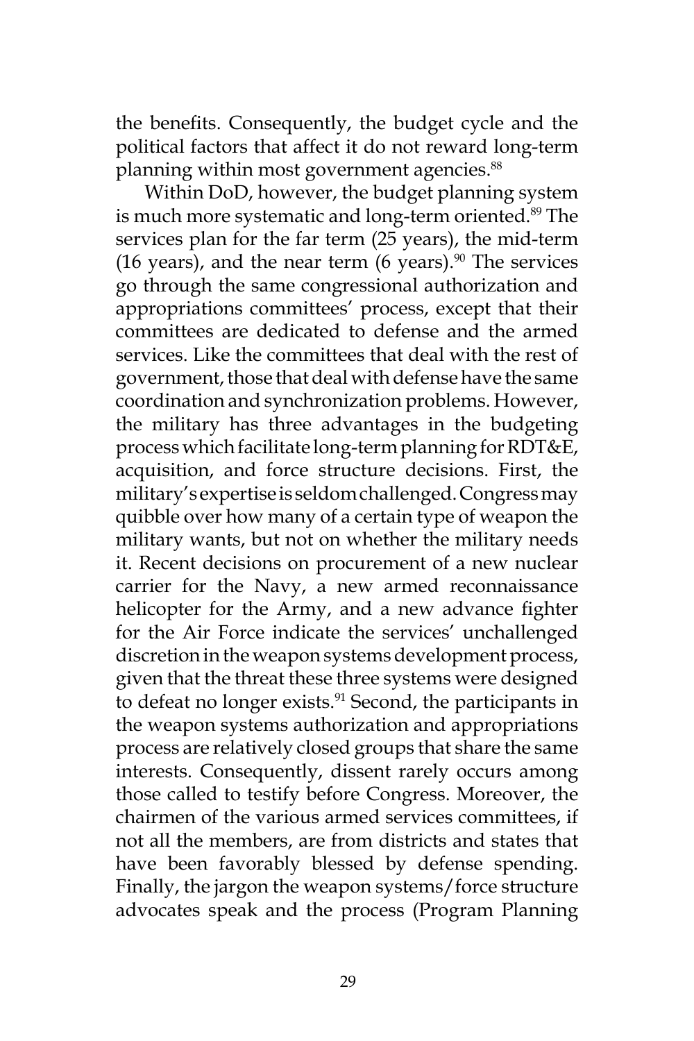the benefits. Consequently, the budget cycle and the political factors that affect it do not reward long-term planning within most government agencies.[88]

Within DoD, however, the budget planning system is much more systematic and long-term oriented.[89] The services plan for the far term (25 years), the mid-term (16 years), and the near term (6 years).[90] The services go through the same congressional authorization and appropriations committees' process, except that their committees are dedicated to defense and the armed services. Like the committees that deal with the rest of government, those that deal with defense have the same coordination and synchronization problems. However, the military has three advantages in the budgeting process which facilitate long-term planning for RDT&E, acquisition, and force structure decisions. First, the military's expertise is seldom challenged. Congress may quibble over how many of a certain type of weapon the military wants, but not on whether the military needs it. Recent decisions on procurement of a new nuclear carrier for the Navy, a new armed reconnaissance helicopter for the Army, and a new advance fighter for the Air Force indicate the services' unchallenged discretion in the weapon systems development process, given that the threat these three systems were designed to defeat no longer exists.[91] Second, the participants in the weapon systems authorization and appropriations process are relatively closed groups that share the same interests. Consequently, dissent rarely occurs among those called to testify before Congress. Moreover, the chairmen of the various armed services committees, if not all the members, are from districts and states that have been favorably blessed by defense spending. Finally, the jargon the weapon systems/force structure advocates speak and the process (Program Planning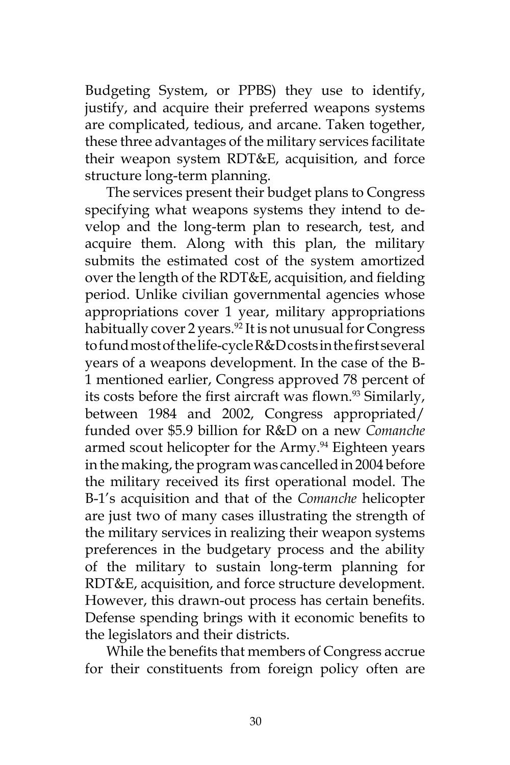Budgeting System, or PPBS) they use to identify, justify, and acquire their preferred weapons systems are complicated, tedious, and arcane. Taken together, these three advantages of the military services facilitate their weapon system RDT&E, acquisition, and force structure long-term planning.

The services present their budget plans to Congress specifying what weapons systems they intend to develop and the long-term plan to research, test, and acquire them. Along with this plan, the military submits the estimated cost of the system amortized over the length of the RDT&E, acquisition, and fielding period. Unlike civilian governmental agencies whose appropriations cover 1 year, military appropriations habitually cover 2 years.[92] It is not unusual for Congress to fund most of the life-cycle R&D costs in the first several years of a weapons development. In the case of the B-1 mentioned earlier, Congress approved 78 percent of its costs before the first aircraft was flown.[93] Similarly, between 1984 and 2002, Congress appropriated/funded over $5.9 billion for R&D on a new *Comanche* armed scout helicopter for the Army.[94] Eighteen years in the making, the program was cancelled in 2004 before the military received its first operational model. The B-1's acquisition and that of the *Comanche* helicopter are just two of many cases illustrating the strength of the military services in realizing their weapon systems preferences in the budgetary process and the ability of the military to sustain long-term planning for RDT&E, acquisition, and force structure development. However, this drawn-out process has certain benefits. Defense spending brings with it economic benefits to the legislators and their districts.

While the benefits that members of Congress accrue for their constituents from foreign policy often are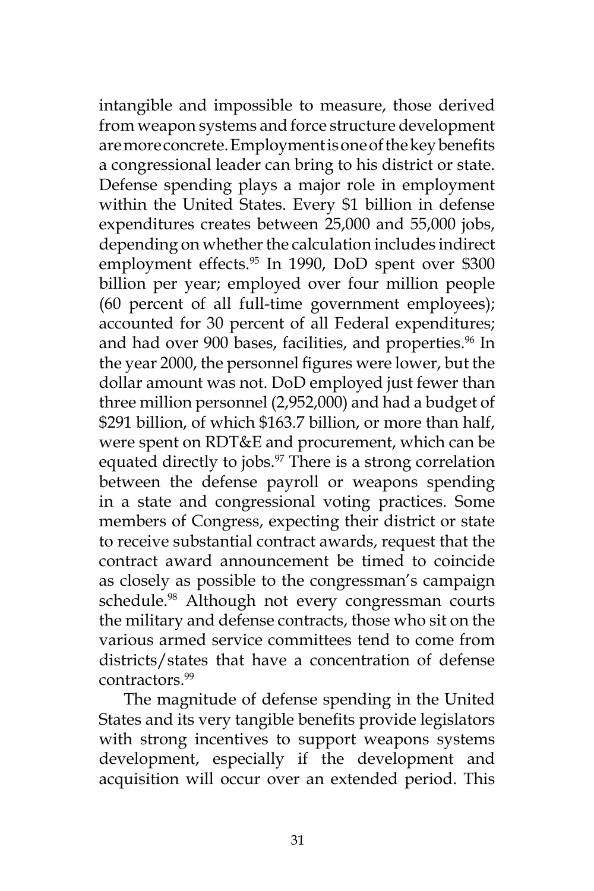intangible and impossible to measure, those derived from weapon systems and force structure development are more concrete. Employment is one of the key benefits a congressional leader can bring to his district or state. Defense spending plays a major role in employment within the United States. Every $1 billion in defense expenditures creates between 25,000 and 55,000 jobs, depending on whether the calculation includes indirect employment effects.[95] In 1990, DoD spent over $300 billion per year; employed over four million people (60 percent of all full-time government employees); accounted for 30 percent of all Federal expenditures; and had over 900 bases, facilities, and properties.[96] In the year 2000, the personnel figures were lower, but the dollar amount was not. DoD employed just fewer than three million personnel (2,952,000) and had a budget of $291 billion, of which $163.7 billion, or more than half, were spent on RDT&E and procurement, which can be equated directly to jobs.[97] There is a strong correlation between the defense payroll or weapons spending in a state and congressional voting practices. Some members of Congress, expecting their district or state to receive substantial contract awards, request that the contract award announcement be timed to coincide as closely as possible to the congressman's campaign schedule.[98] Although not every congressman courts the military and defense contracts, those who sit on the various armed service committees tend to come from districts/states that have a concentration of defense contractors.[99]

The magnitude of defense spending in the United States and its very tangible benefits provide legislators with strong incentives to support weapons systems development, especially if the development and acquisition will occur over an extended period. This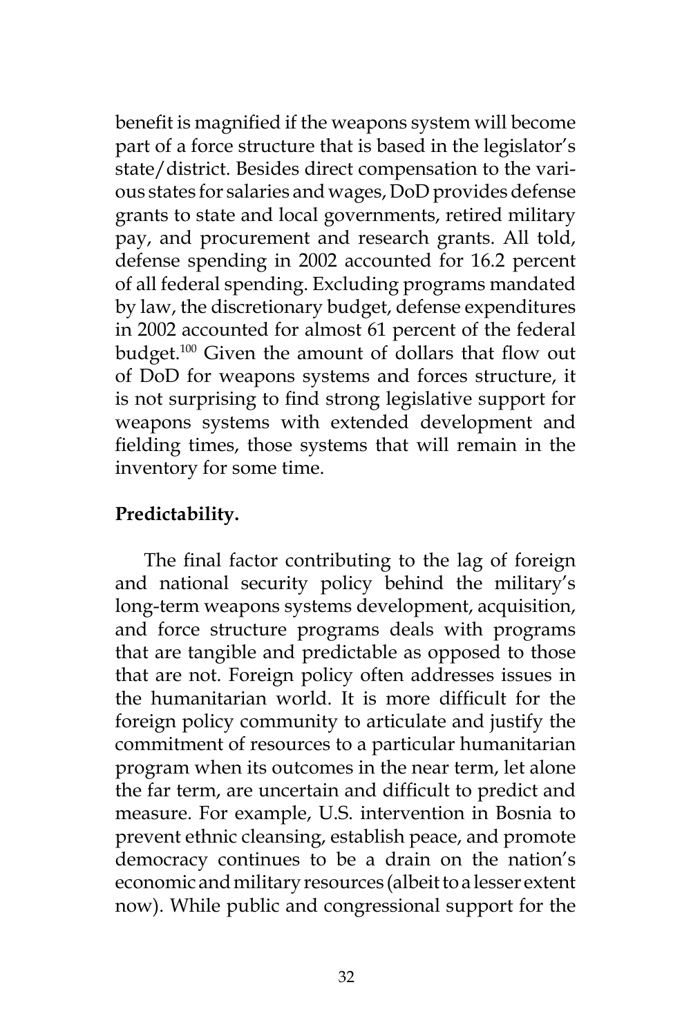benefit is magnified if the weapons system will become part of a force structure that is based in the legislator's state/district. Besides direct compensation to the various states for salaries and wages, DoD provides defense grants to state and local governments, retired military pay, and procurement and research grants. All told, defense spending in 2002 accounted for 16.2 percent of all federal spending. Excluding programs mandated by law, the discretionary budget, defense expenditures in 2002 accounted for almost 61 percent of the federal budget.[100] Given the amount of dollars that flow out of DoD for weapons systems and forces structure, it is not surprising to find strong legislative support for weapons systems with extended development and fielding times, those systems that will remain in the inventory for some time.

**Predictability.**

The final factor contributing to the lag of foreign and national security policy behind the military's long-term weapons systems development, acquisition, and force structure programs deals with programs that are tangible and predictable as opposed to those that are not. Foreign policy often addresses issues in the humanitarian world. It is more difficult for the foreign policy community to articulate and justify the commitment of resources to a particular humanitarian program when its outcomes in the near term, let alone the far term, are uncertain and difficult to predict and measure. For example, U.S. intervention in Bosnia to prevent ethnic cleansing, establish peace, and promote democracy continues to be a drain on the nation's economic and military resources (albeit to a lesser extent now). While public and congressional support for the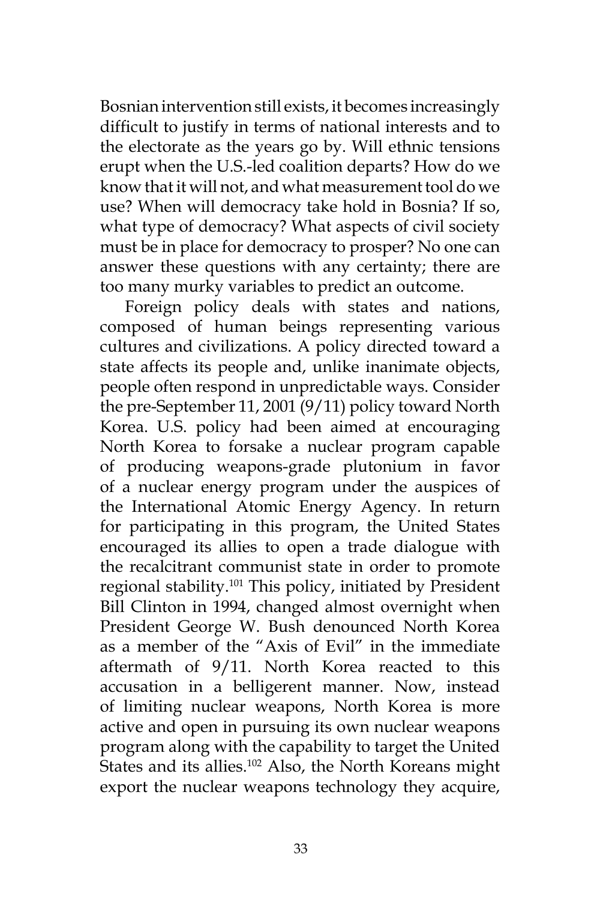Bosnian intervention still exists, it becomes increasingly difficult to justify in terms of national interests and to the electorate as the years go by. Will ethnic tensions erupt when the U.S.-led coalition departs? How do we know that it will not, and what measurement tool do we use? When will democracy take hold in Bosnia? If so, what type of democracy? What aspects of civil society must be in place for democracy to prosper? No one can answer these questions with any certainty; there are too many murky variables to predict an outcome.

Foreign policy deals with states and nations, composed of human beings representing various cultures and civilizations. A policy directed toward a state affects its people and, unlike inanimate objects, people often respond in unpredictable ways. Consider the pre-September 11, 2001 (9/11) policy toward North Korea. U.S. policy had been aimed at encouraging North Korea to forsake a nuclear program capable of producing weapons-grade plutonium in favor of a nuclear energy program under the auspices of the International Atomic Energy Agency. In return for participating in this program, the United States encouraged its allies to open a trade dialogue with the recalcitrant communist state in order to promote regional stability.[101] This policy, initiated by President Bill Clinton in 1994, changed almost overnight when President George W. Bush denounced North Korea as a member of the "Axis of Evil" in the immediate aftermath of 9/11. North Korea reacted to this accusation in a belligerent manner. Now, instead of limiting nuclear weapons, North Korea is more active and open in pursuing its own nuclear weapons program along with the capability to target the United States and its allies.[102] Also, the North Koreans might export the nuclear weapons technology they acquire,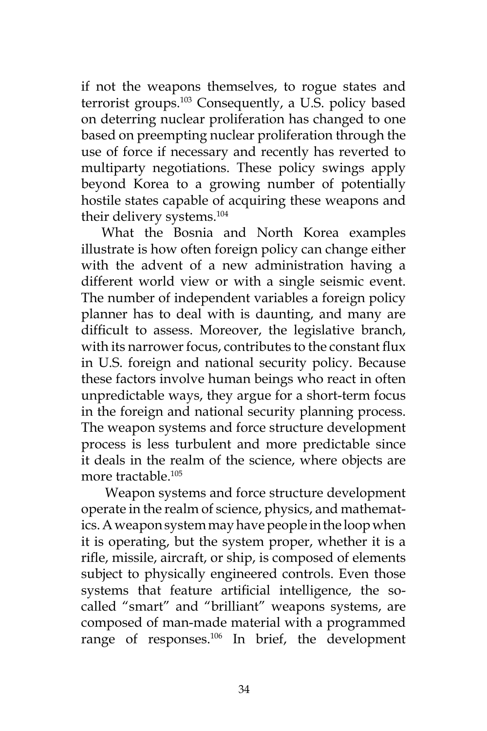if not the weapons themselves, to rogue states and terrorist groups.[103] Consequently, a U.S. policy based on deterring nuclear proliferation has changed to one based on preempting nuclear proliferation through the use of force if necessary and recently has reverted to multiparty negotiations. These policy swings apply beyond Korea to a growing number of potentially hostile states capable of acquiring these weapons and their delivery systems.[104]

What the Bosnia and North Korea examples illustrate is how often foreign policy can change either with the advent of a new administration having a different world view or with a single seismic event. The number of independent variables a foreign policy planner has to deal with is daunting, and many are difficult to assess. Moreover, the legislative branch, with its narrower focus, contributes to the constant flux in U.S. foreign and national security policy. Because these factors involve human beings who react in often unpredictable ways, they argue for a short-term focus in the foreign and national security planning process. The weapon systems and force structure development process is less turbulent and more predictable since it deals in the realm of the science, where objects are more tractable.[105]

Weapon systems and force structure development operate in the realm of science, physics, and mathematics. A weapon system may have people in the loop when it is operating, but the system proper, whether it is a rifle, missile, aircraft, or ship, is composed of elements subject to physically engineered controls. Even those systems that feature artificial intelligence, the so-called "smart" and "brilliant" weapons systems, are composed of man-made material with a programmed range of responses.[106] In brief, the development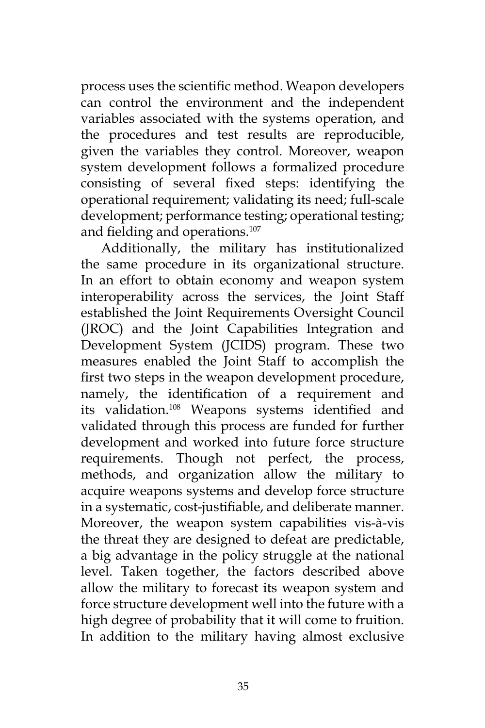process uses the scientific method. Weapon developers can control the environment and the independent variables associated with the systems operation, and the procedures and test results are reproducible, given the variables they control. Moreover, weapon system development follows a formalized procedure consisting of several fixed steps: identifying the operational requirement; validating its need; full-scale development; performance testing; operational testing; and fielding and operations.[107]

Additionally, the military has institutionalized the same procedure in its organizational structure. In an effort to obtain economy and weapon system interoperability across the services, the Joint Staff established the Joint Requirements Oversight Council (JROC) and the Joint Capabilities Integration and Development System (JCIDS) program. These two measures enabled the Joint Staff to accomplish the first two steps in the weapon development procedure, namely, the identification of a requirement and its validation.[108] Weapons systems identified and validated through this process are funded for further development and worked into future force structure requirements. Though not perfect, the process, methods, and organization allow the military to acquire weapons systems and develop force structure in a systematic, cost-justifiable, and deliberate manner. Moreover, the weapon system capabilities vis-à-vis the threat they are designed to defeat are predictable, a big advantage in the policy struggle at the national level. Taken together, the factors described above allow the military to forecast its weapon system and force structure development well into the future with a high degree of probability that it will come to fruition. In addition to the military having almost exclusive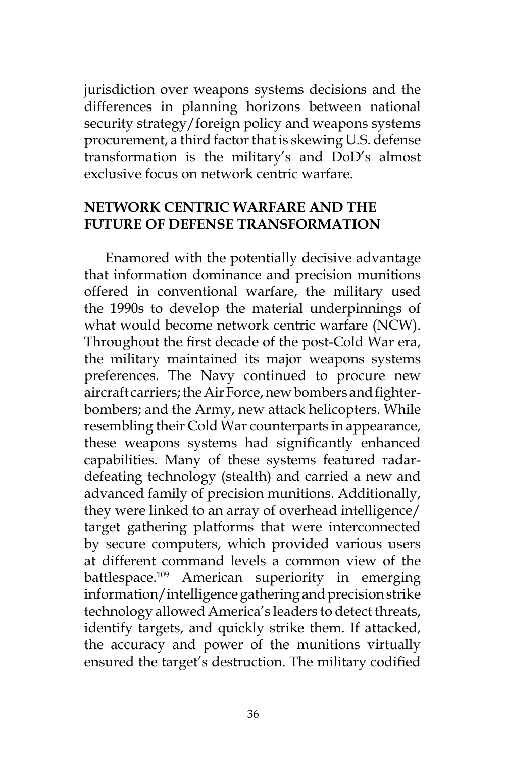jurisdiction over weapons systems decisions and the differences in planning horizons between national security strategy/foreign policy and weapons systems procurement, a third factor that is skewing U.S. defense transformation is the military's and DoD's almost exclusive focus on network centric warfare.

## NETWORK CENTRIC WARFARE AND THE FUTURE OF DEFENSE TRANSFORMATION

Enamored with the potentially decisive advantage that information dominance and precision munitions offered in conventional warfare, the military used the 1990s to develop the material underpinnings of what would become network centric warfare (NCW). Throughout the first decade of the post-Cold War era, the military maintained its major weapons systems preferences. The Navy continued to procure new aircraft carriers; the Air Force, new bombers and fighter-bombers; and the Army, new attack helicopters. While resembling their Cold War counterparts in appearance, these weapons systems had significantly enhanced capabilities. Many of these systems featured radar-defeating technology (stealth) and carried a new and advanced family of precision munitions. Additionally, they were linked to an array of overhead intelligence/target gathering platforms that were interconnected by secure computers, which provided various users at different command levels a common view of the battlespace.[109] American superiority in emerging information/intelligence gathering and precision strike technology allowed America's leaders to detect threats, identify targets, and quickly strike them. If attacked, the accuracy and power of the munitions virtually ensured the target's destruction. The military codified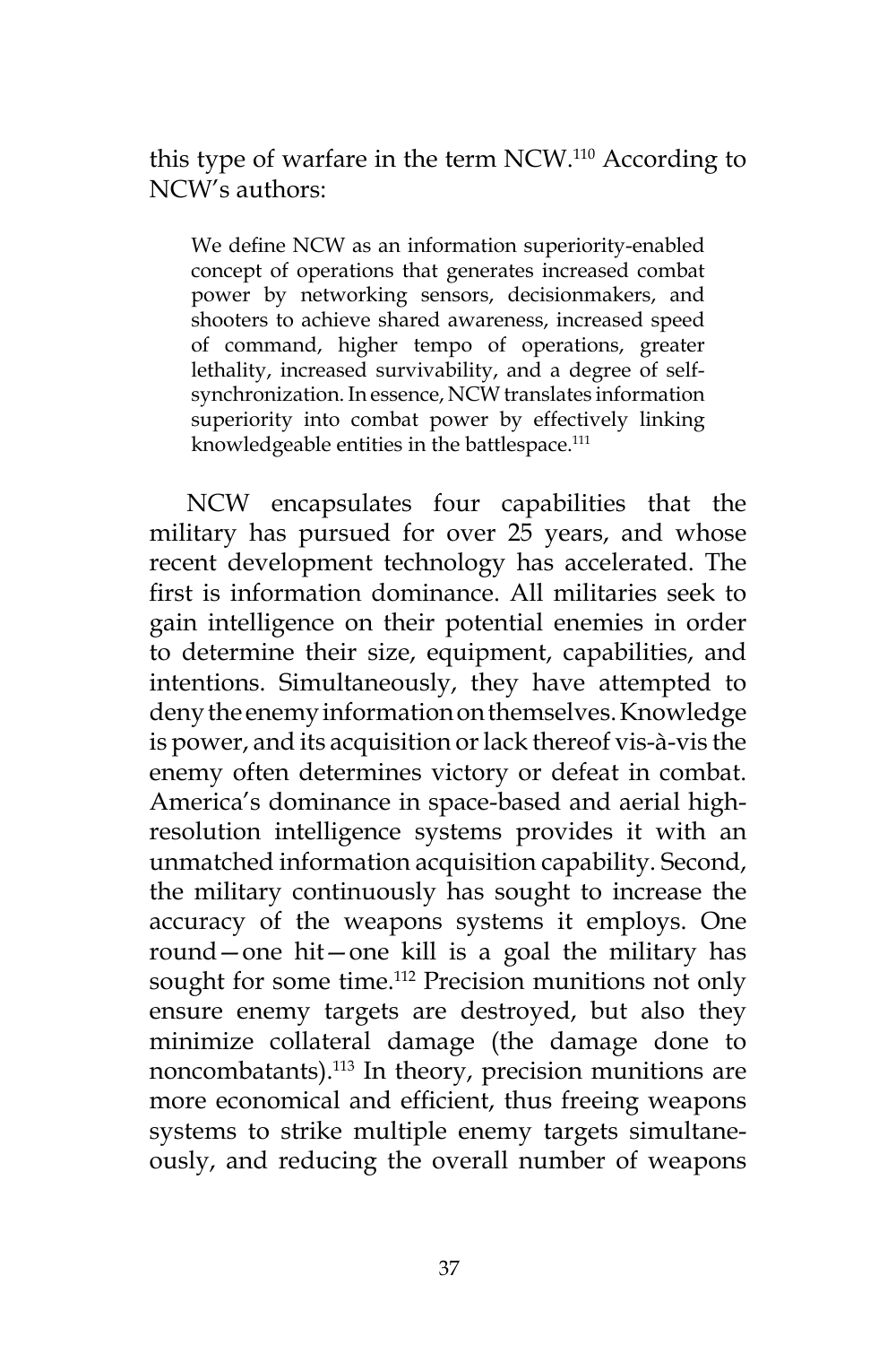this type of warfare in the term NCW.[110] According to NCW's authors:

> We define NCW as an information superiority-enabled concept of operations that generates increased combat power by networking sensors, decisionmakers, and shooters to achieve shared awareness, increased speed of command, higher tempo of operations, greater lethality, increased survivability, and a degree of self-synchronization. In essence, NCW translates information superiority into combat power by effectively linking knowledgeable entities in the battlespace.[111]

NCW encapsulates four capabilities that the military has pursued for over 25 years, and whose recent development technology has accelerated. The first is information dominance. All militaries seek to gain intelligence on their potential enemies in order to determine their size, equipment, capabilities, and intentions. Simultaneously, they have attempted to deny the enemy information on themselves. Knowledge is power, and its acquisition or lack thereof vis-à-vis the enemy often determines victory or defeat in combat. America's dominance in space-based and aerial high-resolution intelligence systems provides it with an unmatched information acquisition capability. Second, the military continuously has sought to increase the accuracy of the weapons systems it employs. One round—one hit—one kill is a goal the military has sought for some time.[112] Precision munitions not only ensure enemy targets are destroyed, but also they minimize collateral damage (the damage done to noncombatants).[113] In theory, precision munitions are more economical and efficient, thus freeing weapons systems to strike multiple enemy targets simultaneously, and reducing the overall number of weapons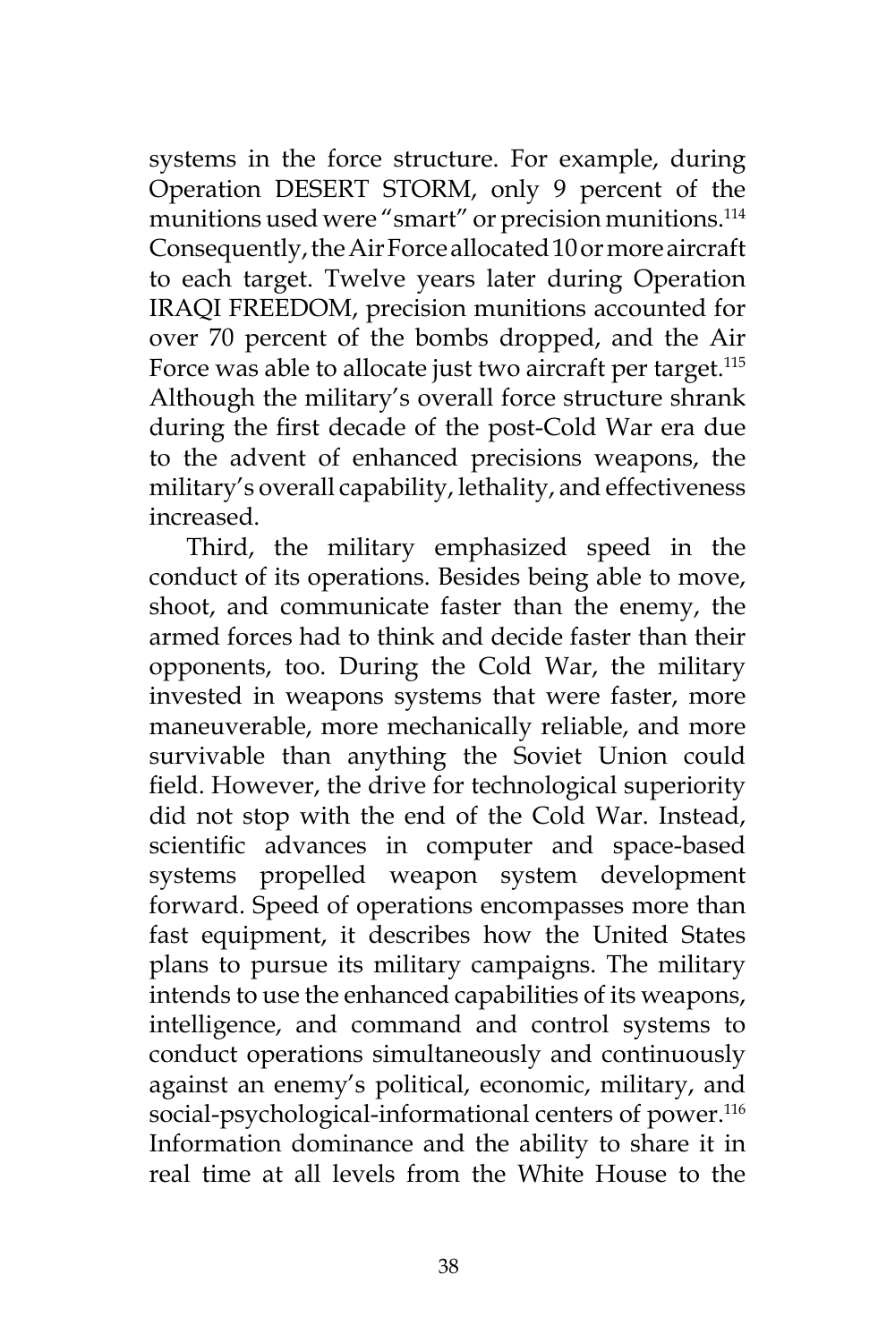systems in the force structure. For example, during Operation DESERT STORM, only 9 percent of the munitions used were "smart" or precision munitions.[114] Consequently, the Air Force allocated 10 or more aircraft to each target. Twelve years later during Operation IRAQI FREEDOM, precision munitions accounted for over 70 percent of the bombs dropped, and the Air Force was able to allocate just two aircraft per target.[115] Although the military's overall force structure shrank during the first decade of the post-Cold War era due to the advent of enhanced precisions weapons, the military's overall capability, lethality, and effectiveness increased.

Third, the military emphasized speed in the conduct of its operations. Besides being able to move, shoot, and communicate faster than the enemy, the armed forces had to think and decide faster than their opponents, too. During the Cold War, the military invested in weapons systems that were faster, more maneuverable, more mechanically reliable, and more survivable than anything the Soviet Union could field. However, the drive for technological superiority did not stop with the end of the Cold War. Instead, scientific advances in computer and space-based systems propelled weapon system development forward. Speed of operations encompasses more than fast equipment, it describes how the United States plans to pursue its military campaigns. The military intends to use the enhanced capabilities of its weapons, intelligence, and command and control systems to conduct operations simultaneously and continuously against an enemy's political, economic, military, and social-psychological-informational centers of power.[116] Information dominance and the ability to share it in real time at all levels from the White House to the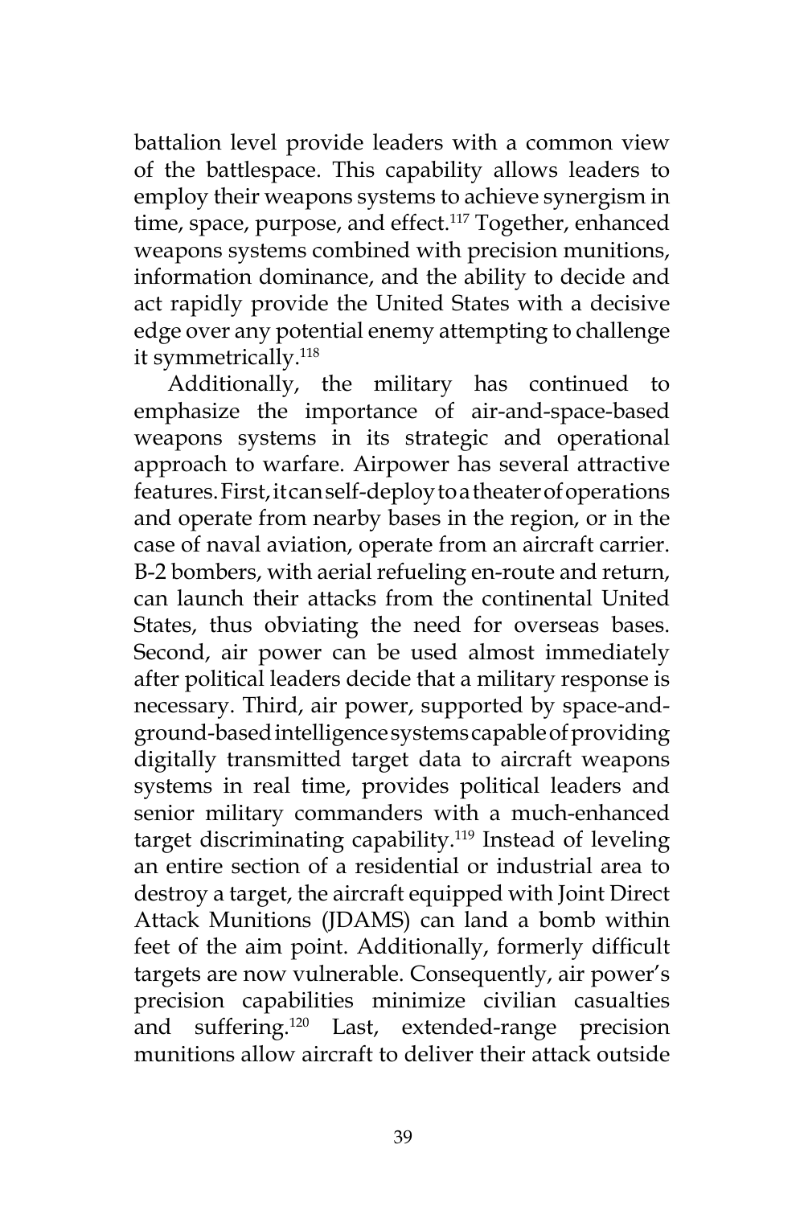battalion level provide leaders with a common view of the battlespace. This capability allows leaders to employ their weapons systems to achieve synergism in time, space, purpose, and effect.[117] Together, enhanced weapons systems combined with precision munitions, information dominance, and the ability to decide and act rapidly provide the United States with a decisive edge over any potential enemy attempting to challenge it symmetrically.[118]

Additionally, the military has continued to emphasize the importance of air-and-space-based weapons systems in its strategic and operational approach to warfare. Airpower has several attractive features. First, it can self-deploy to a theater of operations and operate from nearby bases in the region, or in the case of naval aviation, operate from an aircraft carrier. B-2 bombers, with aerial refueling en-route and return, can launch their attacks from the continental United States, thus obviating the need for overseas bases. Second, air power can be used almost immediately after political leaders decide that a military response is necessary. Third, air power, supported by space-and-ground-based intelligence systems capable of providing digitally transmitted target data to aircraft weapons systems in real time, provides political leaders and senior military commanders with a much-enhanced target discriminating capability.[119] Instead of leveling an entire section of a residential or industrial area to destroy a target, the aircraft equipped with Joint Direct Attack Munitions (JDAMS) can land a bomb within feet of the aim point. Additionally, formerly difficult targets are now vulnerable. Consequently, air power's precision capabilities minimize civilian casualties and suffering.[120] Last, extended-range precision munitions allow aircraft to deliver their attack outside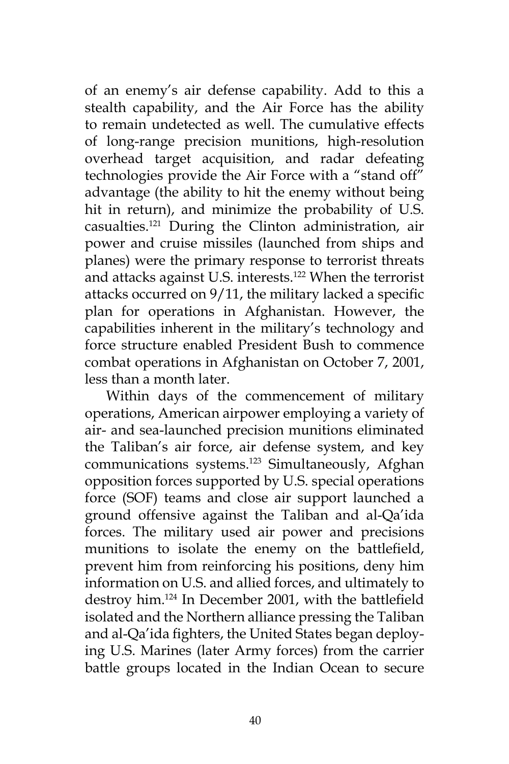of an enemy's air defense capability. Add to this a stealth capability, and the Air Force has the ability to remain undetected as well. The cumulative effects of long-range precision munitions, high-resolution overhead target acquisition, and radar defeating technologies provide the Air Force with a "stand off" advantage (the ability to hit the enemy without being hit in return), and minimize the probability of U.S. casualties.[121] During the Clinton administration, air power and cruise missiles (launched from ships and planes) were the primary response to terrorist threats and attacks against U.S. interests.[122] When the terrorist attacks occurred on 9/11, the military lacked a specific plan for operations in Afghanistan. However, the capabilities inherent in the military's technology and force structure enabled President Bush to commence combat operations in Afghanistan on October 7, 2001, less than a month later.

Within days of the commencement of military operations, American airpower employing a variety of air- and sea-launched precision munitions eliminated the Taliban's air force, air defense system, and key communications systems.[123] Simultaneously, Afghan opposition forces supported by U.S. special operations force (SOF) teams and close air support launched a ground offensive against the Taliban and al-Qa'ida forces. The military used air power and precisions munitions to isolate the enemy on the battlefield, prevent him from reinforcing his positions, deny him information on U.S. and allied forces, and ultimately to destroy him.[124] In December 2001, with the battlefield isolated and the Northern alliance pressing the Taliban and al-Qa'ida fighters, the United States began deploying U.S. Marines (later Army forces) from the carrier battle groups located in the Indian Ocean to secure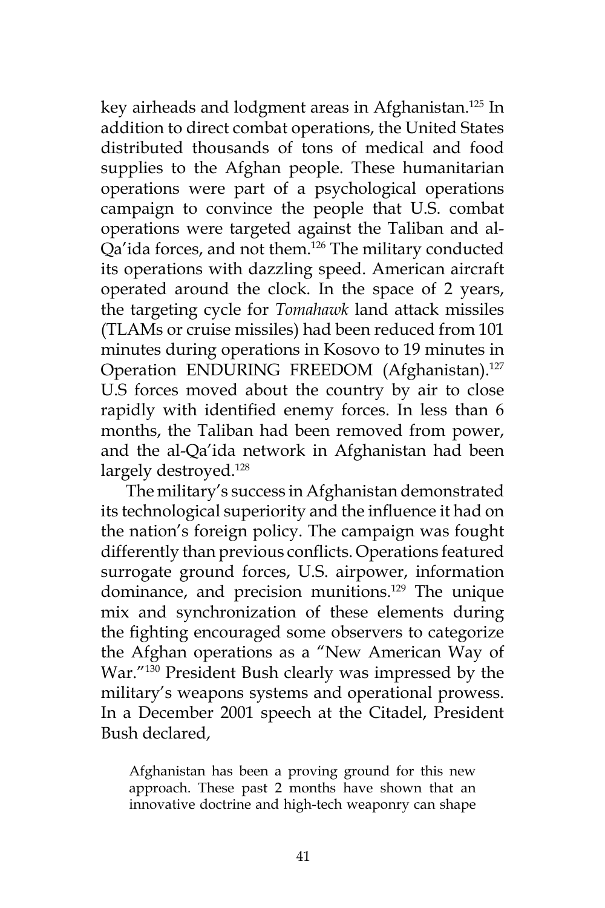key airheads and lodgment areas in Afghanistan.[125] In addition to direct combat operations, the United States distributed thousands of tons of medical and food supplies to the Afghan people. These humanitarian operations were part of a psychological operations campaign to convince the people that U.S. combat operations were targeted against the Taliban and al-Qa'ida forces, and not them.[126] The military conducted its operations with dazzling speed. American aircraft operated around the clock. In the space of 2 years, the targeting cycle for *Tomahawk* land attack missiles (TLAMs or cruise missiles) had been reduced from 101 minutes during operations in Kosovo to 19 minutes in Operation ENDURING FREEDOM (Afghanistan).[127] U.S forces moved about the country by air to close rapidly with identified enemy forces. In less than 6 months, the Taliban had been removed from power, and the al-Qa'ida network in Afghanistan had been largely destroyed.[128]

The military's success in Afghanistan demonstrated its technological superiority and the influence it had on the nation's foreign policy. The campaign was fought differently than previous conflicts. Operations featured surrogate ground forces, U.S. airpower, information dominance, and precision munitions.[129] The unique mix and synchronization of these elements during the fighting encouraged some observers to categorize the Afghan operations as a "New American Way of War."[130] President Bush clearly was impressed by the military's weapons systems and operational prowess. In a December 2001 speech at the Citadel, President Bush declared,

> Afghanistan has been a proving ground for this new approach. These past 2 months have shown that an innovative doctrine and high-tech weaponry can shape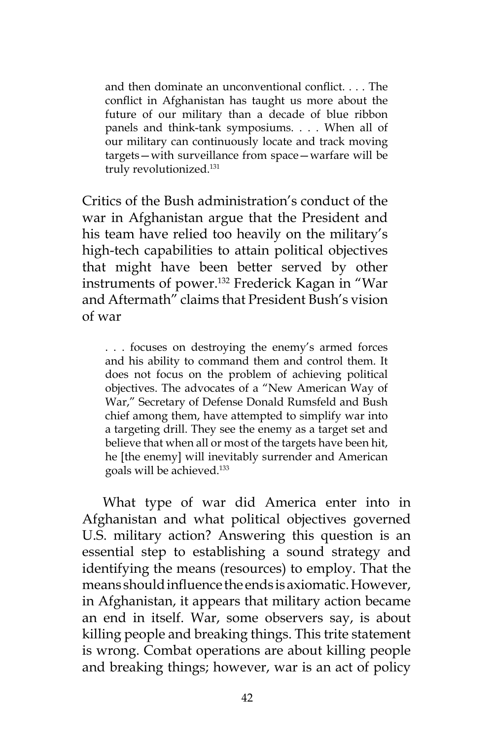> and then dominate an unconventional conflict. . . . The conflict in Afghanistan has taught us more about the future of our military than a decade of blue ribbon panels and think-tank symposiums. . . . When all of our military can continuously locate and track moving targets—with surveillance from space—warfare will be truly revolutionized.[131]

Critics of the Bush administration's conduct of the war in Afghanistan argue that the President and his team have relied too heavily on the military's high-tech capabilities to attain political objectives that might have been better served by other instruments of power.[132] Frederick Kagan in "War and Aftermath" claims that President Bush's vision of war

> . . . focuses on destroying the enemy's armed forces and his ability to command them and control them. It does not focus on the problem of achieving political objectives. The advocates of a "New American Way of War," Secretary of Defense Donald Rumsfeld and Bush chief among them, have attempted to simplify war into a targeting drill. They see the enemy as a target set and believe that when all or most of the targets have been hit, he [the enemy] will inevitably surrender and American goals will be achieved.[133]

What type of war did America enter into in Afghanistan and what political objectives governed U.S. military action? Answering this question is an essential step to establishing a sound strategy and identifying the means (resources) to employ. That the means should influence the ends is axiomatic. However, in Afghanistan, it appears that military action became an end in itself. War, some observers say, is about killing people and breaking things. This trite statement is wrong. Combat operations are about killing people and breaking things; however, war is an act of policy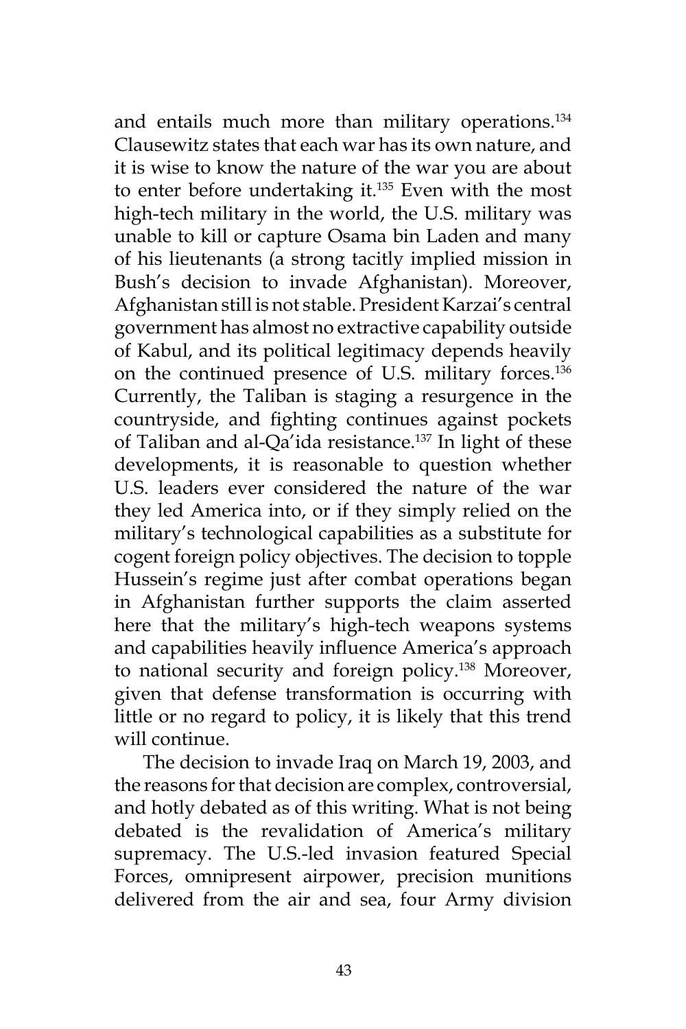and entails much more than military operations.[134] Clausewitz states that each war has its own nature, and it is wise to know the nature of the war you are about to enter before undertaking it.[135] Even with the most high-tech military in the world, the U.S. military was unable to kill or capture Osama bin Laden and many of his lieutenants (a strong tacitly implied mission in Bush's decision to invade Afghanistan). Moreover, Afghanistan still is not stable. President Karzai's central government has almost no extractive capability outside of Kabul, and its political legitimacy depends heavily on the continued presence of U.S. military forces.[136] Currently, the Taliban is staging a resurgence in the countryside, and fighting continues against pockets of Taliban and al-Qa'ida resistance.[137] In light of these developments, it is reasonable to question whether U.S. leaders ever considered the nature of the war they led America into, or if they simply relied on the military's technological capabilities as a substitute for cogent foreign policy objectives. The decision to topple Hussein's regime just after combat operations began in Afghanistan further supports the claim asserted here that the military's high-tech weapons systems and capabilities heavily influence America's approach to national security and foreign policy.[138] Moreover, given that defense transformation is occurring with little or no regard to policy, it is likely that this trend will continue.

The decision to invade Iraq on March 19, 2003, and the reasons for that decision are complex, controversial, and hotly debated as of this writing. What is not being debated is the revalidation of America's military supremacy. The U.S.-led invasion featured Special Forces, omnipresent airpower, precision munitions delivered from the air and sea, four Army division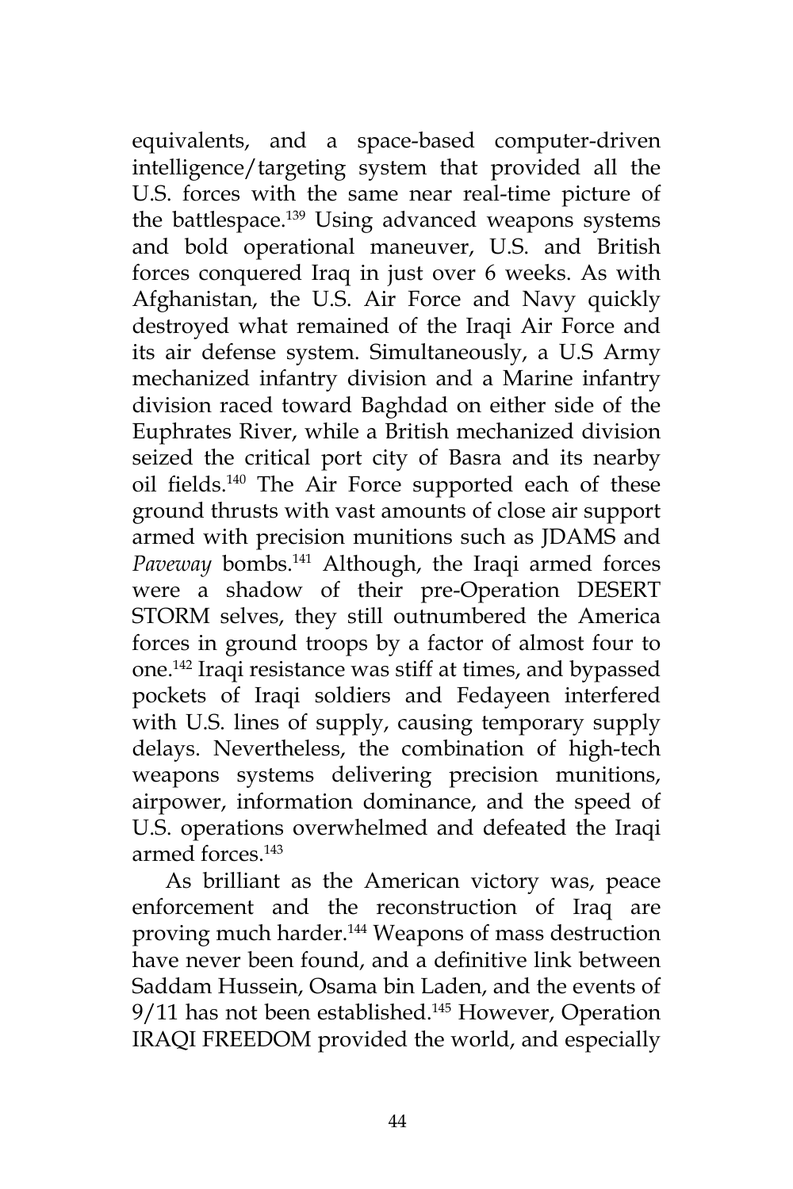equivalents, and a space-based computer-driven intelligence/targeting system that provided all the U.S. forces with the same near real-time picture of the battlespace.[139] Using advanced weapons systems and bold operational maneuver, U.S. and British forces conquered Iraq in just over 6 weeks. As with Afghanistan, the U.S. Air Force and Navy quickly destroyed what remained of the Iraqi Air Force and its air defense system. Simultaneously, a U.S Army mechanized infantry division and a Marine infantry division raced toward Baghdad on either side of the Euphrates River, while a British mechanized division seized the critical port city of Basra and its nearby oil fields.[140] The Air Force supported each of these ground thrusts with vast amounts of close air support armed with precision munitions such as JDAMS and *Paveway* bombs.[141] Although, the Iraqi armed forces were a shadow of their pre-Operation DESERT STORM selves, they still outnumbered the America forces in ground troops by a factor of almost four to one.[142] Iraqi resistance was stiff at times, and bypassed pockets of Iraqi soldiers and Fedayeen interfered with U.S. lines of supply, causing temporary supply delays. Nevertheless, the combination of high-tech weapons systems delivering precision munitions, airpower, information dominance, and the speed of U.S. operations overwhelmed and defeated the Iraqi armed forces.[143]

As brilliant as the American victory was, peace enforcement and the reconstruction of Iraq are proving much harder.[144] Weapons of mass destruction have never been found, and a definitive link between Saddam Hussein, Osama bin Laden, and the events of 9/11 has not been established.[145] However, Operation IRAQI FREEDOM provided the world, and especially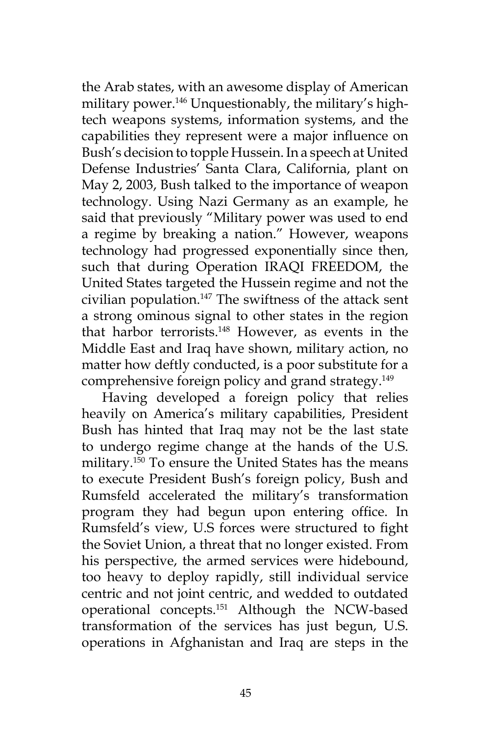the Arab states, with an awesome display of American military power.[146] Unquestionably, the military's high-tech weapons systems, information systems, and the capabilities they represent were a major influence on Bush's decision to topple Hussein. In a speech at United Defense Industries' Santa Clara, California, plant on May 2, 2003, Bush talked to the importance of weapon technology. Using Nazi Germany as an example, he said that previously "Military power was used to end a regime by breaking a nation." However, weapons technology had progressed exponentially since then, such that during Operation IRAQI FREEDOM, the United States targeted the Hussein regime and not the civilian population.[147] The swiftness of the attack sent a strong ominous signal to other states in the region that harbor terrorists.[148] However, as events in the Middle East and Iraq have shown, military action, no matter how deftly conducted, is a poor substitute for a comprehensive foreign policy and grand strategy.[149]

Having developed a foreign policy that relies heavily on America's military capabilities, President Bush has hinted that Iraq may not be the last state to undergo regime change at the hands of the U.S. military.[150] To ensure the United States has the means to execute President Bush's foreign policy, Bush and Rumsfeld accelerated the military's transformation program they had begun upon entering office. In Rumsfeld's view, U.S forces were structured to fight the Soviet Union, a threat that no longer existed. From his perspective, the armed services were hidebound, too heavy to deploy rapidly, still individual service centric and not joint centric, and wedded to outdated operational concepts.[151] Although the NCW-based transformation of the services has just begun, U.S. operations in Afghanistan and Iraq are steps in the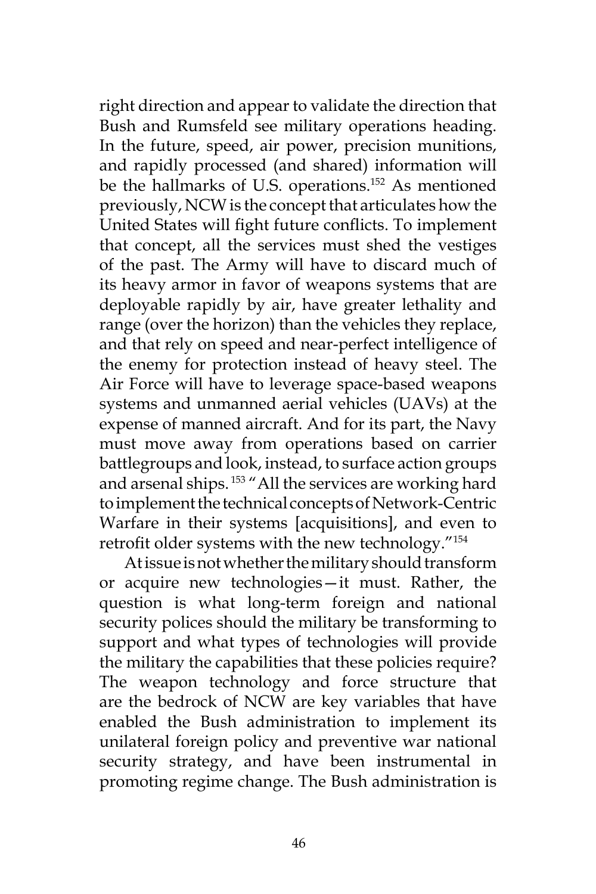right direction and appear to validate the direction that Bush and Rumsfeld see military operations heading. In the future, speed, air power, precision munitions, and rapidly processed (and shared) information will be the hallmarks of U.S. operations.[152] As mentioned previously, NCW is the concept that articulates how the United States will fight future conflicts. To implement that concept, all the services must shed the vestiges of the past. The Army will have to discard much of its heavy armor in favor of weapons systems that are deployable rapidly by air, have greater lethality and range (over the horizon) than the vehicles they replace, and that rely on speed and near-perfect intelligence of the enemy for protection instead of heavy steel. The Air Force will have to leverage space-based weapons systems and unmanned aerial vehicles (UAVs) at the expense of manned aircraft. And for its part, the Navy must move away from operations based on carrier battlegroups and look, instead, to surface action groups and arsenal ships.[153] "All the services are working hard to implement the technical concepts of Network-Centric Warfare in their systems [acquisitions], and even to retrofit older systems with the new technology."[154]

At issue is not whether the military should transform or acquire new technologies—it must. Rather, the question is what long-term foreign and national security polices should the military be transforming to support and what types of technologies will provide the military the capabilities that these policies require? The weapon technology and force structure that are the bedrock of NCW are key variables that have enabled the Bush administration to implement its unilateral foreign policy and preventive war national security strategy, and have been instrumental in promoting regime change. The Bush administration is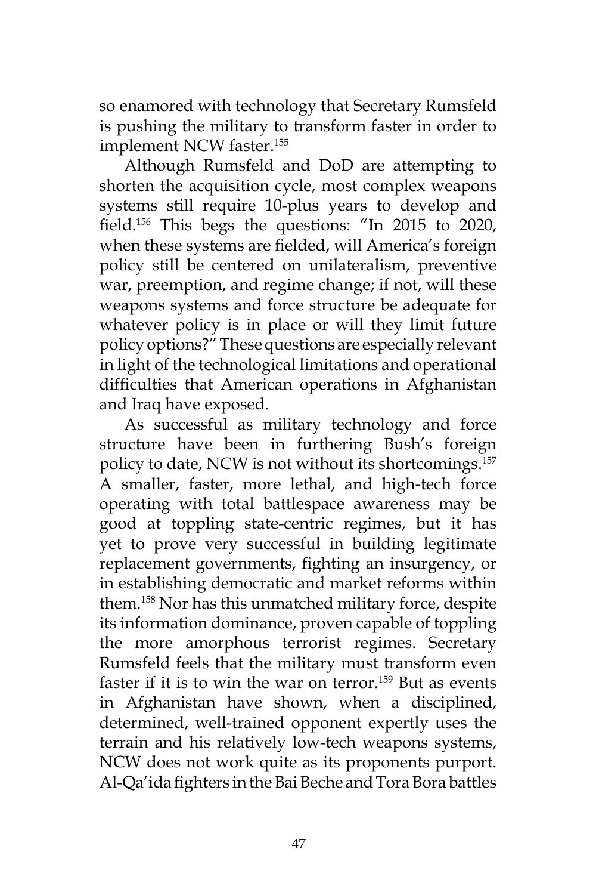so enamored with technology that Secretary Rumsfeld is pushing the military to transform faster in order to implement NCW faster.[155]

Although Rumsfeld and DoD are attempting to shorten the acquisition cycle, most complex weapons systems still require 10-plus years to develop and field.[156] This begs the questions: "In 2015 to 2020, when these systems are fielded, will America's foreign policy still be centered on unilateralism, preventive war, preemption, and regime change; if not, will these weapons systems and force structure be adequate for whatever policy is in place or will they limit future policy options?" These questions are especially relevant in light of the technological limitations and operational difficulties that American operations in Afghanistan and Iraq have exposed.

As successful as military technology and force structure have been in furthering Bush's foreign policy to date, NCW is not without its shortcomings.[157] A smaller, faster, more lethal, and high-tech force operating with total battlespace awareness may be good at toppling state-centric regimes, but it has yet to prove very successful in building legitimate replacement governments, fighting an insurgency, or in establishing democratic and market reforms within them.[158] Nor has this unmatched military force, despite its information dominance, proven capable of toppling the more amorphous terrorist regimes. Secretary Rumsfeld feels that the military must transform even faster if it is to win the war on terror.[159] But as events in Afghanistan have shown, when a disciplined, determined, well-trained opponent expertly uses the terrain and his relatively low-tech weapons systems, NCW does not work quite as its proponents purport. Al-Qa'ida fighters in the Bai Beche and Tora Bora battles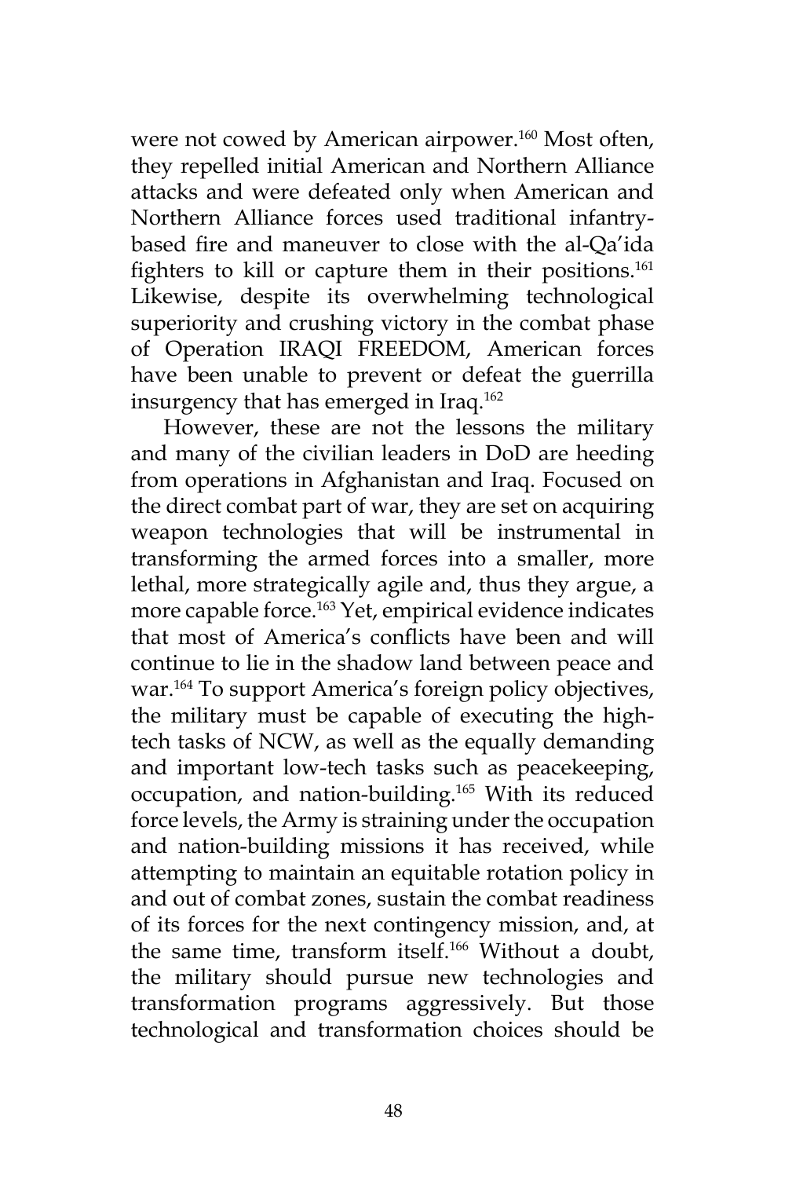were not cowed by American airpower.[160] Most often, they repelled initial American and Northern Alliance attacks and were defeated only when American and Northern Alliance forces used traditional infantry-based fire and maneuver to close with the al-Qa'ida fighters to kill or capture them in their positions.[161] Likewise, despite its overwhelming technological superiority and crushing victory in the combat phase of Operation IRAQI FREEDOM, American forces have been unable to prevent or defeat the guerrilla insurgency that has emerged in Iraq.[162]

However, these are not the lessons the military and many of the civilian leaders in DoD are heeding from operations in Afghanistan and Iraq. Focused on the direct combat part of war, they are set on acquiring weapon technologies that will be instrumental in transforming the armed forces into a smaller, more lethal, more strategically agile and, thus they argue, a more capable force.[163] Yet, empirical evidence indicates that most of America's conflicts have been and will continue to lie in the shadow land between peace and war.[164] To support America's foreign policy objectives, the military must be capable of executing the high-tech tasks of NCW, as well as the equally demanding and important low-tech tasks such as peacekeeping, occupation, and nation-building.[165] With its reduced force levels, the Army is straining under the occupation and nation-building missions it has received, while attempting to maintain an equitable rotation policy in and out of combat zones, sustain the combat readiness of its forces for the next contingency mission, and, at the same time, transform itself.[166] Without a doubt, the military should pursue new technologies and transformation programs aggressively. But those technological and transformation choices should be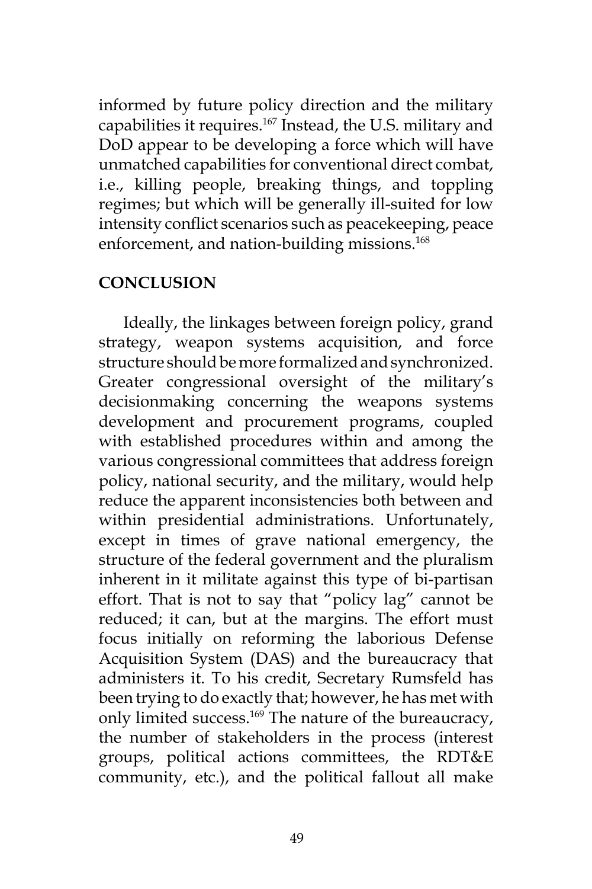informed by future policy direction and the military capabilities it requires.[167] Instead, the U.S. military and DoD appear to be developing a force which will have unmatched capabilities for conventional direct combat, i.e., killing people, breaking things, and toppling regimes; but which will be generally ill-suited for low intensity conflict scenarios such as peacekeeping, peace enforcement, and nation-building missions.[168]

## CONCLUSION

Ideally, the linkages between foreign policy, grand strategy, weapon systems acquisition, and force structure should be more formalized and synchronized. Greater congressional oversight of the military's decisionmaking concerning the weapons systems development and procurement programs, coupled with established procedures within and among the various congressional committees that address foreign policy, national security, and the military, would help reduce the apparent inconsistencies both between and within presidential administrations. Unfortunately, except in times of grave national emergency, the structure of the federal government and the pluralism inherent in it militate against this type of bi-partisan effort. That is not to say that "policy lag" cannot be reduced; it can, but at the margins. The effort must focus initially on reforming the laborious Defense Acquisition System (DAS) and the bureaucracy that administers it. To his credit, Secretary Rumsfeld has been trying to do exactly that; however, he has met with only limited success.[169] The nature of the bureaucracy, the number of stakeholders in the process (interest groups, political actions committees, the RDT&E community, etc.), and the political fallout all make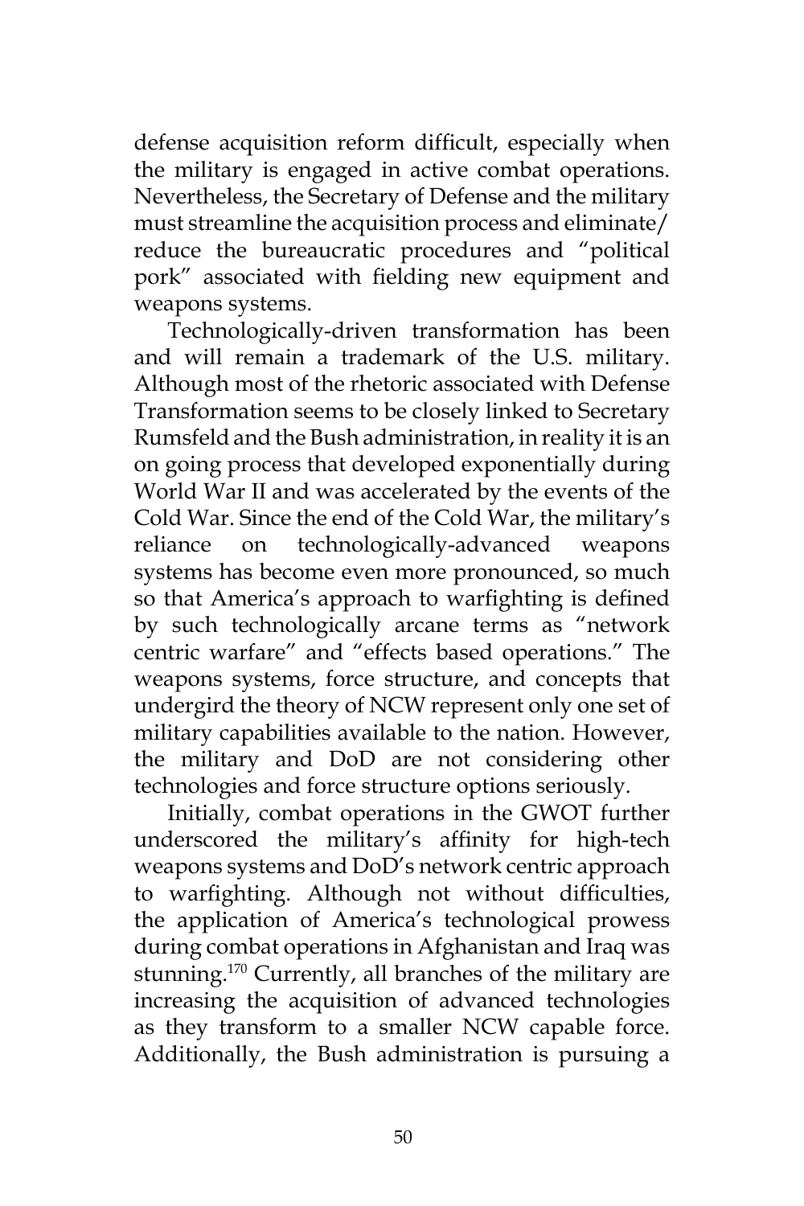defense acquisition reform difficult, especially when the military is engaged in active combat operations. Nevertheless, the Secretary of Defense and the military must streamline the acquisition process and eliminate/reduce the bureaucratic procedures and "political pork" associated with fielding new equipment and weapons systems.

Technologically-driven transformation has been and will remain a trademark of the U.S. military. Although most of the rhetoric associated with Defense Transformation seems to be closely linked to Secretary Rumsfeld and the Bush administration, in reality it is an on going process that developed exponentially during World War II and was accelerated by the events of the Cold War. Since the end of the Cold War, the military's reliance on technologically-advanced weapons systems has become even more pronounced, so much so that America's approach to warfighting is defined by such technologically arcane terms as "network centric warfare" and "effects based operations." The weapons systems, force structure, and concepts that undergird the theory of NCW represent only one set of military capabilities available to the nation. However, the military and DoD are not considering other technologies and force structure options seriously.

Initially, combat operations in the GWOT further underscored the military's affinity for high-tech weapons systems and DoD's network centric approach to warfighting. Although not without difficulties, the application of America's technological prowess during combat operations in Afghanistan and Iraq was stunning.[170] Currently, all branches of the military are increasing the acquisition of advanced technologies as they transform to a smaller NCW capable force. Additionally, the Bush administration is pursuing a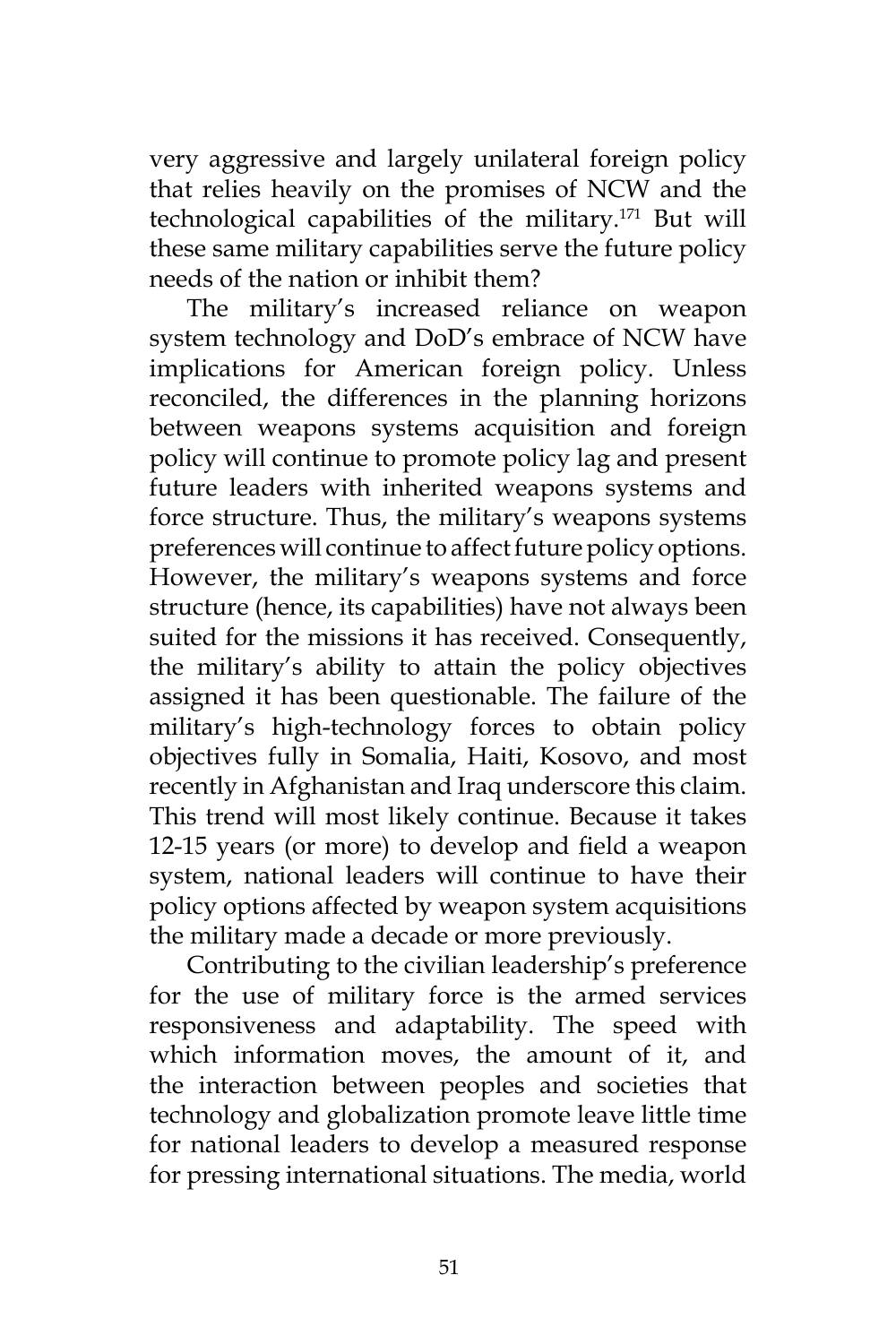very aggressive and largely unilateral foreign policy that relies heavily on the promises of NCW and the technological capabilities of the military.[171] But will these same military capabilities serve the future policy needs of the nation or inhibit them?

The military's increased reliance on weapon system technology and DoD's embrace of NCW have implications for American foreign policy. Unless reconciled, the differences in the planning horizons between weapons systems acquisition and foreign policy will continue to promote policy lag and present future leaders with inherited weapons systems and force structure. Thus, the military's weapons systems preferences will continue to affect future policy options. However, the military's weapons systems and force structure (hence, its capabilities) have not always been suited for the missions it has received. Consequently, the military's ability to attain the policy objectives assigned it has been questionable. The failure of the military's high-technology forces to obtain policy objectives fully in Somalia, Haiti, Kosovo, and most recently in Afghanistan and Iraq underscore this claim. This trend will most likely continue. Because it takes 12-15 years (or more) to develop and field a weapon system, national leaders will continue to have their policy options affected by weapon system acquisitions the military made a decade or more previously.

Contributing to the civilian leadership's preference for the use of military force is the armed services responsiveness and adaptability. The speed with which information moves, the amount of it, and the interaction between peoples and societies that technology and globalization promote leave little time for national leaders to develop a measured response for pressing international situations. The media, world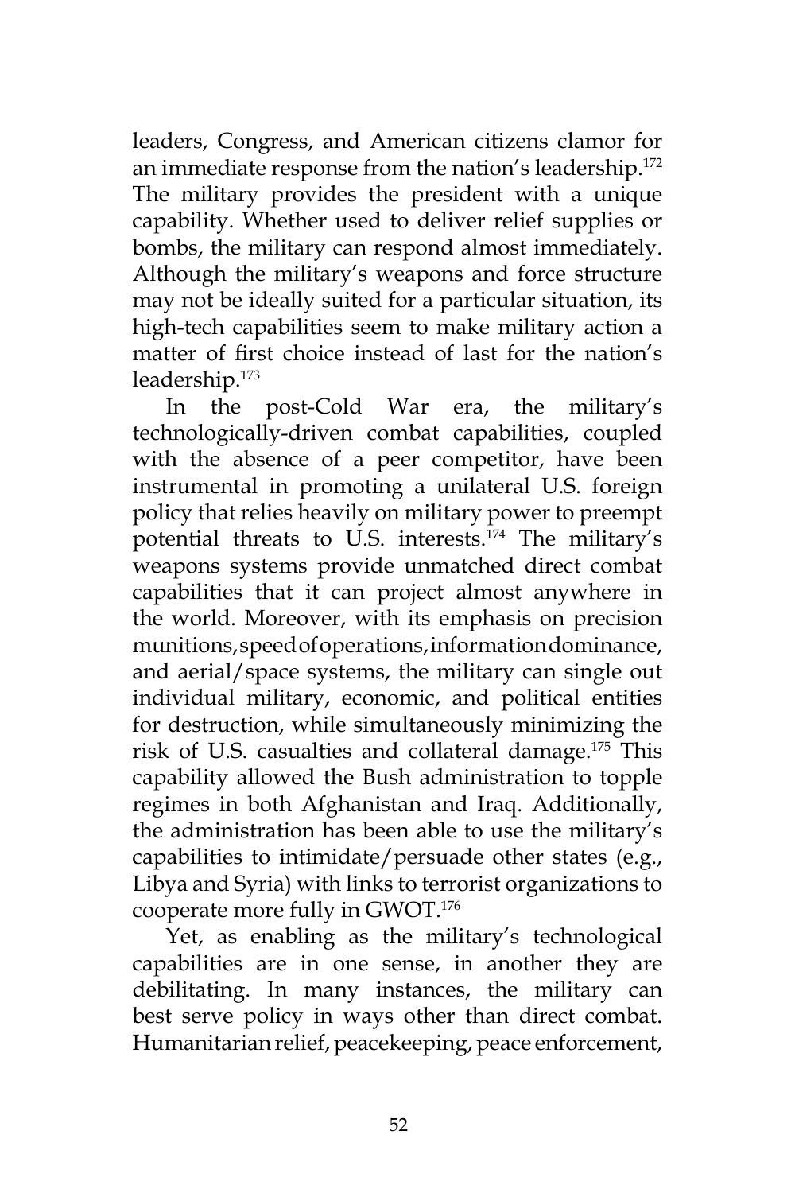leaders, Congress, and American citizens clamor for an immediate response from the nation's leadership.[172] The military provides the president with a unique capability. Whether used to deliver relief supplies or bombs, the military can respond almost immediately. Although the military's weapons and force structure may not be ideally suited for a particular situation, its high-tech capabilities seem to make military action a matter of first choice instead of last for the nation's leadership.[173]

In the post-Cold War era, the military's technologically-driven combat capabilities, coupled with the absence of a peer competitor, have been instrumental in promoting a unilateral U.S. foreign policy that relies heavily on military power to preempt potential threats to U.S. interests.[174] The military's weapons systems provide unmatched direct combat capabilities that it can project almost anywhere in the world. Moreover, with its emphasis on precision munitions, speed of operations, information dominance, and aerial/space systems, the military can single out individual military, economic, and political entities for destruction, while simultaneously minimizing the risk of U.S. casualties and collateral damage.[175] This capability allowed the Bush administration to topple regimes in both Afghanistan and Iraq. Additionally, the administration has been able to use the military's capabilities to intimidate/persuade other states (e.g., Libya and Syria) with links to terrorist organizations to cooperate more fully in GWOT.[176]

Yet, as enabling as the military's technological capabilities are in one sense, in another they are debilitating. In many instances, the military can best serve policy in ways other than direct combat. Humanitarian relief, peacekeeping, peace enforcement,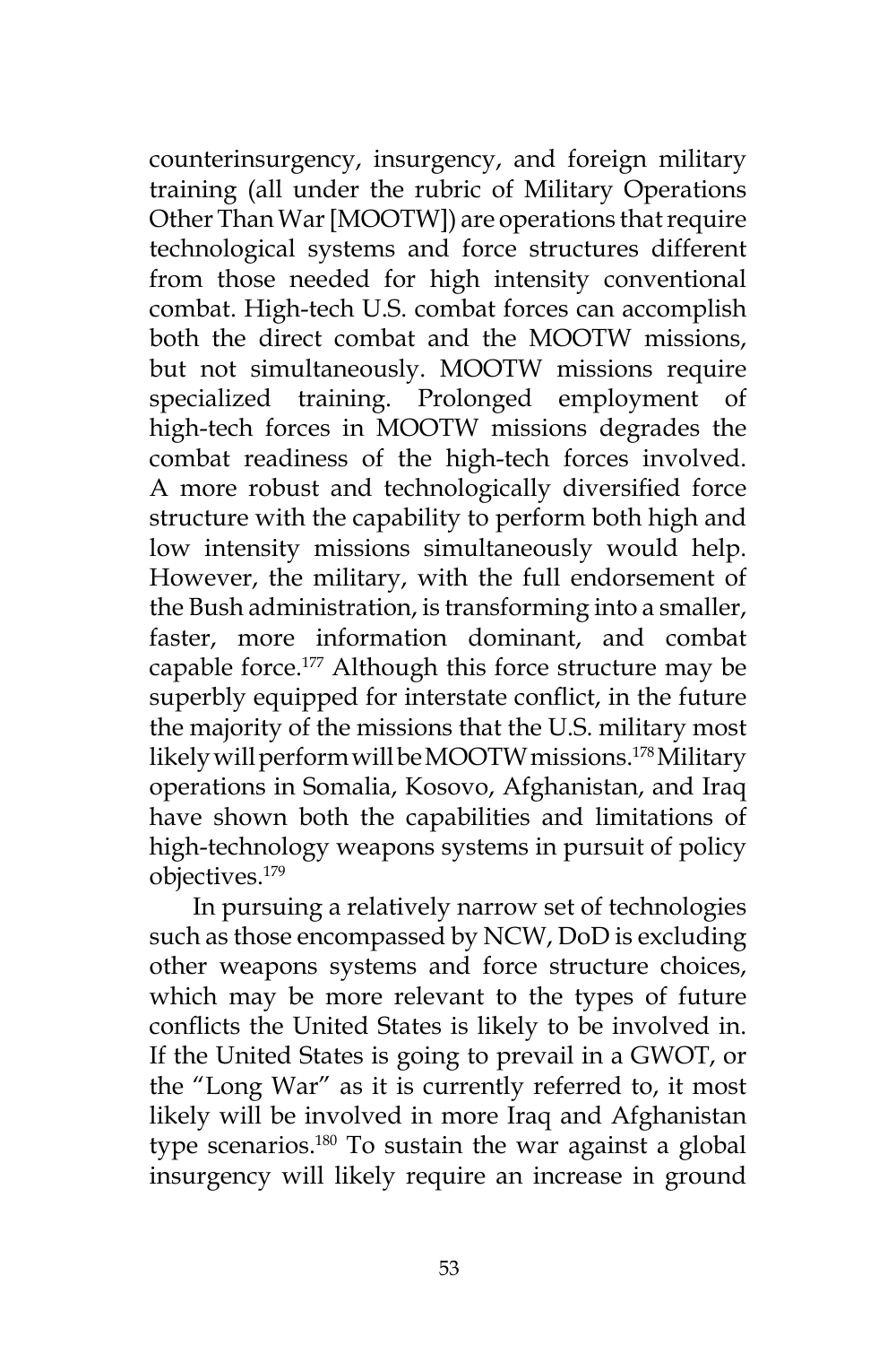counterinsurgency, insurgency, and foreign military training (all under the rubric of Military Operations Other Than War [MOOTW]) are operations that require technological systems and force structures different from those needed for high intensity conventional combat. High-tech U.S. combat forces can accomplish both the direct combat and the MOOTW missions, but not simultaneously. MOOTW missions require specialized training. Prolonged employment of high-tech forces in MOOTW missions degrades the combat readiness of the high-tech forces involved. A more robust and technologically diversified force structure with the capability to perform both high and low intensity missions simultaneously would help. However, the military, with the full endorsement of the Bush administration, is transforming into a smaller, faster, more information dominant, and combat capable force.[177] Although this force structure may be superbly equipped for interstate conflict, in the future the majority of the missions that the U.S. military most likely will perform will be MOOTW missions.[178] Military operations in Somalia, Kosovo, Afghanistan, and Iraq have shown both the capabilities and limitations of high-technology weapons systems in pursuit of policy objectives.[179]

In pursuing a relatively narrow set of technologies such as those encompassed by NCW, DoD is excluding other weapons systems and force structure choices, which may be more relevant to the types of future conflicts the United States is likely to be involved in. If the United States is going to prevail in a GWOT, or the "Long War" as it is currently referred to, it most likely will be involved in more Iraq and Afghanistan type scenarios.[180] To sustain the war against a global insurgency will likely require an increase in ground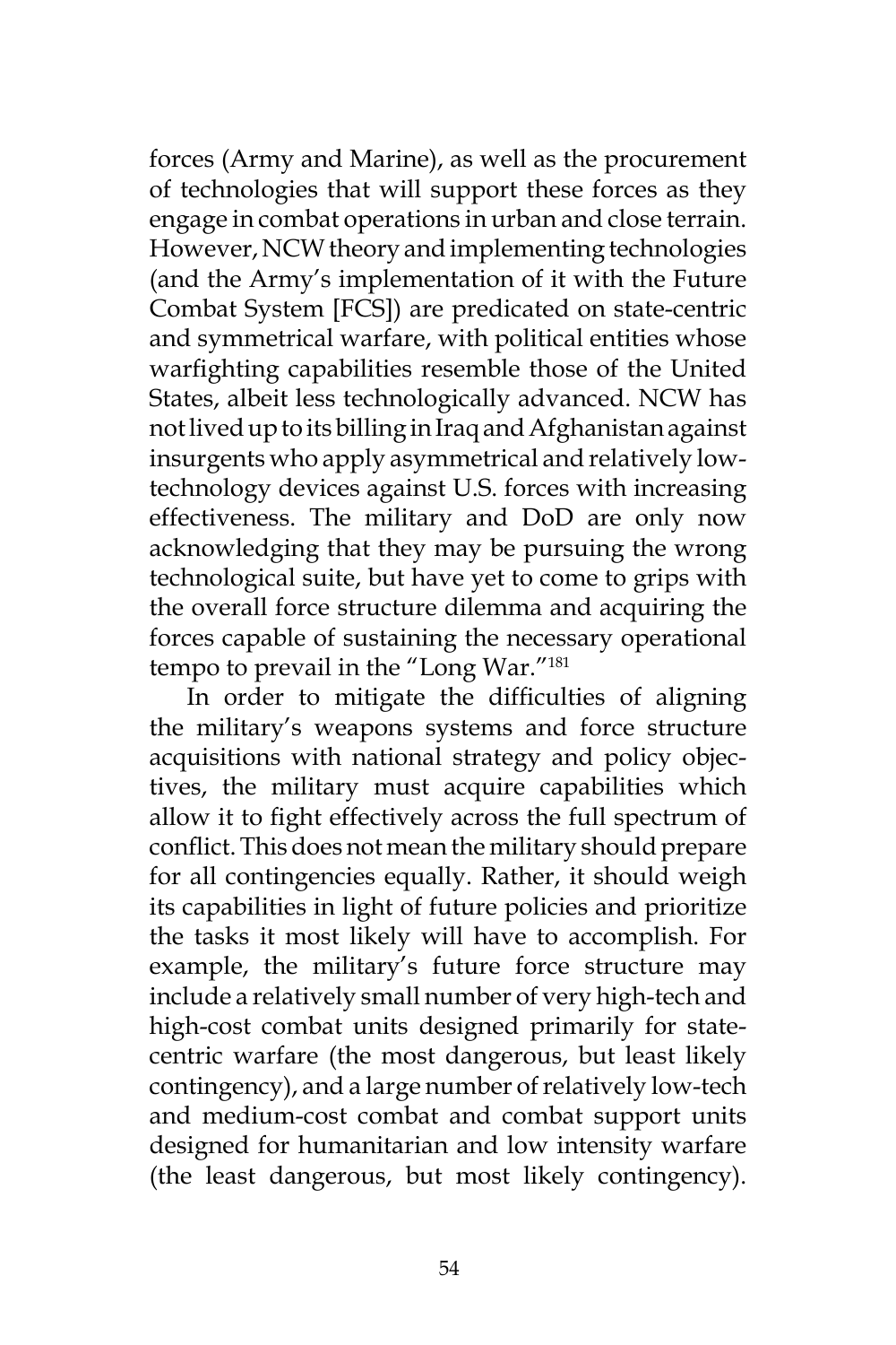forces (Army and Marine), as well as the procurement of technologies that will support these forces as they engage in combat operations in urban and close terrain. However, NCW theory and implementing technologies (and the Army's implementation of it with the Future Combat System [FCS]) are predicated on state-centric and symmetrical warfare, with political entities whose warfighting capabilities resemble those of the United States, albeit less technologically advanced. NCW has not lived up to its billing in Iraq and Afghanistan against insurgents who apply asymmetrical and relatively low-technology devices against U.S. forces with increasing effectiveness. The military and DoD are only now acknowledging that they may be pursuing the wrong technological suite, but have yet to come to grips with the overall force structure dilemma and acquiring the forces capable of sustaining the necessary operational tempo to prevail in the "Long War."[181]

In order to mitigate the difficulties of aligning the military's weapons systems and force structure acquisitions with national strategy and policy objectives, the military must acquire capabilities which allow it to fight effectively across the full spectrum of conflict. This does not mean the military should prepare for all contingencies equally. Rather, it should weigh its capabilities in light of future policies and prioritize the tasks it most likely will have to accomplish. For example, the military's future force structure may include a relatively small number of very high-tech and high-cost combat units designed primarily for state-centric warfare (the most dangerous, but least likely contingency), and a large number of relatively low-tech and medium-cost combat and combat support units designed for humanitarian and low intensity warfare (the least dangerous, but most likely contingency).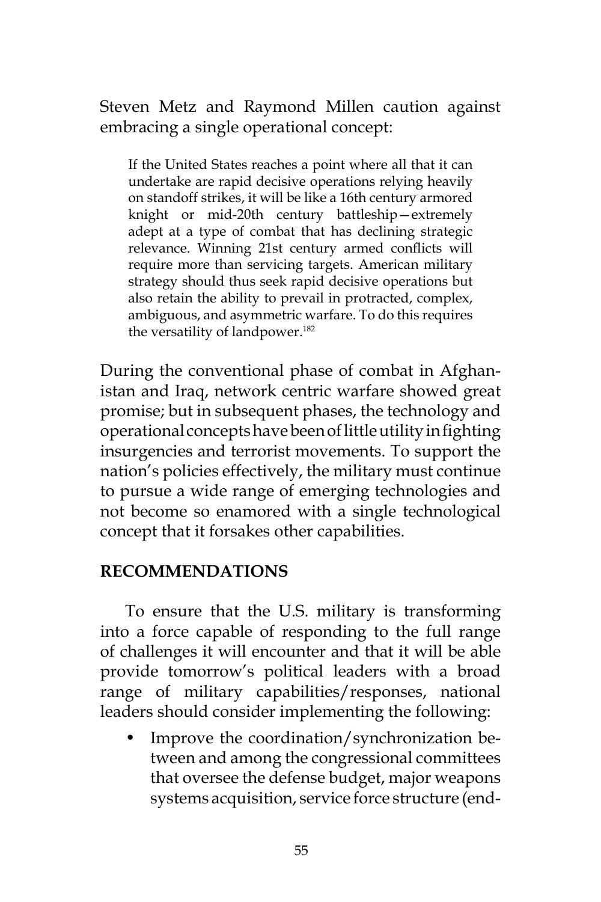Steven Metz and Raymond Millen caution against embracing a single operational concept:

> If the United States reaches a point where all that it can undertake are rapid decisive operations relying heavily on standoff strikes, it will be like a 16th century armored knight or mid-20th century battleship—extremely adept at a type of combat that has declining strategic relevance. Winning 21st century armed conflicts will require more than servicing targets. American military strategy should thus seek rapid decisive operations but also retain the ability to prevail in protracted, complex, ambiguous, and asymmetric warfare. To do this requires the versatility of landpower.[182]

During the conventional phase of combat in Afghanistan and Iraq, network centric warfare showed great promise; but in subsequent phases, the technology and operational concepts have been of little utility in fighting insurgencies and terrorist movements. To support the nation's policies effectively, the military must continue to pursue a wide range of emerging technologies and not become so enamored with a single technological concept that it forsakes other capabilities.

## RECOMMENDATIONS

To ensure that the U.S. military is transforming into a force capable of responding to the full range of challenges it will encounter and that it will be able provide tomorrow's political leaders with a broad range of military capabilities/responses, national leaders should consider implementing the following:

- Improve the coordination/synchronization between and among the congressional committees that oversee the defense budget, major weapons systems acquisition, service force structure (end-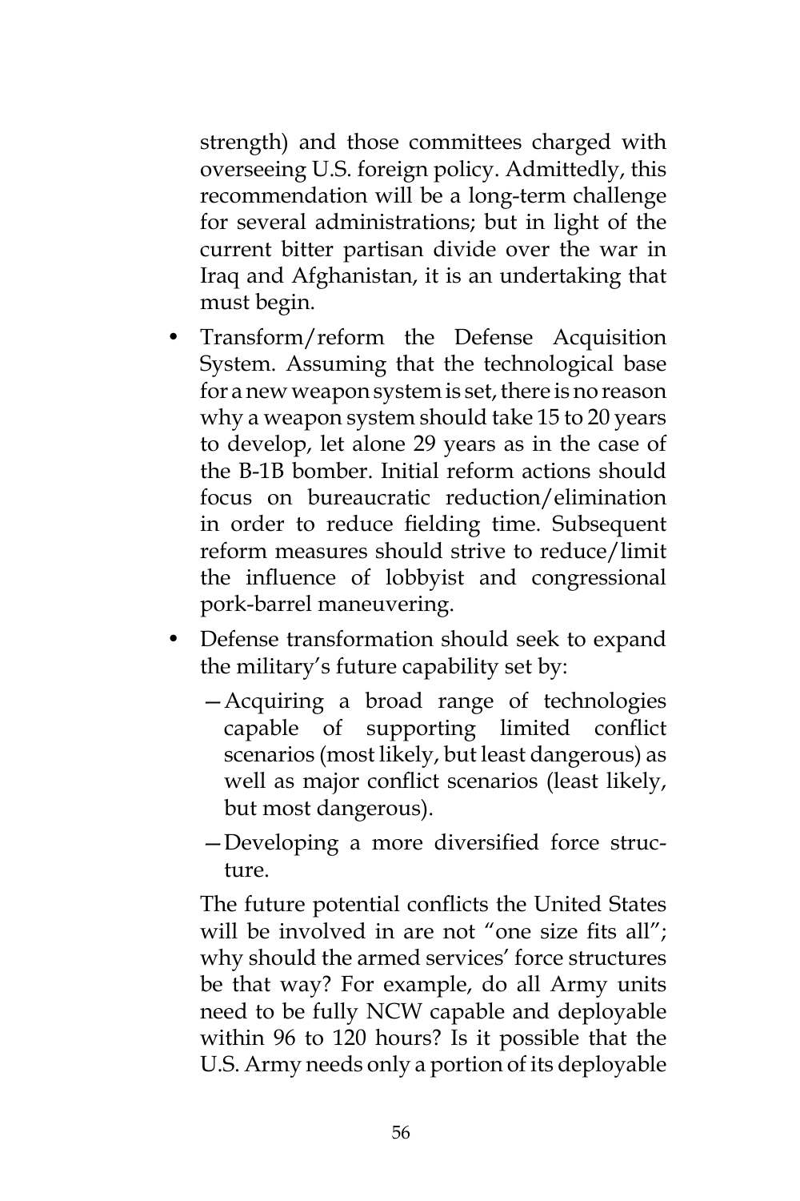strength) and those committees charged with overseeing U.S. foreign policy. Admittedly, this recommendation will be a long-term challenge for several administrations; but in light of the current bitter partisan divide over the war in Iraq and Afghanistan, it is an undertaking that must begin.

- Transform/reform the Defense Acquisition System. Assuming that the technological base for a new weapon system is set, there is no reason why a weapon system should take 15 to 20 years to develop, let alone 29 years as in the case of the B-1B bomber. Initial reform actions should focus on bureaucratic reduction/elimination in order to reduce fielding time. Subsequent reform measures should strive to reduce/limit the influence of lobbyist and congressional pork-barrel maneuvering.
- Defense transformation should seek to expand the military's future capability set by:
  - —Acquiring a broad range of technologies capable of supporting limited conflict scenarios (most likely, but least dangerous) as well as major conflict scenarios (least likely, but most dangerous).
  - —Developing a more diversified force structure.

  The future potential conflicts the United States will be involved in are not "one size fits all"; why should the armed services' force structures be that way? For example, do all Army units need to be fully NCW capable and deployable within 96 to 120 hours? Is it possible that the U.S. Army needs only a portion of its deployable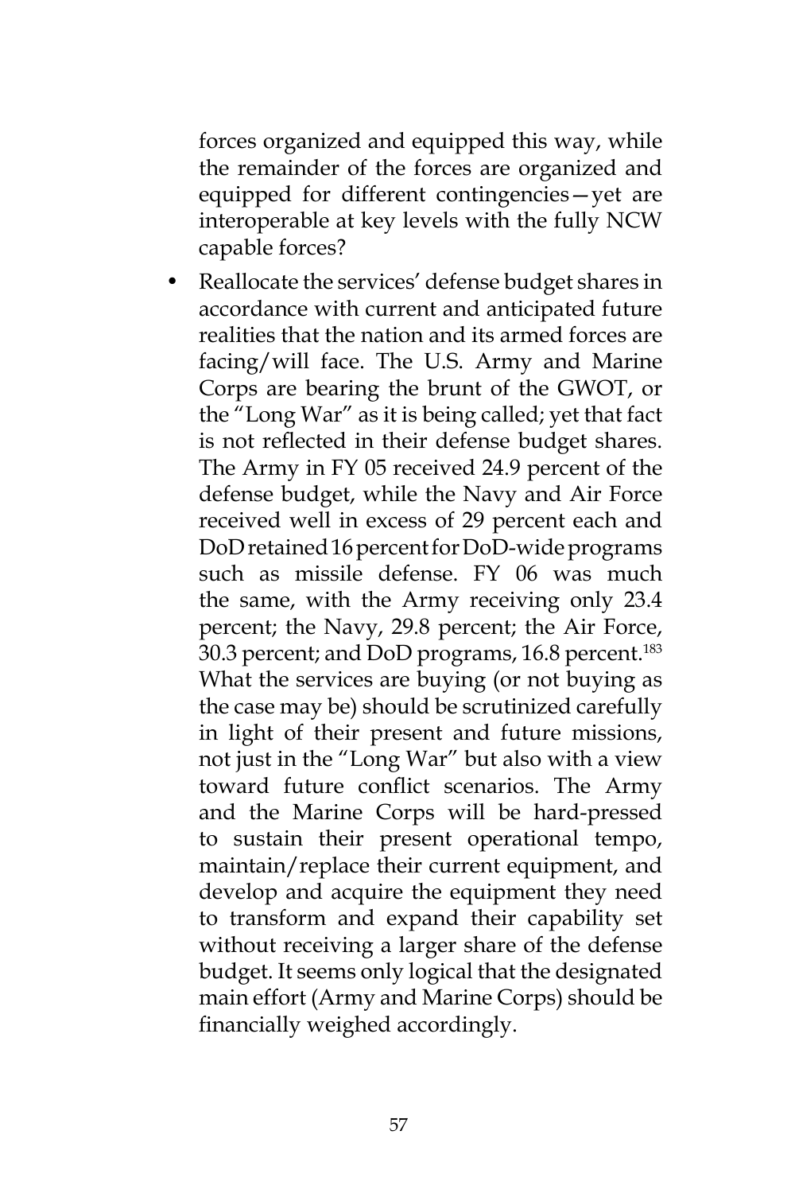forces organized and equipped this way, while the remainder of the forces are organized and equipped for different contingencies—yet are interoperable at key levels with the fully NCW capable forces?

- Reallocate the services' defense budget shares in accordance with current and anticipated future realities that the nation and its armed forces are facing/will face. The U.S. Army and Marine Corps are bearing the brunt of the GWOT, or the "Long War" as it is being called; yet that fact is not reflected in their defense budget shares. The Army in FY 05 received 24.9 percent of the defense budget, while the Navy and Air Force received well in excess of 29 percent each and DoD retained 16 percent for DoD-wide programs such as missile defense. FY 06 was much the same, with the Army receiving only 23.4 percent; the Navy, 29.8 percent; the Air Force, 30.3 percent; and DoD programs, 16.8 percent.[183] What the services are buying (or not buying as the case may be) should be scrutinized carefully in light of their present and future missions, not just in the "Long War" but also with a view toward future conflict scenarios. The Army and the Marine Corps will be hard-pressed to sustain their present operational tempo, maintain/replace their current equipment, and develop and acquire the equipment they need to transform and expand their capability set without receiving a larger share of the defense budget. It seems only logical that the designated main effort (Army and Marine Corps) should be financially weighed accordingly.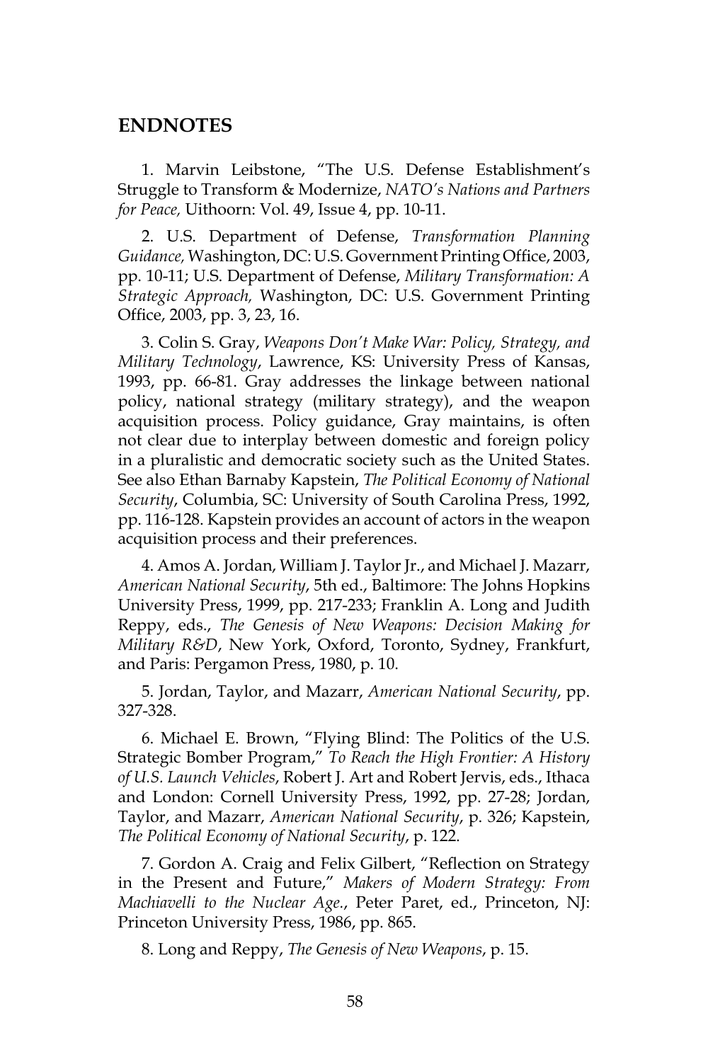## ENDNOTES

1. Marvin Leibstone, "The U.S. Defense Establishment's Struggle to Transform & Modernize, *NATO's Nations and Partners for Peace,* Uithoorn: Vol. 49, Issue 4, pp. 10-11.

2. U.S. Department of Defense, *Transformation Planning Guidance,* Washington, DC: U.S. Government Printing Office, 2003, pp. 10-11; U.S. Department of Defense, *Military Transformation: A Strategic Approach,* Washington, DC: U.S. Government Printing Office, 2003, pp. 3, 23, 16.

3. Colin S. Gray, *Weapons Don't Make War: Policy, Strategy, and Military Technology*, Lawrence, KS: University Press of Kansas, 1993, pp. 66-81. Gray addresses the linkage between national policy, national strategy (military strategy), and the weapon acquisition process. Policy guidance, Gray maintains, is often not clear due to interplay between domestic and foreign policy in a pluralistic and democratic society such as the United States. See also Ethan Barnaby Kapstein, *The Political Economy of National Security*, Columbia, SC: University of South Carolina Press, 1992, pp. 116-128. Kapstein provides an account of actors in the weapon acquisition process and their preferences.

4. Amos A. Jordan, William J. Taylor Jr., and Michael J. Mazarr, *American National Security*, 5th ed., Baltimore: The Johns Hopkins University Press, 1999, pp. 217-233; Franklin A. Long and Judith Reppy, eds., *The Genesis of New Weapons: Decision Making for Military R&D*, New York, Oxford, Toronto, Sydney, Frankfurt, and Paris: Pergamon Press, 1980, p. 10.

5. Jordan, Taylor, and Mazarr, *American National Security*, pp. 327-328.

6. Michael E. Brown, "Flying Blind: The Politics of the U.S. Strategic Bomber Program," *To Reach the High Frontier: A History of U.S. Launch Vehicles*, Robert J. Art and Robert Jervis, eds., Ithaca and London: Cornell University Press, 1992, pp. 27-28; Jordan, Taylor, and Mazarr, *American National Security*, p. 326; Kapstein, *The Political Economy of National Security*, p. 122.

7. Gordon A. Craig and Felix Gilbert, "Reflection on Strategy in the Present and Future," *Makers of Modern Strategy: From Machiavelli to the Nuclear Age.*, Peter Paret, ed., Princeton, NJ: Princeton University Press, 1986, pp. 865.

8. Long and Reppy, *The Genesis of New Weapons*, p. 15.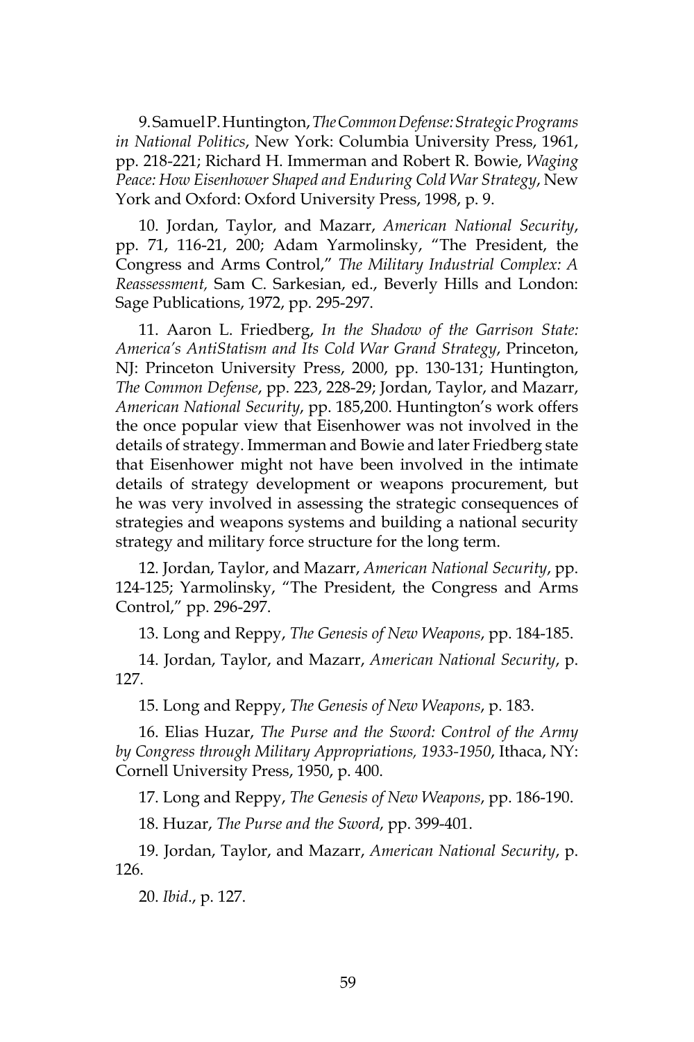9. Samuel P. Huntington, *The Common Defense: Strategic Programs in National Politics*, New York: Columbia University Press, 1961, pp. 218-221; Richard H. Immerman and Robert R. Bowie, *Waging Peace: How Eisenhower Shaped and Enduring Cold War Strategy*, New York and Oxford: Oxford University Press, 1998, p. 9.

10. Jordan, Taylor, and Mazarr, *American National Security*, pp. 71, 116-21, 200; Adam Yarmolinsky, "The President, the Congress and Arms Control," *The Military Industrial Complex: A Reassessment,* Sam C. Sarkesian, ed., Beverly Hills and London: Sage Publications, 1972, pp. 295-297.

11. Aaron L. Friedberg, *In the Shadow of the Garrison State: America's AntiStatism and Its Cold War Grand Strategy*, Princeton, NJ: Princeton University Press, 2000, pp. 130-131; Huntington, *The Common Defense*, pp. 223, 228-29; Jordan, Taylor, and Mazarr, *American National Security*, pp. 185,200. Huntington's work offers the once popular view that Eisenhower was not involved in the details of strategy. Immerman and Bowie and later Friedberg state that Eisenhower might not have been involved in the intimate details of strategy development or weapons procurement, but he was very involved in assessing the strategic consequences of strategies and weapons systems and building a national security strategy and military force structure for the long term.

12. Jordan, Taylor, and Mazarr, *American National Security*, pp. 124-125; Yarmolinsky, "The President, the Congress and Arms Control," pp. 296-297.

13. Long and Reppy, *The Genesis of New Weapons*, pp. 184-185.

14. Jordan, Taylor, and Mazarr, *American National Security*, p. 127.

15. Long and Reppy, *The Genesis of New Weapons*, p. 183.

16. Elias Huzar, *The Purse and the Sword: Control of the Army by Congress through Military Appropriations, 1933-1950*, Ithaca, NY: Cornell University Press, 1950, p. 400.

17. Long and Reppy, *The Genesis of New Weapons*, pp. 186-190.

18. Huzar, *The Purse and the Sword*, pp. 399-401.

19. Jordan, Taylor, and Mazarr, *American National Security*, p. 126.

20. *Ibid*., p. 127.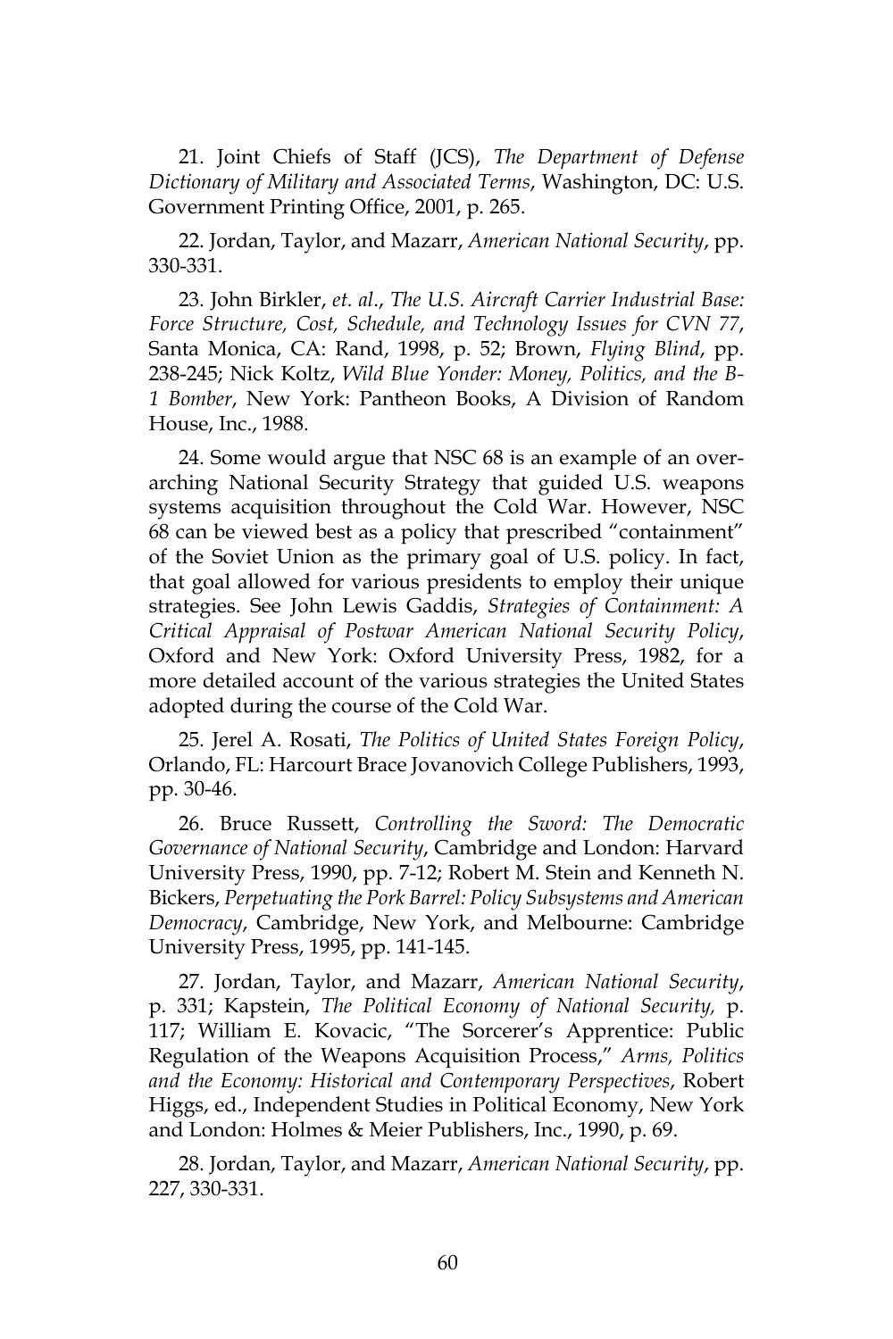21. Joint Chiefs of Staff (JCS), *The Department of Defense Dictionary of Military and Associated Terms*, Washington, DC: U.S. Government Printing Office, 2001, p. 265.

22. Jordan, Taylor, and Mazarr, *American National Security*, pp. 330-331.

23. John Birkler, *et. al*., *The U.S. Aircraft Carrier Industrial Base: Force Structure, Cost, Schedule, and Technology Issues for CVN 77*, Santa Monica, CA: Rand, 1998, p. 52; Brown, *Flying Blind*, pp. 238-245; Nick Koltz, *Wild Blue Yonder: Money, Politics, and the B-1 Bomber*, New York: Pantheon Books, A Division of Random House, Inc., 1988.

24. Some would argue that NSC 68 is an example of an overarching National Security Strategy that guided U.S. weapons systems acquisition throughout the Cold War. However, NSC 68 can be viewed best as a policy that prescribed "containment" of the Soviet Union as the primary goal of U.S. policy. In fact, that goal allowed for various presidents to employ their unique strategies. See John Lewis Gaddis, *Strategies of Containment: A Critical Appraisal of Postwar American National Security Policy*, Oxford and New York: Oxford University Press, 1982, for a more detailed account of the various strategies the United States adopted during the course of the Cold War.

25. Jerel A. Rosati, *The Politics of United States Foreign Policy*, Orlando, FL: Harcourt Brace Jovanovich College Publishers, 1993, pp. 30-46.

26. Bruce Russett, *Controlling the Sword: The Democratic Governance of National Security*, Cambridge and London: Harvard University Press, 1990, pp. 7-12; Robert M. Stein and Kenneth N. Bickers, *Perpetuating the Pork Barrel: Policy Subsystems and American Democracy*, Cambridge, New York, and Melbourne: Cambridge University Press, 1995, pp. 141-145.

27. Jordan, Taylor, and Mazarr, *American National Security*, p. 331; Kapstein, *The Political Economy of National Security,* p. 117; William E. Kovacic, "The Sorcerer's Apprentice: Public Regulation of the Weapons Acquisition Process," *Arms, Politics and the Economy: Historical and Contemporary Perspectives*, Robert Higgs, ed., Independent Studies in Political Economy, New York and London: Holmes & Meier Publishers, Inc., 1990, p. 69.

28. Jordan, Taylor, and Mazarr, *American National Security*, pp. 227, 330-331.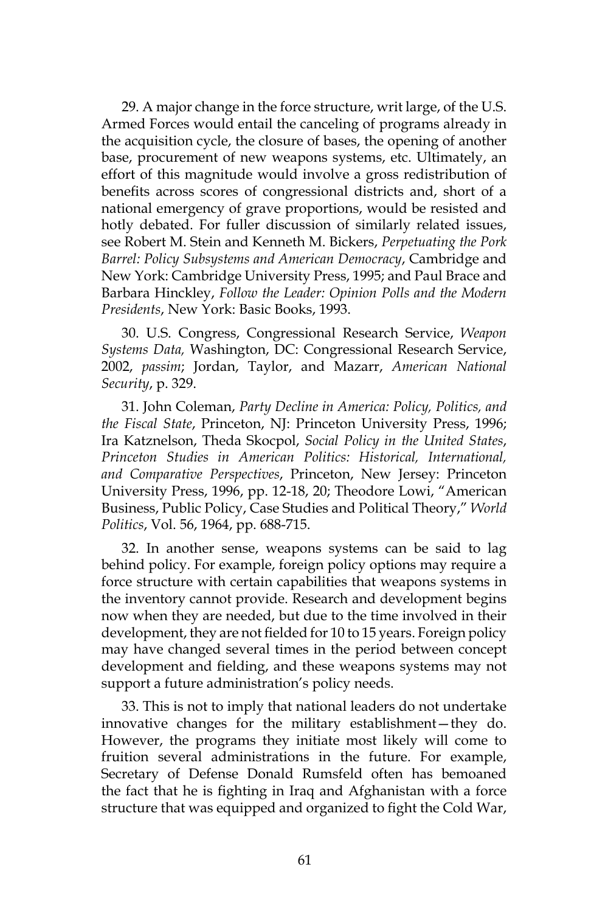29. A major change in the force structure, writ large, of the U.S. Armed Forces would entail the canceling of programs already in the acquisition cycle, the closure of bases, the opening of another base, procurement of new weapons systems, etc. Ultimately, an effort of this magnitude would involve a gross redistribution of benefits across scores of congressional districts and, short of a national emergency of grave proportions, would be resisted and hotly debated. For fuller discussion of similarly related issues, see Robert M. Stein and Kenneth M. Bickers, *Perpetuating the Pork Barrel: Policy Subsystems and American Democracy*, Cambridge and New York: Cambridge University Press, 1995; and Paul Brace and Barbara Hinckley, *Follow the Leader: Opinion Polls and the Modern Presidents*, New York: Basic Books, 1993.

30. U.S. Congress, Congressional Research Service, *Weapon Systems Data,* Washington, DC: Congressional Research Service, 2002, *passim*; Jordan, Taylor, and Mazarr, *American National Security*, p. 329.

31. John Coleman, *Party Decline in America: Policy, Politics, and the Fiscal State*, Princeton, NJ: Princeton University Press, 1996; Ira Katznelson, Theda Skocpol, *Social Policy in the United States*, *Princeton Studies in American Politics: Historical, International, and Comparative Perspectives*, Princeton, New Jersey: Princeton University Press, 1996, pp. 12-18, 20; Theodore Lowi, "American Business, Public Policy, Case Studies and Political Theory," *World Politics*, Vol. 56, 1964, pp. 688-715.

32. In another sense, weapons systems can be said to lag behind policy. For example, foreign policy options may require a force structure with certain capabilities that weapons systems in the inventory cannot provide. Research and development begins now when they are needed, but due to the time involved in their development, they are not fielded for 10 to 15 years. Foreign policy may have changed several times in the period between concept development and fielding, and these weapons systems may not support a future administration's policy needs.

33. This is not to imply that national leaders do not undertake innovative changes for the military establishment—they do. However, the programs they initiate most likely will come to fruition several administrations in the future. For example, Secretary of Defense Donald Rumsfeld often has bemoaned the fact that he is fighting in Iraq and Afghanistan with a force structure that was equipped and organized to fight the Cold War,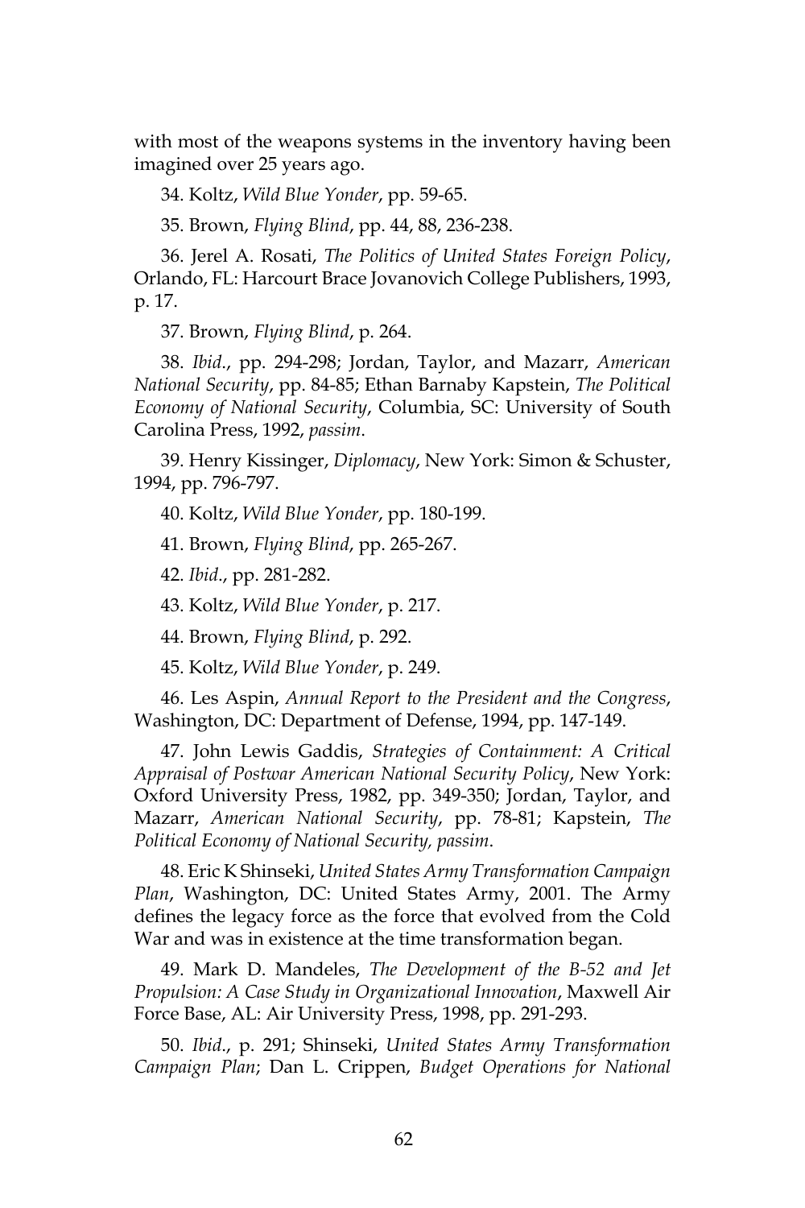with most of the weapons systems in the inventory having been imagined over 25 years ago.

34. Koltz, *Wild Blue Yonder*, pp. 59-65.

35. Brown, *Flying Blind*, pp. 44, 88, 236-238.

36. Jerel A. Rosati, *The Politics of United States Foreign Policy*, Orlando, FL: Harcourt Brace Jovanovich College Publishers, 1993, p. 17.

37. Brown, *Flying Blind*, p. 264.

38. *Ibid*., pp. 294-298; Jordan, Taylor, and Mazarr, *American National Security*, pp. 84-85; Ethan Barnaby Kapstein, *The Political Economy of National Security*, Columbia, SC: University of South Carolina Press, 1992, *passim*.

39. Henry Kissinger, *Diplomacy*, New York: Simon & Schuster, 1994, pp. 796-797.

40. Koltz, *Wild Blue Yonder*, pp. 180-199.

41. Brown, *Flying Blind*, pp. 265-267.

42. *Ibid*., pp. 281-282.

43. Koltz, *Wild Blue Yonder*, p. 217.

44. Brown, *Flying Blind*, p. 292.

45. Koltz, *Wild Blue Yonder*, p. 249.

46. Les Aspin, *Annual Report to the President and the Congress*, Washington, DC: Department of Defense, 1994, pp. 147-149.

47. John Lewis Gaddis, *Strategies of Containment: A Critical Appraisal of Postwar American National Security Policy*, New York: Oxford University Press, 1982, pp. 349-350; Jordan, Taylor, and Mazarr, *American National Security*, pp. 78-81; Kapstein, *The Political Economy of National Security, passim*.

48. Eric K Shinseki, *United States Army Transformation Campaign Plan*, Washington, DC: United States Army, 2001. The Army defines the legacy force as the force that evolved from the Cold War and was in existence at the time transformation began.

49. Mark D. Mandeles, *The Development of the B-52 and Jet Propulsion: A Case Study in Organizational Innovation*, Maxwell Air Force Base, AL: Air University Press, 1998, pp. 291-293.

50. *Ibid*., p. 291; Shinseki, *United States Army Transformation Campaign Plan*; Dan L. Crippen, *Budget Operations for National*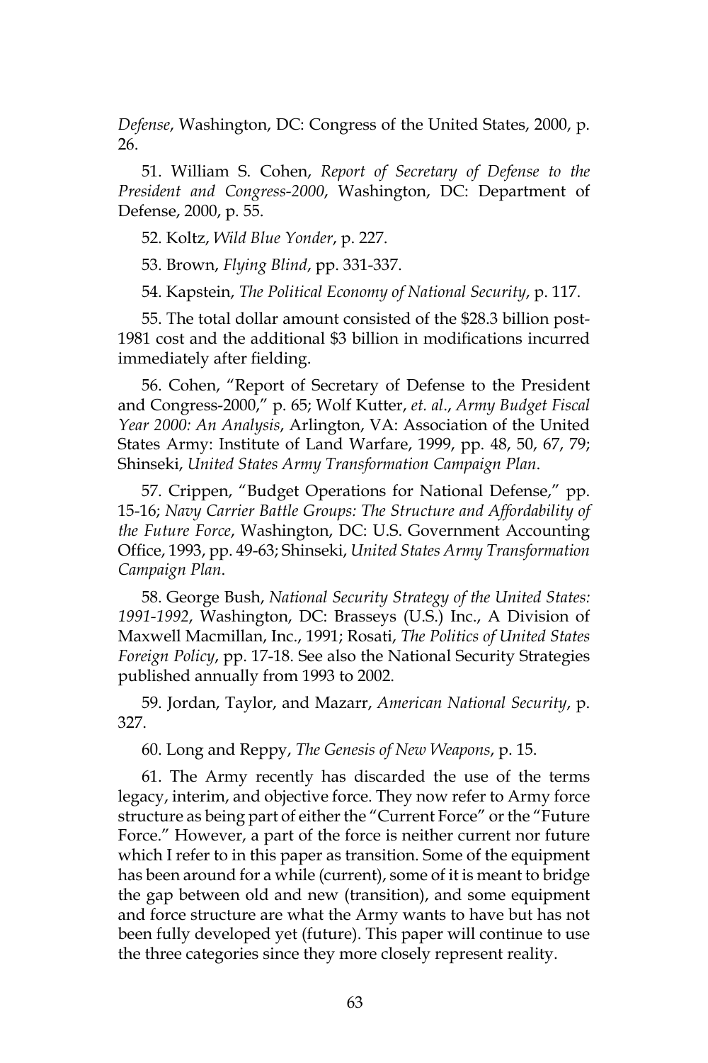*Defense*, Washington, DC: Congress of the United States, 2000, p. 26.

51. William S. Cohen, *Report of Secretary of Defense to the President and Congress-2000*, Washington, DC: Department of Defense, 2000, p. 55.

52. Koltz, *Wild Blue Yonder*, p. 227.

53. Brown, *Flying Blind*, pp. 331-337.

54. Kapstein, *The Political Economy of National Security*, p. 117.

55. The total dollar amount consisted of the $28.3 billion post-1981 cost and the additional $3 billion in modifications incurred immediately after fielding.

56. Cohen, "Report of Secretary of Defense to the President and Congress-2000," p. 65; Wolf Kutter, *et. al*., *Army Budget Fiscal Year 2000: An Analysis*, Arlington, VA: Association of the United States Army: Institute of Land Warfare, 1999, pp. 48, 50, 67, 79; Shinseki, *United States Army Transformation Campaign Plan*.

57. Crippen, "Budget Operations for National Defense," pp. 15-16; *Navy Carrier Battle Groups: The Structure and Affordability of the Future Force*, Washington, DC: U.S. Government Accounting Office, 1993, pp. 49-63; Shinseki, *United States Army Transformation Campaign Plan*.

58. George Bush, *National Security Strategy of the United States: 1991-1992*, Washington, DC: Brasseys (U.S.) Inc., A Division of Maxwell Macmillan, Inc., 1991; Rosati, *The Politics of United States Foreign Policy*, pp. 17-18. See also the National Security Strategies published annually from 1993 to 2002.

59. Jordan, Taylor, and Mazarr, *American National Security*, p. 327.

60. Long and Reppy, *The Genesis of New Weapons*, p. 15.

61. The Army recently has discarded the use of the terms legacy, interim, and objective force. They now refer to Army force structure as being part of either the "Current Force" or the "Future Force." However, a part of the force is neither current nor future which I refer to in this paper as transition. Some of the equipment has been around for a while (current), some of it is meant to bridge the gap between old and new (transition), and some equipment and force structure are what the Army wants to have but has not been fully developed yet (future). This paper will continue to use the three categories since they more closely represent reality.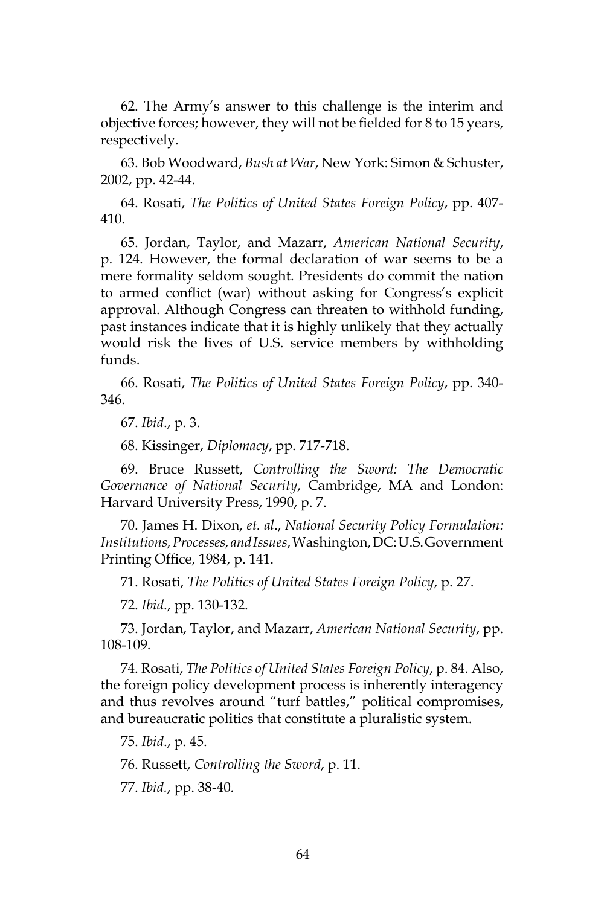62. The Army's answer to this challenge is the interim and objective forces; however, they will not be fielded for 8 to 15 years, respectively.

63. Bob Woodward, *Bush at War*, New York: Simon & Schuster, 2002, pp. 42-44.

64. Rosati, *The Politics of United States Foreign Policy*, pp. 407-410.

65. Jordan, Taylor, and Mazarr, *American National Security*, p. 124. However, the formal declaration of war seems to be a mere formality seldom sought. Presidents do commit the nation to armed conflict (war) without asking for Congress's explicit approval. Although Congress can threaten to withhold funding, past instances indicate that it is highly unlikely that they actually would risk the lives of U.S. service members by withholding funds.

66. Rosati, *The Politics of United States Foreign Policy*, pp. 340-346.

67. *Ibid.*, p. 3.

68. Kissinger, *Diplomacy*, pp. 717-718.

69. Bruce Russett, *Controlling the Sword: The Democratic Governance of National Security*, Cambridge, MA and London: Harvard University Press, 1990, p. 7.

70. James H. Dixon, *et. al.*, *National Security Policy Formulation: Institutions, Processes, and Issues*, Washington, DC: U.S. Government Printing Office, 1984, p. 141.

71. Rosati, *The Politics of United States Foreign Policy*, p. 27.

72. *Ibid.*, pp. 130-132.

73. Jordan, Taylor, and Mazarr, *American National Security*, pp. 108-109.

74. Rosati, *The Politics of United States Foreign Policy*, p. 84. Also, the foreign policy development process is inherently interagency and thus revolves around "turf battles," political compromises, and bureaucratic politics that constitute a pluralistic system.

75. *Ibid.*, p. 45.

76. Russett, *Controlling the Sword*, p. 11.

77. *Ibid.*, pp. 38-40.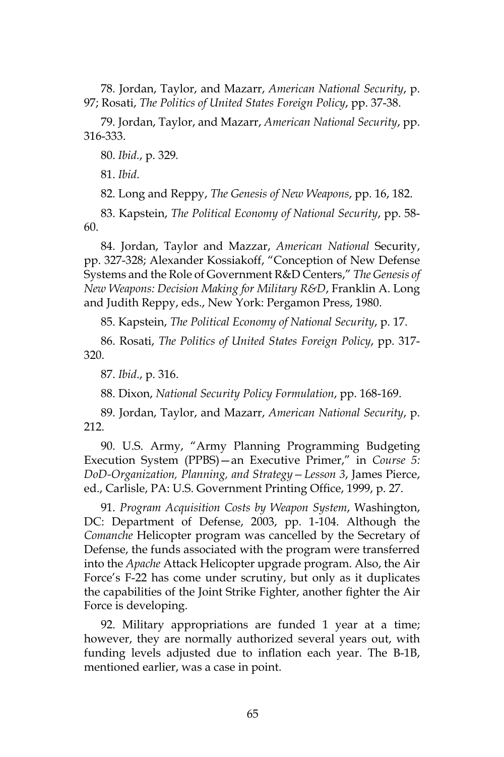78. Jordan, Taylor, and Mazarr, *American National Security*, p. 97; Rosati, *The Politics of United States Foreign Policy*, pp. 37-38.

79. Jordan, Taylor, and Mazarr, *American National Security*, pp. 316-333.

80. *Ibid.*, p. 329.

81. *Ibid.*

82. Long and Reppy, *The Genesis of New Weapons*, pp. 16, 182.

83. Kapstein, *The Political Economy of National Security*, pp. 58-60.

84. Jordan, Taylor and Mazzar, *American National* Security, pp. 327-328; Alexander Kossiakoff, "Conception of New Defense Systems and the Role of Government R&D Centers," *The Genesis of New Weapons: Decision Making for Military R&D*, Franklin A. Long and Judith Reppy, eds., New York: Pergamon Press, 1980.

85. Kapstein, *The Political Economy of National Security*, p. 17.

86. Rosati, *The Politics of United States Foreign Policy*, pp. 317-320.

87. *Ibid.*, p. 316.

88. Dixon, *National Security Policy Formulation*, pp. 168-169.

89. Jordan, Taylor, and Mazarr, *American National Security*, p. 212.

90. U.S. Army, "Army Planning Programming Budgeting Execution System (PPBS)—an Executive Primer," in *Course 5: DoD-Organization, Planning, and Strategy—Lesson 3*, James Pierce, ed., Carlisle, PA: U.S. Government Printing Office, 1999, p. 27.

91. *Program Acquisition Costs by Weapon System*, Washington, DC: Department of Defense, 2003, pp. 1-104. Although the *Comanche* Helicopter program was cancelled by the Secretary of Defense, the funds associated with the program were transferred into the *Apache* Attack Helicopter upgrade program. Also, the Air Force's F-22 has come under scrutiny, but only as it duplicates the capabilities of the Joint Strike Fighter, another fighter the Air Force is developing.

92. Military appropriations are funded 1 year at a time; however, they are normally authorized several years out, with funding levels adjusted due to inflation each year. The B-1B, mentioned earlier, was a case in point.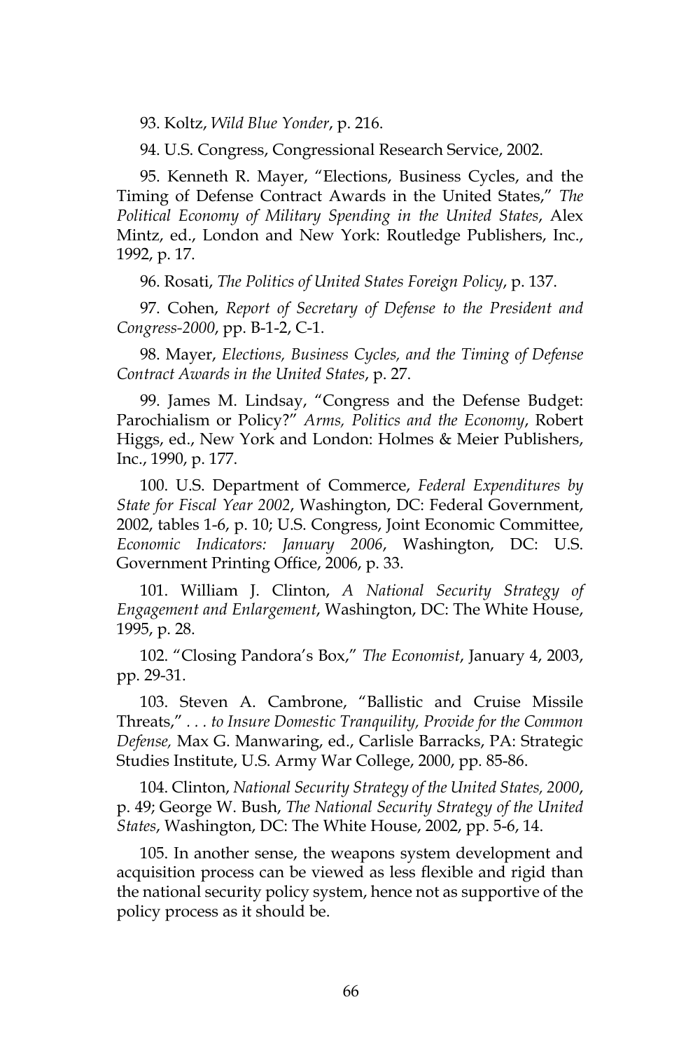93. Koltz, *Wild Blue Yonder*, p. 216.

94. U.S. Congress, Congressional Research Service, 2002.

95. Kenneth R. Mayer, "Elections, Business Cycles, and the Timing of Defense Contract Awards in the United States," *The Political Economy of Military Spending in the United States*, Alex Mintz, ed., London and New York: Routledge Publishers, Inc., 1992, p. 17.

96. Rosati, *The Politics of United States Foreign Policy*, p. 137.

97. Cohen, *Report of Secretary of Defense to the President and Congress-2000*, pp. B-1-2, C-1.

98. Mayer, *Elections, Business Cycles, and the Timing of Defense Contract Awards in the United States*, p. 27.

99. James M. Lindsay, "Congress and the Defense Budget: Parochialism or Policy?" *Arms, Politics and the Economy*, Robert Higgs, ed., New York and London: Holmes & Meier Publishers, Inc., 1990, p. 177.

100. U.S. Department of Commerce, *Federal Expenditures by State for Fiscal Year 2002*, Washington, DC: Federal Government, 2002, tables 1-6, p. 10; U.S. Congress, Joint Economic Committee, *Economic Indicators: January 2006*, Washington, DC: U.S. Government Printing Office, 2006, p. 33.

101. William J. Clinton, *A National Security Strategy of Engagement and Enlargement*, Washington, DC: The White House, 1995, p. 28.

102. "Closing Pandora's Box," *The Economist*, January 4, 2003, pp. 29-31.

103. Steven A. Cambrone, "Ballistic and Cruise Missile Threats," *. . . to Insure Domestic Tranquility, Provide for the Common Defense,* Max G. Manwaring, ed., Carlisle Barracks, PA: Strategic Studies Institute, U.S. Army War College, 2000, pp. 85-86.

104. Clinton, *National Security Strategy of the United States, 2000*, p. 49; George W. Bush, *The National Security Strategy of the United States*, Washington, DC: The White House, 2002, pp. 5-6, 14.

105. In another sense, the weapons system development and acquisition process can be viewed as less flexible and rigid than the national security policy system, hence not as supportive of the policy process as it should be.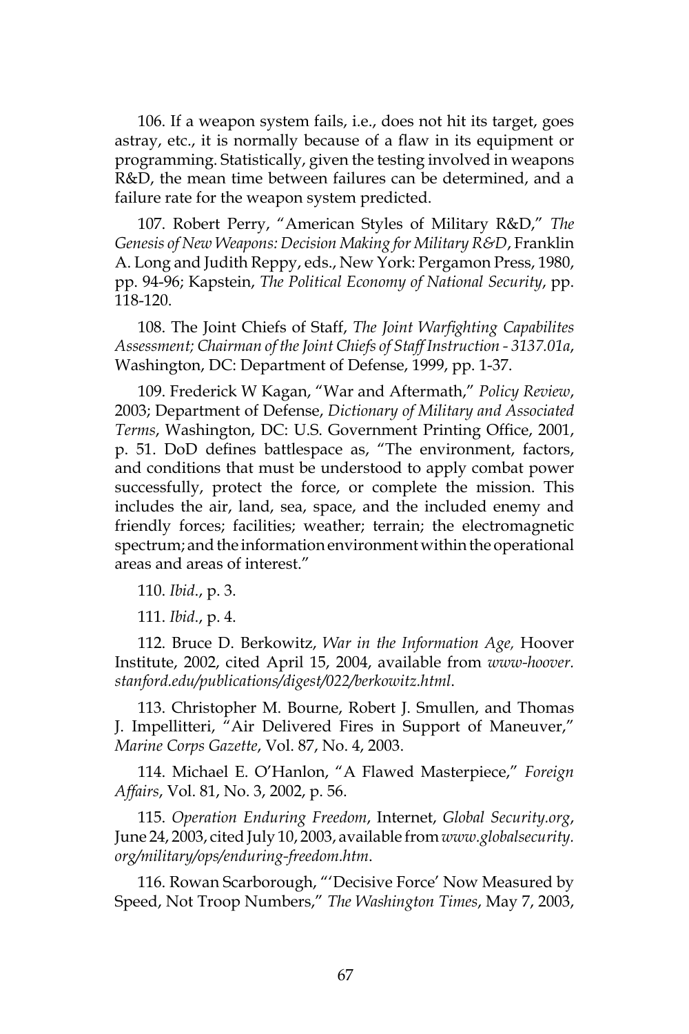106. If a weapon system fails, i.e., does not hit its target, goes astray, etc., it is normally because of a flaw in its equipment or programming. Statistically, given the testing involved in weapons R&D, the mean time between failures can be determined, and a failure rate for the weapon system predicted.

107. Robert Perry, "American Styles of Military R&D," *The Genesis of New Weapons: Decision Making for Military R&D*, Franklin A. Long and Judith Reppy, eds., New York: Pergamon Press, 1980, pp. 94-96; Kapstein, *The Political Economy of National Security*, pp. 118-120.

108. The Joint Chiefs of Staff, *The Joint Warfighting Capabilites Assessment; Chairman of the Joint Chiefs of Staff Instruction - 3137.01a*, Washington, DC: Department of Defense, 1999, pp. 1-37.

109. Frederick W Kagan, "War and Aftermath," *Policy Review*, 2003; Department of Defense, *Dictionary of Military and Associated Terms*, Washington, DC: U.S. Government Printing Office, 2001, p. 51. DoD defines battlespace as, "The environment, factors, and conditions that must be understood to apply combat power successfully, protect the force, or complete the mission. This includes the air, land, sea, space, and the included enemy and friendly forces; facilities; weather; terrain; the electromagnetic spectrum; and the information environment within the operational areas and areas of interest."

110. *Ibid*., p. 3.

111. *Ibid*., p. 4.

112. Bruce D. Berkowitz, *War in the Information Age,* Hoover Institute, 2002, cited April 15, 2004, available from *www-hoover.stanford.edu/publications/digest/022/berkowitz.html*.

113. Christopher M. Bourne, Robert J. Smullen, and Thomas J. Impellitteri, "Air Delivered Fires in Support of Maneuver," *Marine Corps Gazette*, Vol. 87, No. 4, 2003.

114. Michael E. O'Hanlon, "A Flawed Masterpiece," *Foreign Affairs*, Vol. 81, No. 3, 2002, p. 56.

115. *Operation Enduring Freedom*, Internet, *Global Security.org*, June 24, 2003, cited July 10, 2003, available from *www.globalsecurity.org/military/ops/enduring-freedom.htm*.

116. Rowan Scarborough, "'Decisive Force' Now Measured by Speed, Not Troop Numbers," *The Washington Times*, May 7, 2003,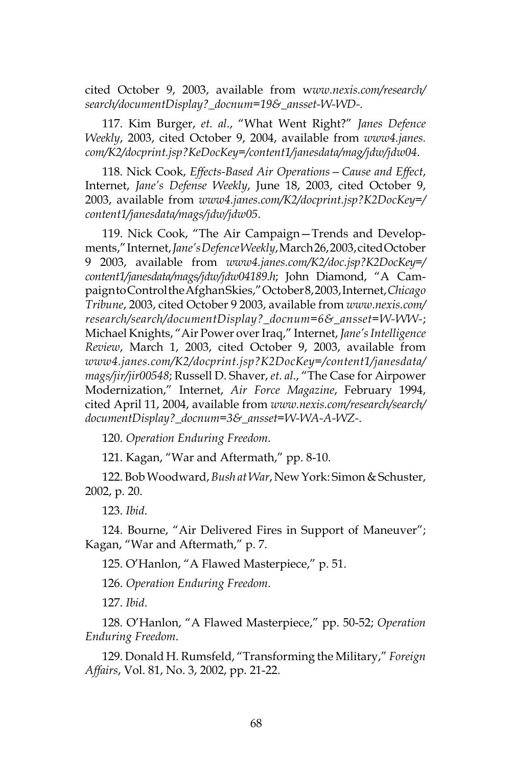cited October 9, 2003, available from *www.nexis.com/research/search/documentDisplay?_docnum=19&_ansset-W-WD-*.

117. Kim Burger, *et. al*., "What Went Right?" *Janes Defence Weekly*, 2003, cited October 9, 2004, available from *www4.janes.com/K2/docprint.jsp?KeDocKey=/content1/janesdata/mag/jdw/jdw04*.

118. Nick Cook, *Effects-Based Air Operations—Cause and Effect*, Internet, *Jane's Defense Weekly*, June 18, 2003, cited October 9, 2003, available from *www4.janes.com/K2/docprint.jsp?K2DocKey=/content1/janesdata/mags/jdw/jdw05*.

119. Nick Cook, "The Air Campaign—Trends and Developments," Internet, *Jane's Defence Weekly*, March 26, 2003, cited October 9 2003, available from *www4.janes.com/K2/doc.jsp?K2DocKey=/content1/janesdata/mags/jdw/jdw04189.h*; John Diamond, "A Campaign to Control the Afghan Skies," October 8, 2003, Internet, *Chicago Tribune*, 2003, cited October 9 2003, available from *www.nexis.com/research/search/documentDisplay?_docnum=6&_ansset=W-WW-*; Michael Knights, "Air Power over Iraq," Internet, *Jane's Intelligence Review*, March 1, 2003, cited October 9, 2003, available from *www4.janes.com/K2/docprint.jsp?K2DocKey=/content1/janesdata/mags/jir/jir00548*; Russell D. Shaver, *et. al*., "The Case for Airpower Modernization," Internet, *Air Force Magazine*, February 1994, cited April 11, 2004, available from *www.nexis.com/research/search/documentDisplay?_docnum=3&_ansset=W-WA-A-WZ-*.

120. *Operation Enduring Freedom*.

121. Kagan, "War and Aftermath," pp. 8-10.

122. Bob Woodward, *Bush at War*, New York: Simon & Schuster, 2002, p. 20.

123. *Ibid*.

124. Bourne, "Air Delivered Fires in Support of Maneuver"; Kagan, "War and Aftermath," p. 7.

125. O'Hanlon, "A Flawed Masterpiece," p. 51.

126. *Operation Enduring Freedom*.

127. *Ibid*.

128. O'Hanlon, "A Flawed Masterpiece," pp. 50-52; *Operation Enduring Freedom*.

129. Donald H. Rumsfeld, "Transforming the Military," *Foreign Affairs*, Vol. 81, No. 3, 2002, pp. 21-22.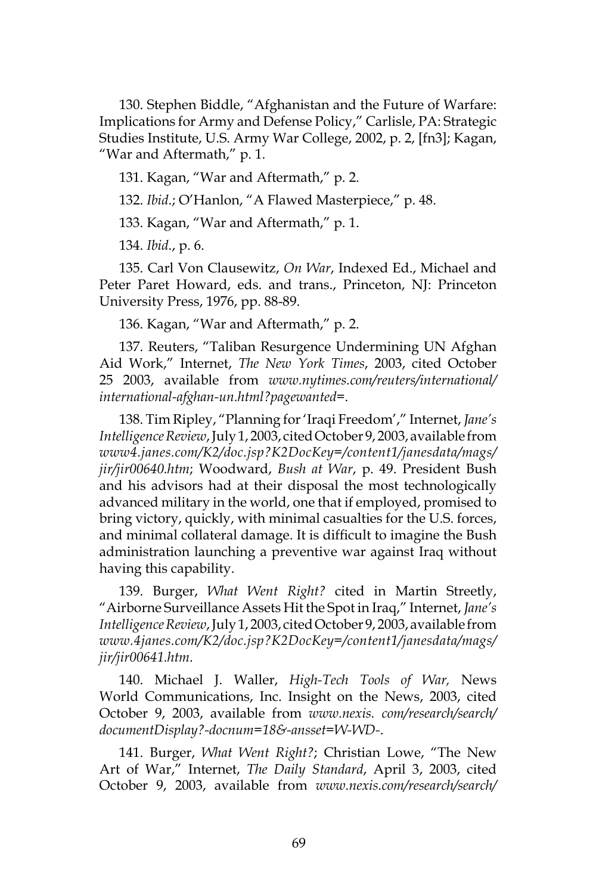130. Stephen Biddle, "Afghanistan and the Future of Warfare: Implications for Army and Defense Policy," Carlisle, PA: Strategic Studies Institute, U.S. Army War College, 2002, p. 2, [fn3]; Kagan, "War and Aftermath," p. 1.

131. Kagan, "War and Aftermath," p. 2.

132. *Ibid*.; O'Hanlon, "A Flawed Masterpiece," p. 48.

133. Kagan, "War and Aftermath," p. 1.

134. *Ibid*., p. 6.

135. Carl Von Clausewitz, *On War*, Indexed Ed., Michael and Peter Paret Howard, eds. and trans., Princeton, NJ: Princeton University Press, 1976, pp. 88-89.

136. Kagan, "War and Aftermath," p. 2.

137. Reuters, "Taliban Resurgence Undermining UN Afghan Aid Work," Internet, *The New York Times*, 2003, cited October 25 2003, available from *www.nytimes.com/reuters/international/international-afghan-un.html?pagewanted=*.

138. Tim Ripley, "Planning for 'Iraqi Freedom'," Internet, *Jane's Intelligence Review*, July 1, 2003, cited October 9, 2003, available from *www4.janes.com/K2/doc.jsp?K2DocKey=/content1/janesdata/mags/jir/jir00640.htm*; Woodward, *Bush at War*, p. 49. President Bush and his advisors had at their disposal the most technologically advanced military in the world, one that if employed, promised to bring victory, quickly, with minimal casualties for the U.S. forces, and minimal collateral damage. It is difficult to imagine the Bush administration launching a preventive war against Iraq without having this capability.

139. Burger, *What Went Right?* cited in Martin Streetly, "Airborne Surveillance Assets Hit the Spot in Iraq," Internet, *Jane's Intelligence Review*, July 1, 2003, cited October 9, 2003, available from *www.4janes.com/K2/doc.jsp?K2DocKey=/content1/janesdata/mags/jir/jir00641.htm*.

140. Michael J. Waller, *High-Tech Tools of War,* News World Communications, Inc. Insight on the News, 2003, cited October 9, 2003, available from *www.nexis. com/research/search/documentDisplay?-docnum=18&-ansset=W-WD-*.

141. Burger, *What Went Right?*; Christian Lowe, "The New Art of War," Internet, *The Daily Standard*, April 3, 2003, cited October 9, 2003, available from *www.nexis.com/research/search/*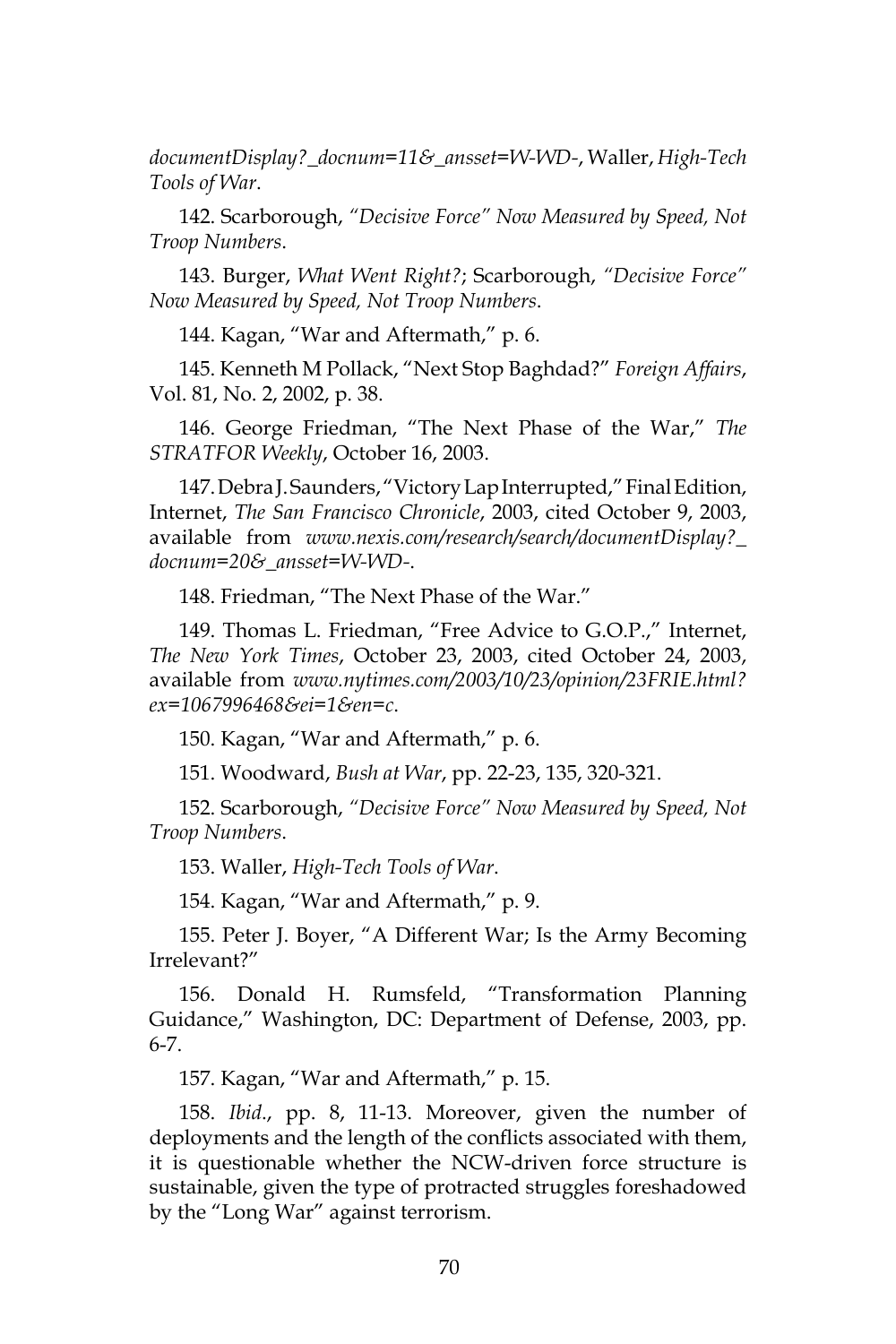*documentDisplay?_docnum=11&_ansset=W-WD-*, Waller, *High-Tech Tools of War*.

142. Scarborough, *"Decisive Force" Now Measured by Speed, Not Troop Numbers*.

143. Burger, *What Went Right?*; Scarborough, *"Decisive Force" Now Measured by Speed, Not Troop Numbers*.

144. Kagan, "War and Aftermath," p. 6.

145. Kenneth M Pollack, "Next Stop Baghdad?" *Foreign Affairs*, Vol. 81, No. 2, 2002, p. 38.

146. George Friedman, "The Next Phase of the War," *The STRATFOR Weekly*, October 16, 2003.

147. Debra J. Saunders, "Victory Lap Interrupted," Final Edition, Internet, *The San Francisco Chronicle*, 2003, cited October 9, 2003, available from *www.nexis.com/research/search/documentDisplay?_docnum=20&_ansset=W-WD-*.

148. Friedman, "The Next Phase of the War."

149. Thomas L. Friedman, "Free Advice to G.O.P.," Internet, *The New York Times*, October 23, 2003, cited October 24, 2003, available from *www.nytimes.com/2003/10/23/opinion/23FRIE.html?ex=1067996468&ei=1&en=c*.

150. Kagan, "War and Aftermath," p. 6.

151. Woodward, *Bush at War*, pp. 22-23, 135, 320-321.

152. Scarborough, *"Decisive Force" Now Measured by Speed, Not Troop Numbers*.

153. Waller, *High-Tech Tools of War*.

154. Kagan, "War and Aftermath," p. 9.

155. Peter J. Boyer, "A Different War; Is the Army Becoming Irrelevant?"

156. Donald H. Rumsfeld, "Transformation Planning Guidance," Washington, DC: Department of Defense, 2003, pp. 6-7.

157. Kagan, "War and Aftermath," p. 15.

158. *Ibid*., pp. 8, 11-13. Moreover, given the number of deployments and the length of the conflicts associated with them, it is questionable whether the NCW-driven force structure is sustainable, given the type of protracted struggles foreshadowed by the "Long War" against terrorism.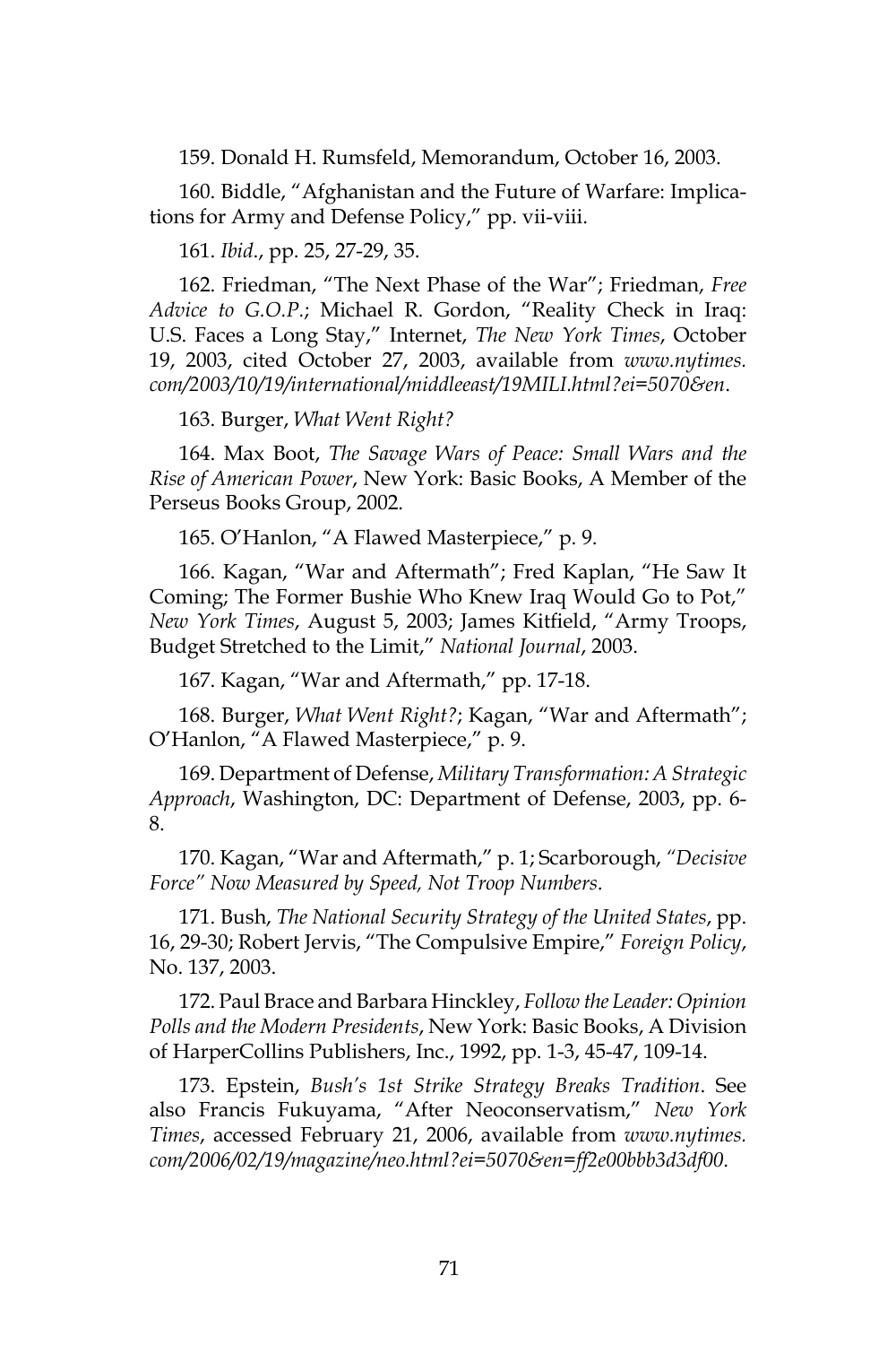159. Donald H. Rumsfeld, Memorandum, October 16, 2003.

160. Biddle, "Afghanistan and the Future of Warfare: Implications for Army and Defense Policy," pp. vii-viii.

161. *Ibid*., pp. 25, 27-29, 35.

162. Friedman, "The Next Phase of the War"; Friedman, *Free Advice to G.O.P.*; Michael R. Gordon, "Reality Check in Iraq: U.S. Faces a Long Stay," Internet, *The New York Times*, October 19, 2003, cited October 27, 2003, available from *www.nytimes.com/2003/10/19/international/middleeast/19MILI.html?ei=5070&en*.

163. Burger, *What Went Right?*

164. Max Boot, *The Savage Wars of Peace: Small Wars and the Rise of American Power*, New York: Basic Books, A Member of the Perseus Books Group, 2002.

165. O'Hanlon, "A Flawed Masterpiece," p. 9.

166. Kagan, "War and Aftermath"; Fred Kaplan, "He Saw It Coming; The Former Bushie Who Knew Iraq Would Go to Pot," *New York Times*, August 5, 2003; James Kitfield, "Army Troops, Budget Stretched to the Limit," *National Journal*, 2003.

167. Kagan, "War and Aftermath," pp. 17-18.

168. Burger, *What Went Right?*; Kagan, "War and Aftermath"; O'Hanlon, "A Flawed Masterpiece," p. 9.

169. Department of Defense, *Military Transformation: A Strategic Approach*, Washington, DC: Department of Defense, 2003, pp. 6-8.

170. Kagan, "War and Aftermath," p. 1; Scarborough, *"Decisive Force" Now Measured by Speed, Not Troop Numbers*.

171. Bush, *The National Security Strategy of the United States*, pp. 16, 29-30; Robert Jervis, "The Compulsive Empire," *Foreign Policy*, No. 137, 2003.

172. Paul Brace and Barbara Hinckley, *Follow the Leader: Opinion Polls and the Modern Presidents*, New York: Basic Books, A Division of HarperCollins Publishers, Inc., 1992, pp. 1-3, 45-47, 109-14.

173. Epstein, *Bush's 1st Strike Strategy Breaks Tradition*. See also Francis Fukuyama, "After Neoconservatism," *New York Times*, accessed February 21, 2006, available from *www.nytimes.com/2006/02/19/magazine/neo.html?ei=5070&en=ff2e00bbb3d3df00*.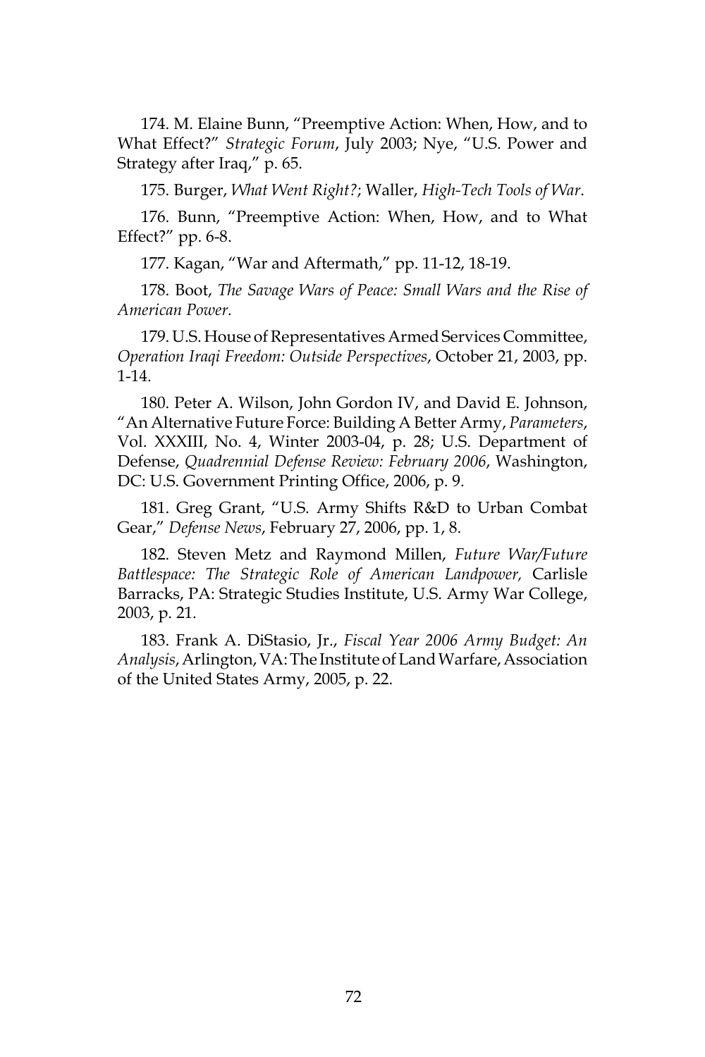174. M. Elaine Bunn, "Preemptive Action: When, How, and to What Effect?" *Strategic Forum*, July 2003; Nye, "U.S. Power and Strategy after Iraq," p. 65.

175. Burger, *What Went Right?*; Waller, *High-Tech Tools of War*.

176. Bunn, "Preemptive Action: When, How, and to What Effect?" pp. 6-8.

177. Kagan, "War and Aftermath," pp. 11-12, 18-19.

178. Boot, *The Savage Wars of Peace: Small Wars and the Rise of American Power.*

179. U.S. House of Representatives Armed Services Committee, *Operation Iraqi Freedom: Outside Perspectives*, October 21, 2003, pp. 1-14.

180. Peter A. Wilson, John Gordon IV, and David E. Johnson, "An Alternative Future Force: Building A Better Army, *Parameters*, Vol. XXXIII, No. 4, Winter 2003-04, p. 28; U.S. Department of Defense, *Quadrennial Defense Review: February 2006*, Washington, DC: U.S. Government Printing Office, 2006, p. 9.

181. Greg Grant, "U.S. Army Shifts R&D to Urban Combat Gear," *Defense News*, February 27, 2006, pp. 1, 8.

182. Steven Metz and Raymond Millen, *Future War/Future Battlespace: The Strategic Role of American Landpower,* Carlisle Barracks, PA: Strategic Studies Institute, U.S. Army War College, 2003, p. 21.

183. Frank A. DiStasio, Jr., *Fiscal Year 2006 Army Budget: An Analysis*, Arlington, VA: The Institute of Land Warfare, Association of the United States Army, 2005, p. 22.